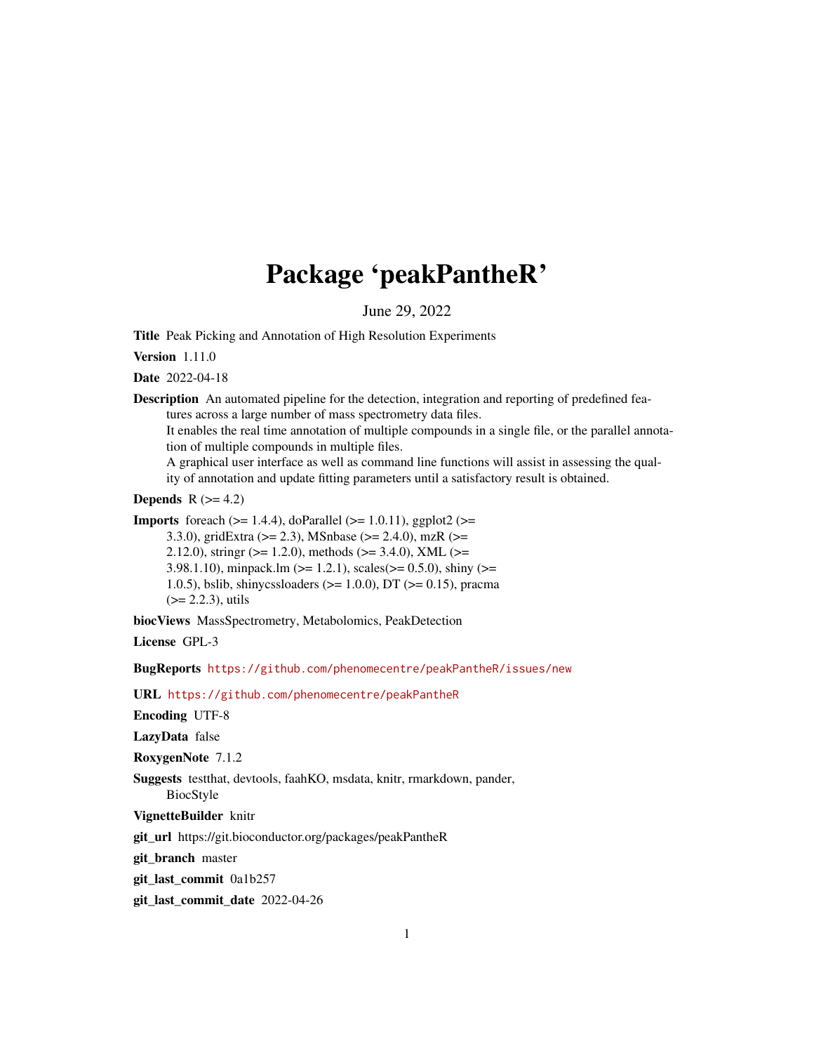# Package 'peakPantheR'

June 29, 2022

**Title** Peak Picking and Annotation of High Resolution Experiments

**Version** 1.11.0

**Date** 2022-04-18

**Description** An automated pipeline for the detection, integration and reporting of predefined features across a large number of mass spectrometry data files.
It enables the real time annotation of multiple compounds in a single file, or the parallel annotation of multiple compounds in multiple files.
A graphical user interface as well as command line functions will assist in assessing the quality of annotation and update fitting parameters until a satisfactory result is obtained.

**Depends** R (>= 4.2)

**Imports** foreach (>= 1.4.4), doParallel (>= 1.0.11), ggplot2 (>= 3.3.0), gridExtra (>= 2.3), MSnbase (>= 2.4.0), mzR (>= 2.12.0), stringr (>= 1.2.0), methods (>= 3.4.0), XML (>= 3.98.1.10), minpack.lm (>= 1.2.1), scales(>= 0.5.0), shiny (>= 1.0.5), bslib, shinycssloaders (>= 1.0.0), DT (>= 0.15), pracma (>= 2.2.3), utils

**biocViews** MassSpectrometry, Metabolomics, PeakDetection

**License** GPL-3

**BugReports** https://github.com/phenomecentre/peakPantheR/issues/new

**URL** https://github.com/phenomecentre/peakPantheR

**Encoding** UTF-8

**LazyData** false

**RoxygenNote** 7.1.2

**Suggests** testthat, devtools, faahKO, msdata, knitr, rmarkdown, pander, BiocStyle

**VignetteBuilder** knitr

**git_url** https://git.bioconductor.org/packages/peakPantheR

**git_branch** master

**git_last_commit** 0a1b257

**git_last_commit_date** 2022-04-26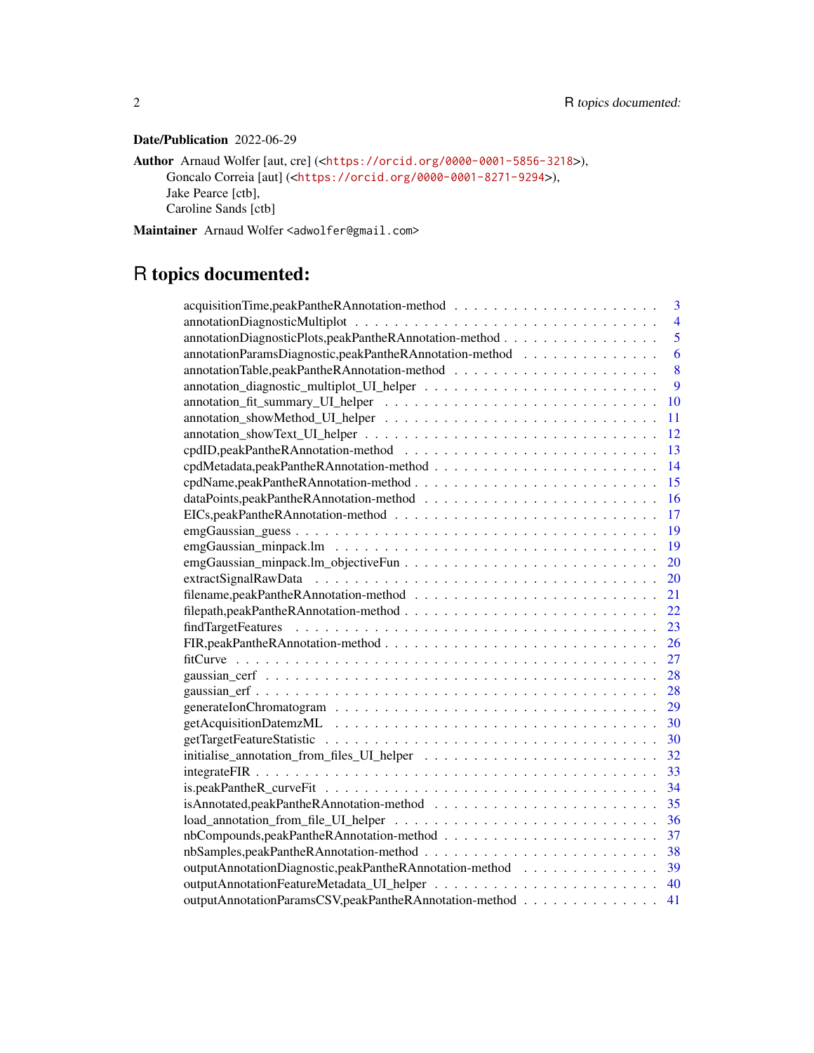**Date/Publication** 2022-06-29

**Author** Arnaud Wolfer [aut, cre] (<https://orcid.org/0000-0001-5856-3218>), Goncalo Correia [aut] (<https://orcid.org/0000-0001-8271-9294>), Jake Pearce [ctb], Caroline Sands [ctb]

**Maintainer** Arnaud Wolfer <adwolfer@gmail.com>

# R topics documented:

| | |
|---|---|
| acquisitionTime,peakPantheRAnnotation-method | 3 |
| annotationDiagnosticMultiplot | 4 |
| annotationDiagnosticPlots,peakPantheRAnnotation-method | 5 |
| annotationParamsDiagnostic,peakPantheRAnnotation-method | 6 |
| annotationTable,peakPantheRAnnotation-method | 8 |
| annotation_diagnostic_multiplot_UI_helper | 9 |
| annotation_fit_summary_UI_helper | 10 |
| annotation_showMethod_UI_helper | 11 |
| annotation_showText_UI_helper | 12 |
| cpdID,peakPantheRAnnotation-method | 13 |
| cpdMetadata,peakPantheRAnnotation-method | 14 |
| cpdName,peakPantheRAnnotation-method | 15 |
| dataPoints,peakPantheRAnnotation-method | 16 |
| EICs,peakPantheRAnnotation-method | 17 |
| emgGaussian_guess | 19 |
| emgGaussian_minpack.lm | 19 |
| emgGaussian_minpack.lm_objectiveFun | 20 |
| extractSignalRawData | 20 |
| filename,peakPantheRAnnotation-method | 21 |
| filepath,peakPantheRAnnotation-method | 22 |
| findTargetFeatures | 23 |
| FIR,peakPantheRAnnotation-method | 26 |
| fitCurve | 27 |
| gaussian_cerf | 28 |
| gaussian_erf | 28 |
| generateIonChromatogram | 29 |
| getAcquisitionDatemzML | 30 |
| getTargetFeatureStatistic | 30 |
| initialise_annotation_from_files_UI_helper | 32 |
| integrateFIR | 33 |
| is.peakPantheR_curveFit | 34 |
| isAnnotated,peakPantheRAnnotation-method | 35 |
| load_annotation_from_file_UI_helper | 36 |
| nbCompounds,peakPantheRAnnotation-method | 37 |
| nbSamples,peakPantheRAnnotation-method | 38 |
| outputAnnotationDiagnostic,peakPantheRAnnotation-method | 39 |
| outputAnnotationFeatureMetadata_UI_helper | 40 |
| outputAnnotationParamsCSV,peakPantheRAnnotation-method | 41 |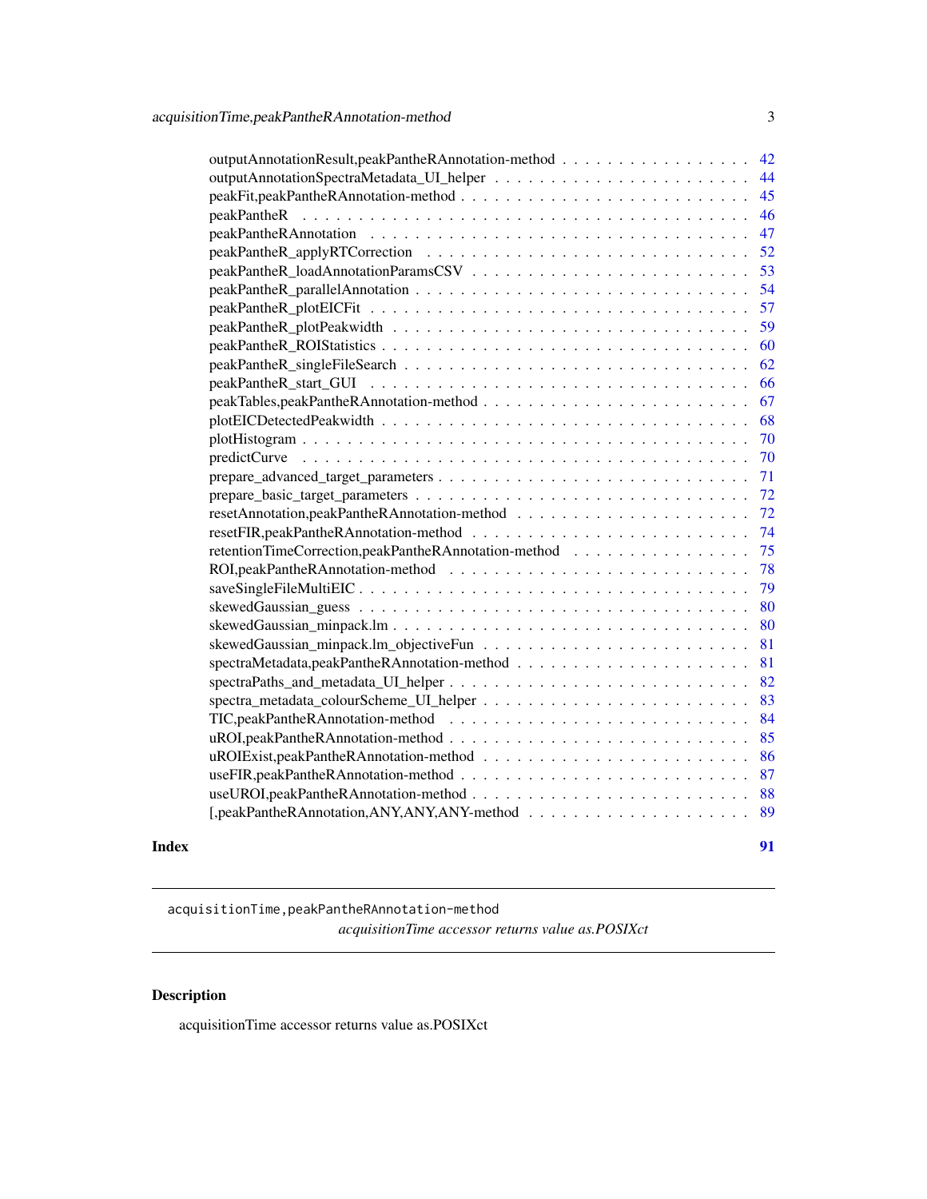outputAnnotationResult,peakPantheRAnnotation-method . . . . . . . . . . . . . . . . . . 42
outputAnnotationSpectraMetadata_UI_helper . . . . . . . . . . . . . . . . . . . . . . . 44
peakFit,peakPantheRAnnotation-method . . . . . . . . . . . . . . . . . . . . . . . . . 45
peakPantheR . . . . . . . . . . . . . . . . . . . . . . . . . . . . . . . . . . . . . . . 46
peakPantheRAnnotation . . . . . . . . . . . . . . . . . . . . . . . . . . . . . . . . . 47
peakPantheR_applyRTCorrection . . . . . . . . . . . . . . . . . . . . . . . . . . . . 52
peakPantheR_loadAnnotationParamsCSV . . . . . . . . . . . . . . . . . . . . . . . . 53
peakPantheR_parallelAnnotation . . . . . . . . . . . . . . . . . . . . . . . . . . . . 54
peakPantheR_plotEICFit . . . . . . . . . . . . . . . . . . . . . . . . . . . . . . . . 57
peakPantheR_plotPeakwidth . . . . . . . . . . . . . . . . . . . . . . . . . . . . . . 59
peakPantheR_ROIStatistics . . . . . . . . . . . . . . . . . . . . . . . . . . . . . . . 60
peakPantheR_singleFileSearch . . . . . . . . . . . . . . . . . . . . . . . . . . . . . 62
peakPantheR_start_GUI . . . . . . . . . . . . . . . . . . . . . . . . . . . . . . . . 66
peakTables,peakPantheRAnnotation-method . . . . . . . . . . . . . . . . . . . . . . . 67
plotEICDetectedPeakwidth . . . . . . . . . . . . . . . . . . . . . . . . . . . . . . . 68
plotHistogram . . . . . . . . . . . . . . . . . . . . . . . . . . . . . . . . . . . . . 70
predictCurve . . . . . . . . . . . . . . . . . . . . . . . . . . . . . . . . . . . . . . 70
prepare_advanced_target_parameters . . . . . . . . . . . . . . . . . . . . . . . . . . 71
prepare_basic_target_parameters . . . . . . . . . . . . . . . . . . . . . . . . . . . . 72
resetAnnotation,peakPantheRAnnotation-method . . . . . . . . . . . . . . . . . . . . 72
resetFIR,peakPantheRAnnotation-method . . . . . . . . . . . . . . . . . . . . . . . . 74
retentionTimeCorrection,peakPantheRAnnotation-method . . . . . . . . . . . . . . . . 75
ROI,peakPantheRAnnotation-method . . . . . . . . . . . . . . . . . . . . . . . . . . . 78
saveSingleFileMultiEIC . . . . . . . . . . . . . . . . . . . . . . . . . . . . . . . . . 79
skewedGaussian_guess . . . . . . . . . . . . . . . . . . . . . . . . . . . . . . . . . 80
skewedGaussian_minpack.lm . . . . . . . . . . . . . . . . . . . . . . . . . . . . . . 80
skewedGaussian_minpack.lm_objectiveFun . . . . . . . . . . . . . . . . . . . . . . . 81
spectraMetadata,peakPantheRAnnotation-method . . . . . . . . . . . . . . . . . . . . 81
spectraPaths_and_metadata_UI_helper . . . . . . . . . . . . . . . . . . . . . . . . . 82
spectra_metadata_colourScheme_UI_helper . . . . . . . . . . . . . . . . . . . . . . . 83
TIC,peakPantheRAnnotation-method . . . . . . . . . . . . . . . . . . . . . . . . . . . 84
uROI,peakPantheRAnnotation-method . . . . . . . . . . . . . . . . . . . . . . . . . . 85
uROIExist,peakPantheRAnnotation-method . . . . . . . . . . . . . . . . . . . . . . . 86
useFIR,peakPantheRAnnotation-method . . . . . . . . . . . . . . . . . . . . . . . . . 87
useUROI,peakPantheRAnnotation-method . . . . . . . . . . . . . . . . . . . . . . . . 88
[,peakPantheRAnnotation,ANY,ANY,ANY-method . . . . . . . . . . . . . . . . . . . . 89

**Index** **91**

---

`acquisitionTime,peakPantheRAnnotation-method`
*acquisitionTime accessor returns value as.POSIXct*

---

## Description

acquisitionTime accessor returns value as.POSIXct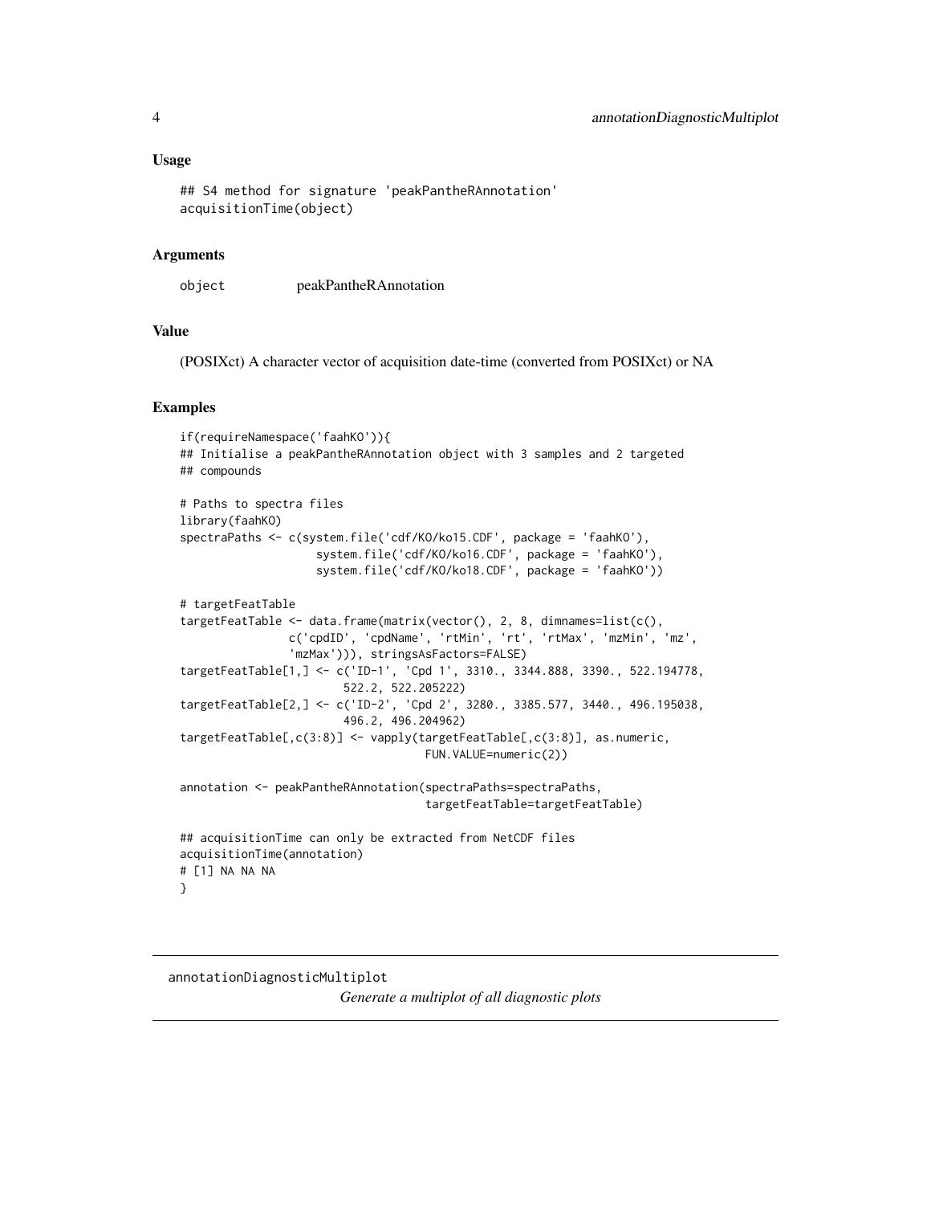### Usage

```
## S4 method for signature 'peakPantheRAnnotation'
acquisitionTime(object)
```

### Arguments

| | |
|---|---|
| object | peakPantheRAnnotation |

### Value

(POSIXct) A character vector of acquisition date-time (converted from POSIXct) or NA

### Examples

```
if(requireNamespace('faahKO')){
## Initialise a peakPantheRAnnotation object with 3 samples and 2 targeted
## compounds

# Paths to spectra files
library(faahKO)
spectraPaths <- c(system.file('cdf/KO/ko15.CDF', package = 'faahKO'),
                  system.file('cdf/KO/ko16.CDF', package = 'faahKO'),
                  system.file('cdf/KO/ko18.CDF', package = 'faahKO'))

# targetFeatTable
targetFeatTable <- data.frame(matrix(vector(), 2, 8, dimnames=list(c(),
               c('cpdID', 'cpdName', 'rtMin', 'rt', 'rtMax', 'mzMin', 'mz',
               'mzMax'))), stringsAsFactors=FALSE)
targetFeatTable[1,] <- c('ID-1', 'Cpd 1', 3310., 3344.888, 3390., 522.194778,
                        522.2, 522.205222)
targetFeatTable[2,] <- c('ID-2', 'Cpd 2', 3280., 3385.577, 3440., 496.195038,
                        496.2, 496.204962)
targetFeatTable[,c(3:8)] <- vapply(targetFeatTable[,c(3:8)], as.numeric,
                                  FUN.VALUE=numeric(2))

annotation <- peakPantheRAnnotation(spectraPaths=spectraPaths,
                                  targetFeatTable=targetFeatTable)

## acquisitionTime can only be extracted from NetCDF files
acquisitionTime(annotation)
# [1] NA NA NA
}
```

---

## annotationDiagnosticMultiplot

*Generate a multiplot of all diagnostic plots*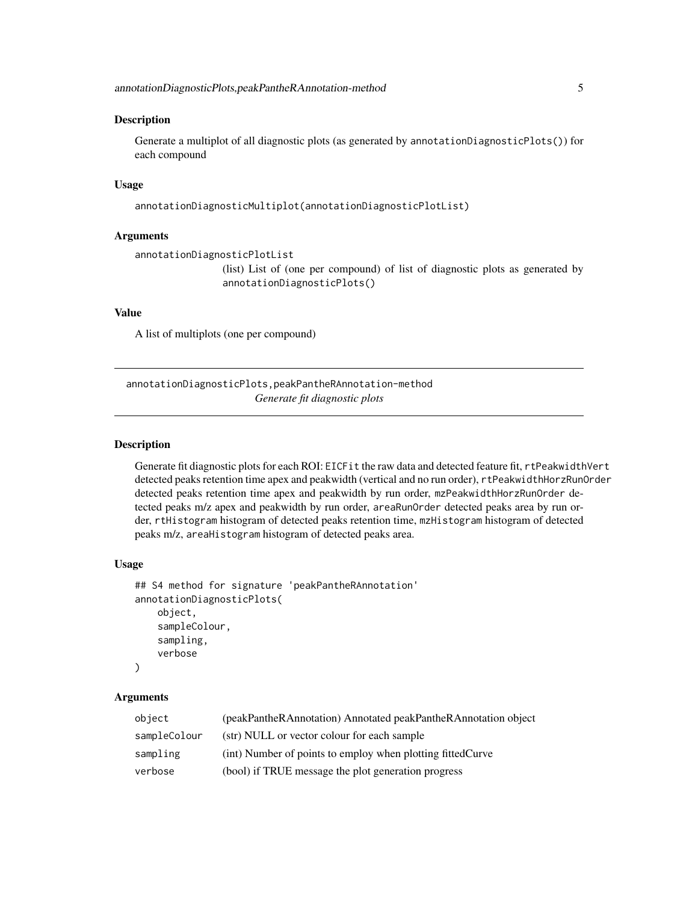### Description

Generate a multiplot of all diagnostic plots (as generated by `annotationDiagnosticPlots()`) for each compound

### Usage

```
annotationDiagnosticMultiplot(annotationDiagnosticPlotList)
```

### Arguments

| | |
|---|---|
| annotationDiagnosticPlotList | (list) List of (one per compound) of list of diagnostic plots as generated by `annotationDiagnosticPlots()` |

### Value

A list of multiplots (one per compound)

---

## annotationDiagnosticPlots,peakPantheRAnnotation-method

*Generate fit diagnostic plots*

---

### Description

Generate fit diagnostic plots for each ROI: `EICFit` the raw data and detected feature fit, `rtPeakwidthVert` detected peaks retention time apex and peakwidth (vertical and no run order), `rtPeakwidthHorzRunOrder` detected peaks retention time apex and peakwidth by run order, `mzPeakwidthHorzRunOrder` detected peaks m/z apex and peakwidth by run order, `areaRunOrder` detected peaks area by run order, `rtHistogram` histogram of detected peaks retention time, `mzHistogram` histogram of detected peaks m/z, `areaHistogram` histogram of detected peaks area.

### Usage

```
## S4 method for signature 'peakPantheRAnnotation'
annotationDiagnosticPlots(
    object,
    sampleColour,
    sampling,
    verbose
)
```

### Arguments

| | |
|---|---|
| object | (peakPantheRAnnotation) Annotated peakPantheRAnnotation object |
| sampleColour | (str) NULL or vector colour for each sample |
| sampling | (int) Number of points to employ when plotting fittedCurve |
| verbose | (bool) if TRUE message the plot generation progress |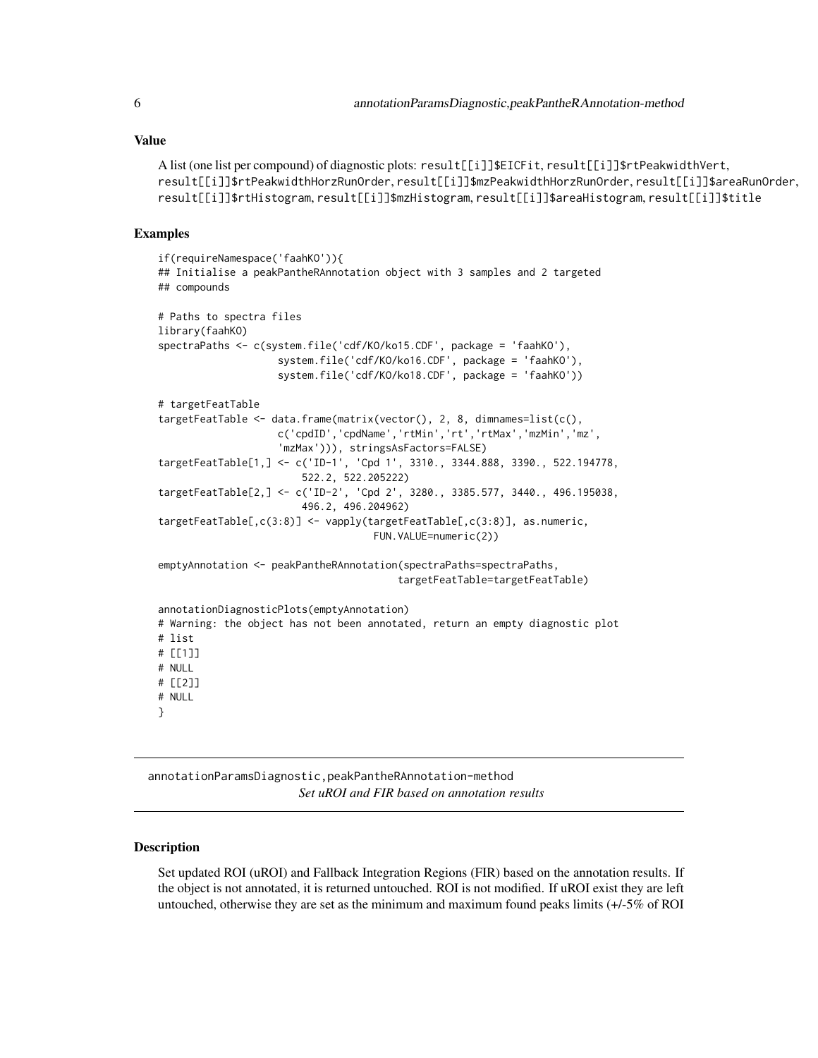### Value

A list (one list per compound) of diagnostic plots: `result[[i]]$EICFit`, `result[[i]]$rtPeakwidthVert`, `result[[i]]$rtPeakwidthHorzRunOrder`, `result[[i]]$mzPeakwidthHorzRunOrder`, `result[[i]]$areaRunOrder`, `result[[i]]$rtHistogram`, `result[[i]]$mzHistogram`, `result[[i]]$areaHistogram`, `result[[i]]$title`

### Examples

```
if(requireNamespace('faahKO')){
## Initialise a peakPantheRAnnotation object with 3 samples and 2 targeted
## compounds

# Paths to spectra files
library(faahKO)
spectraPaths <- c(system.file('cdf/KO/ko15.CDF', package = 'faahKO'),
                  system.file('cdf/KO/ko16.CDF', package = 'faahKO'),
                  system.file('cdf/KO/ko18.CDF', package = 'faahKO'))

# targetFeatTable
targetFeatTable <- data.frame(matrix(vector(), 2, 8, dimnames=list(c(),
                  c('cpdID','cpdName','rtMin','rt','rtMax','mzMin','mz',
                  'mzMax'))), stringsAsFactors=FALSE)
targetFeatTable[1,] <- c('ID-1', 'Cpd 1', 3310., 3344.888, 3390., 522.194778,
                        522.2, 522.205222)
targetFeatTable[2,] <- c('ID-2', 'Cpd 2', 3280., 3385.577, 3440., 496.195038,
                        496.2, 496.204962)
targetFeatTable[,c(3:8)] <- vapply(targetFeatTable[,c(3:8)], as.numeric,
                                   FUN.VALUE=numeric(2))

emptyAnnotation <- peakPantheRAnnotation(spectraPaths=spectraPaths,
                                        targetFeatTable=targetFeatTable)

annotationDiagnosticPlots(emptyAnnotation)
# Warning: the object has not been annotated, return an empty diagnostic plot
# list
# [[1]]
# NULL
# [[2]]
# NULL
}
```

---

## annotationParamsDiagnostic,peakPantheRAnnotation-method

*Set uROI and FIR based on annotation results*

### Description

Set updated ROI (uROI) and Fallback Integration Regions (FIR) based on the annotation results. If the object is not annotated, it is returned untouched. ROI is not modified. If uROI exist they are left untouched, otherwise they are set as the minimum and maximum found peaks limits (+/-5% of ROI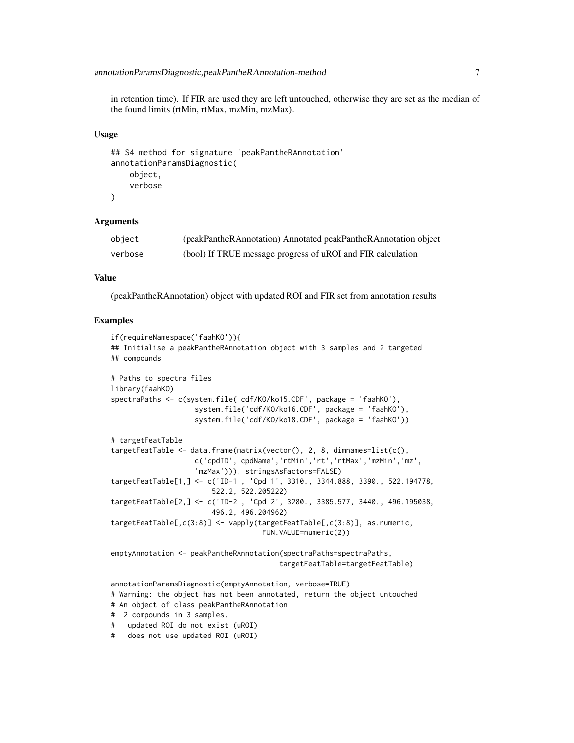in retention time). If FIR are used they are left untouched, otherwise they are set as the median of the found limits (rtMin, rtMax, mzMin, mzMax).

### Usage

```
## S4 method for signature 'peakPantheRAnnotation'
annotationParamsDiagnostic(
    object,
    verbose
)
```

### Arguments

| | |
|---|---|
| object | (peakPantheRAnnotation) Annotated peakPantheRAnnotation object |
| verbose | (bool) If TRUE message progress of uROI and FIR calculation |

### Value

(peakPantheRAnnotation) object with updated ROI and FIR set from annotation results

### Examples

```
if(requireNamespace('faahKO')){
## Initialise a peakPantheRAnnotation object with 3 samples and 2 targeted
## compounds

# Paths to spectra files
library(faahKO)
spectraPaths <- c(system.file('cdf/KO/ko15.CDF', package = 'faahKO'),
                  system.file('cdf/KO/ko16.CDF', package = 'faahKO'),
                  system.file('cdf/KO/ko18.CDF', package = 'faahKO'))

# targetFeatTable
targetFeatTable <- data.frame(matrix(vector(), 2, 8, dimnames=list(c(),
                  c('cpdID','cpdName','rtMin','rt','rtMax','mzMin','mz',
                  'mzMax'))), stringsAsFactors=FALSE)
targetFeatTable[1,] <- c('ID-1', 'Cpd 1', 3310., 3344.888, 3390., 522.194778,
                      522.2, 522.205222)
targetFeatTable[2,] <- c('ID-2', 'Cpd 2', 3280., 3385.577, 3440., 496.195038,
                      496.2, 496.204962)
targetFeatTable[,c(3:8)] <- vapply(targetFeatTable[,c(3:8)], as.numeric,
                                  FUN.VALUE=numeric(2))

emptyAnnotation <- peakPantheRAnnotation(spectraPaths=spectraPaths,
                                        targetFeatTable=targetFeatTable)

annotationParamsDiagnostic(emptyAnnotation, verbose=TRUE)
# Warning: the object has not been annotated, return the object untouched
# An object of class peakPantheRAnnotation
#  2 compounds in 3 samples.
#   updated ROI do not exist (uROI)
#   does not use updated ROI (uROI)
```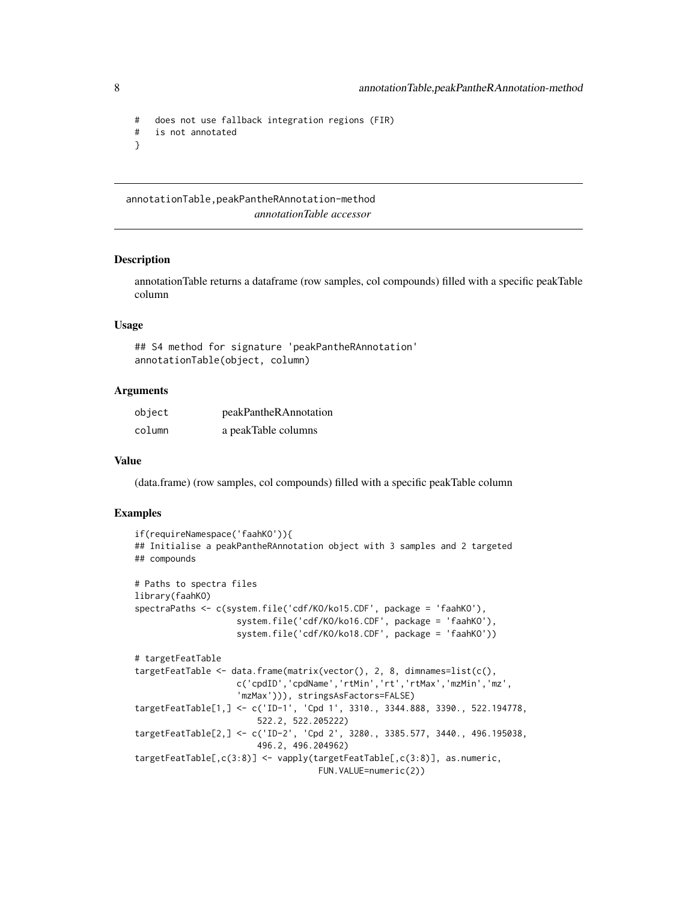```
#   does not use fallback integration regions (FIR)
#   is not annotated
}
```

## annotationTable,peakPantheRAnnotation-method

*annotationTable accessor*

### Description

annotationTable returns a dataframe (row samples, col compounds) filled with a specific peakTable column

### Usage

```
## S4 method for signature 'peakPantheRAnnotation'
annotationTable(object, column)
```

### Arguments

| | |
|---|---|
| object | peakPantheRAnnotation |
| column | a peakTable columns |

### Value

(data.frame) (row samples, col compounds) filled with a specific peakTable column

### Examples

```
if(requireNamespace('faahKO')){
## Initialise a peakPantheRAnnotation object with 3 samples and 2 targeted
## compounds

# Paths to spectra files
library(faahKO)
spectraPaths <- c(system.file('cdf/KO/ko15.CDF', package = 'faahKO'),
                    system.file('cdf/KO/ko16.CDF', package = 'faahKO'),
                    system.file('cdf/KO/ko18.CDF', package = 'faahKO'))

# targetFeatTable
targetFeatTable <- data.frame(matrix(vector(), 2, 8, dimnames=list(c(),
                    c('cpdID','cpdName','rtMin','rt','rtMax','mzMin','mz',
                    'mzMax'))), stringsAsFactors=FALSE)
targetFeatTable[1,] <- c('ID-1', 'Cpd 1', 3310., 3344.888, 3390., 522.194778,
                        522.2, 522.205222)
targetFeatTable[2,] <- c('ID-2', 'Cpd 2', 3280., 3385.577, 3440., 496.195038,
                        496.2, 496.204962)
targetFeatTable[,c(3:8)] <- vapply(targetFeatTable[,c(3:8)], as.numeric,
                                    FUN.VALUE=numeric(2))
```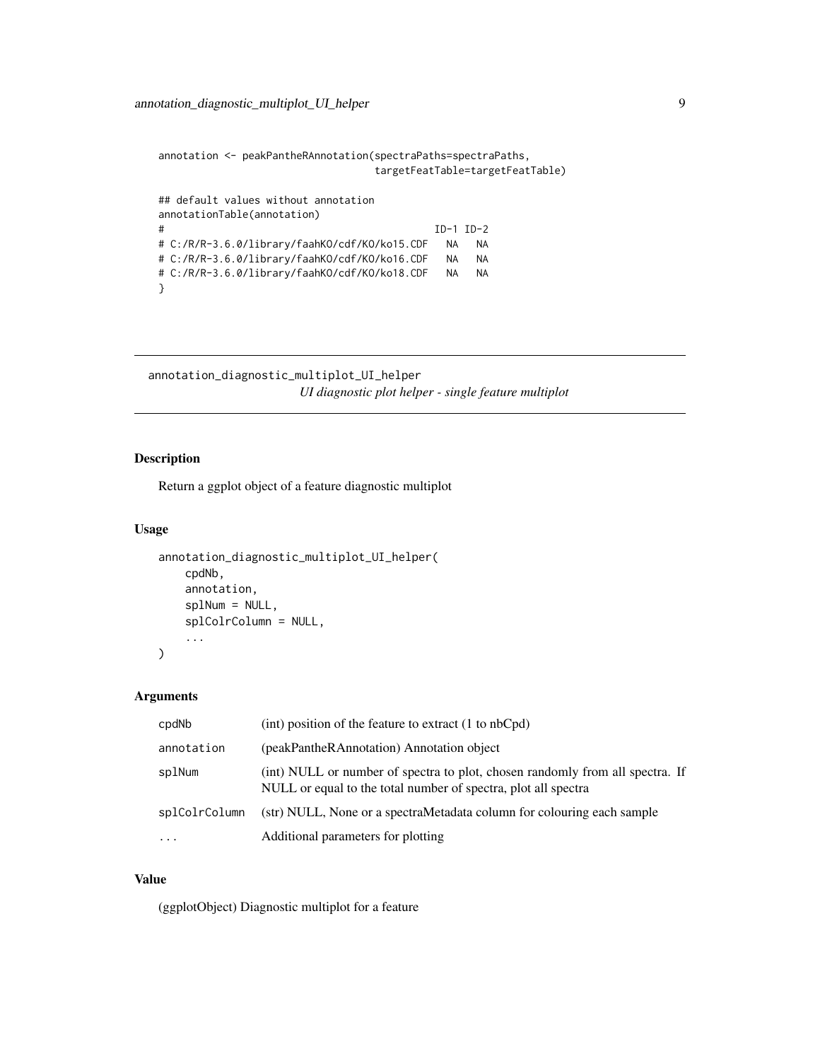```
annotation <- peakPantheRAnnotation(spectraPaths=spectraPaths,
                                    targetFeatTable=targetFeatTable)

## default values without annotation
annotationTable(annotation)
#                                             ID-1 ID-2
# C:/R/R-3.6.0/library/faahKO/cdf/KO/ko15.CDF   NA   NA
# C:/R/R-3.6.0/library/faahKO/cdf/KO/ko16.CDF   NA   NA
# C:/R/R-3.6.0/library/faahKO/cdf/KO/ko18.CDF   NA   NA
}
```

## annotation_diagnostic_multiplot_UI_helper

*UI diagnostic plot helper - single feature multiplot*

### Description

Return a ggplot object of a feature diagnostic multiplot

### Usage

```
annotation_diagnostic_multiplot_UI_helper(
    cpdNb,
    annotation,
    splNum = NULL,
    splColrColumn = NULL,
    ...
)
```

### Arguments

| | |
|---|---|
| cpdNb | (int) position of the feature to extract (1 to nbCpd) |
| annotation | (peakPantheRAnnotation) Annotation object |
| splNum | (int) NULL or number of spectra to plot, chosen randomly from all spectra. If NULL or equal to the total number of spectra, plot all spectra |
| splColrColumn | (str) NULL, None or a spectraMetadata column for colouring each sample |
| ... | Additional parameters for plotting |

### Value

(ggplotObject) Diagnostic multiplot for a feature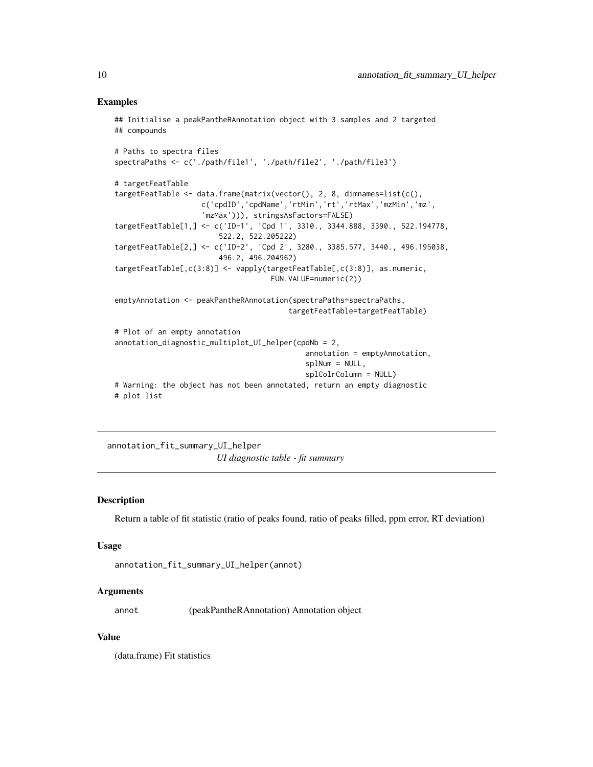## Examples

```
## Initialise a peakPantheRAnnotation object with 3 samples and 2 targeted
## compounds

# Paths to spectra files
spectraPaths <- c('./path/file1', './path/file2', './path/file3')

# targetFeatTable
targetFeatTable <- data.frame(matrix(vector(), 2, 8, dimnames=list(c(),
                    c('cpdID','cpdName','rtMin','rt','rtMax','mzMin','mz',
                    'mzMax'))), stringsAsFactors=FALSE)
targetFeatTable[1,] <- c('ID-1', 'Cpd 1', 3310., 3344.888, 3390., 522.194778,
                        522.2, 522.205222)
targetFeatTable[2,] <- c('ID-2', 'Cpd 2', 3280., 3385.577, 3440., 496.195038,
                        496.2, 496.204962)
targetFeatTable[,c(3:8)] <- vapply(targetFeatTable[,c(3:8)], as.numeric,
                                    FUN.VALUE=numeric(2))

emptyAnnotation <- peakPantheRAnnotation(spectraPaths=spectraPaths,
                                        targetFeatTable=targetFeatTable)

# Plot of an empty annotation
annotation_diagnostic_multiplot_UI_helper(cpdNb = 2,
                                            annotation = emptyAnnotation,
                                            splNum = NULL,
                                            splColrColumn = NULL)
# Warning: the object has not been annotated, return an empty diagnostic
# plot list
```

---

# annotation_fit_summary_UI_helper

*UI diagnostic table - fit summary*

---

## Description

Return a table of fit statistic (ratio of peaks found, ratio of peaks filled, ppm error, RT deviation)

## Usage

```
annotation_fit_summary_UI_helper(annot)
```

## Arguments

| | |
|---|---|
| annot | (peakPantheRAnnotation) Annotation object |

## Value

(data.frame) Fit statistics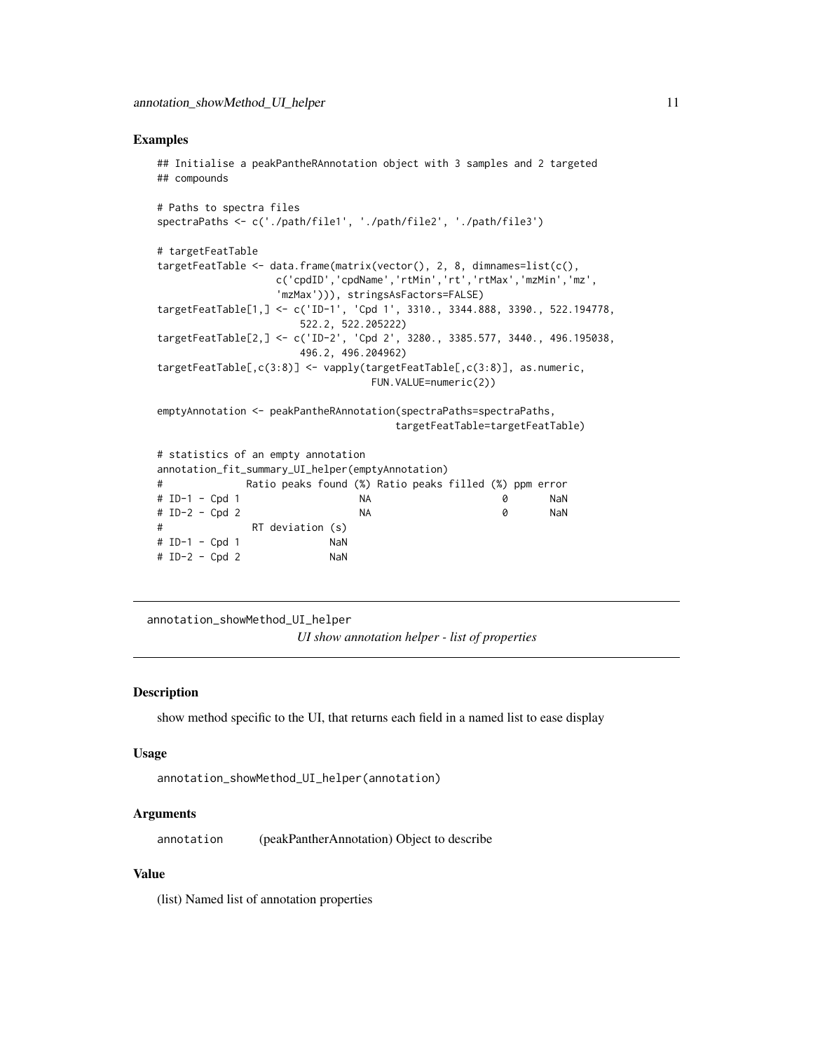### Examples

```
## Initialise a peakPantheRAnnotation object with 3 samples and 2 targeted
## compounds

# Paths to spectra files
spectraPaths <- c('./path/file1', './path/file2', './path/file3')

# targetFeatTable
targetFeatTable <- data.frame(matrix(vector(), 2, 8, dimnames=list(c(),
                    c('cpdID','cpdName','rtMin','rt','rtMax','mzMin','mz',
                    'mzMax'))), stringsAsFactors=FALSE)
targetFeatTable[1,] <- c('ID-1', 'Cpd 1', 3310., 3344.888, 3390., 522.194778,
                        522.2, 522.205222)
targetFeatTable[2,] <- c('ID-2', 'Cpd 2', 3280., 3385.577, 3440., 496.195038,
                        496.2, 496.204962)
targetFeatTable[,c(3:8)] <- vapply(targetFeatTable[,c(3:8)], as.numeric,
                                    FUN.VALUE=numeric(2))

emptyAnnotation <- peakPantheRAnnotation(spectraPaths=spectraPaths,
                                        targetFeatTable=targetFeatTable)

# statistics of an empty annotation
annotation_fit_summary_UI_helper(emptyAnnotation)
#              Ratio peaks found (%) Ratio peaks filled (%) ppm error
# ID-1 - Cpd 1                    NA                      0       NaN
# ID-2 - Cpd 2                    NA                      0       NaN
#               RT deviation (s)
# ID-1 - Cpd 1               NaN
# ID-2 - Cpd 2               NaN
```

---

## annotation_showMethod_UI_helper

*UI show annotation helper - list of properties*

---

### Description

show method specific to the UI, that returns each field in a named list to ease display

### Usage

```
annotation_showMethod_UI_helper(annotation)
```

### Arguments

| | |
|---|---|
| annotation | (peakPantherAnnotation) Object to describe |

### Value

(list) Named list of annotation properties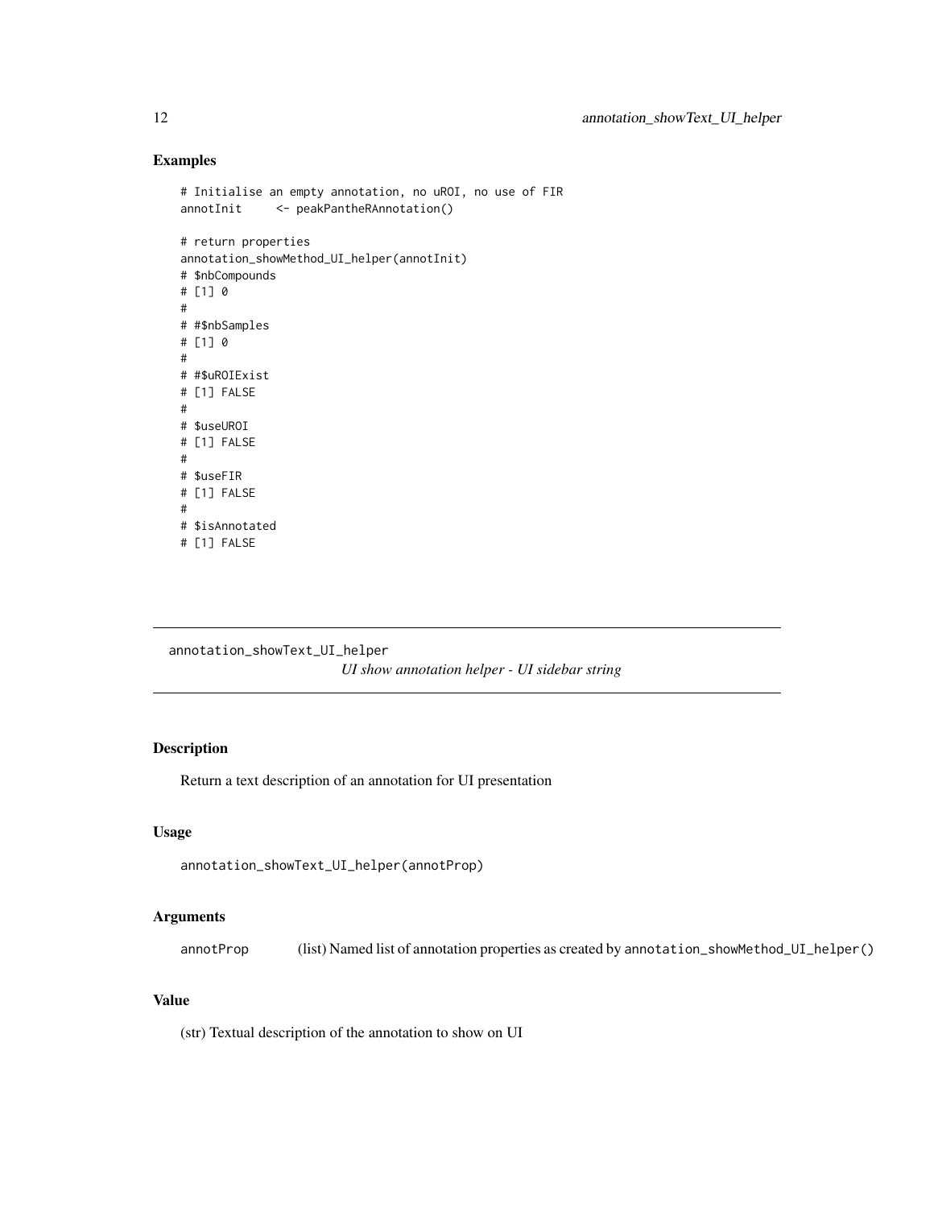## Examples

```
# Initialise an empty annotation, no uROI, no use of FIR
annotInit     <- peakPantheRAnnotation()

# return properties
annotation_showMethod_UI_helper(annotInit)
# $nbCompounds
# [1] 0
#
# #$nbSamples
# [1] 0
#
# #$uROIExist
# [1] FALSE
#
# $useUROI
# [1] FALSE
#
# $useFIR
# [1] FALSE
#
# $isAnnotated
# [1] FALSE
```

---

# annotation_showText_UI_helper

*UI show annotation helper - UI sidebar string*

---

## Description

Return a text description of an annotation for UI presentation

## Usage

```
annotation_showText_UI_helper(annotProp)
```

## Arguments

| | |
|---|---|
| annotProp | (list) Named list of annotation properties as created by `annotation_showMethod_UI_helper()` |

## Value

(str) Textual description of the annotation to show on UI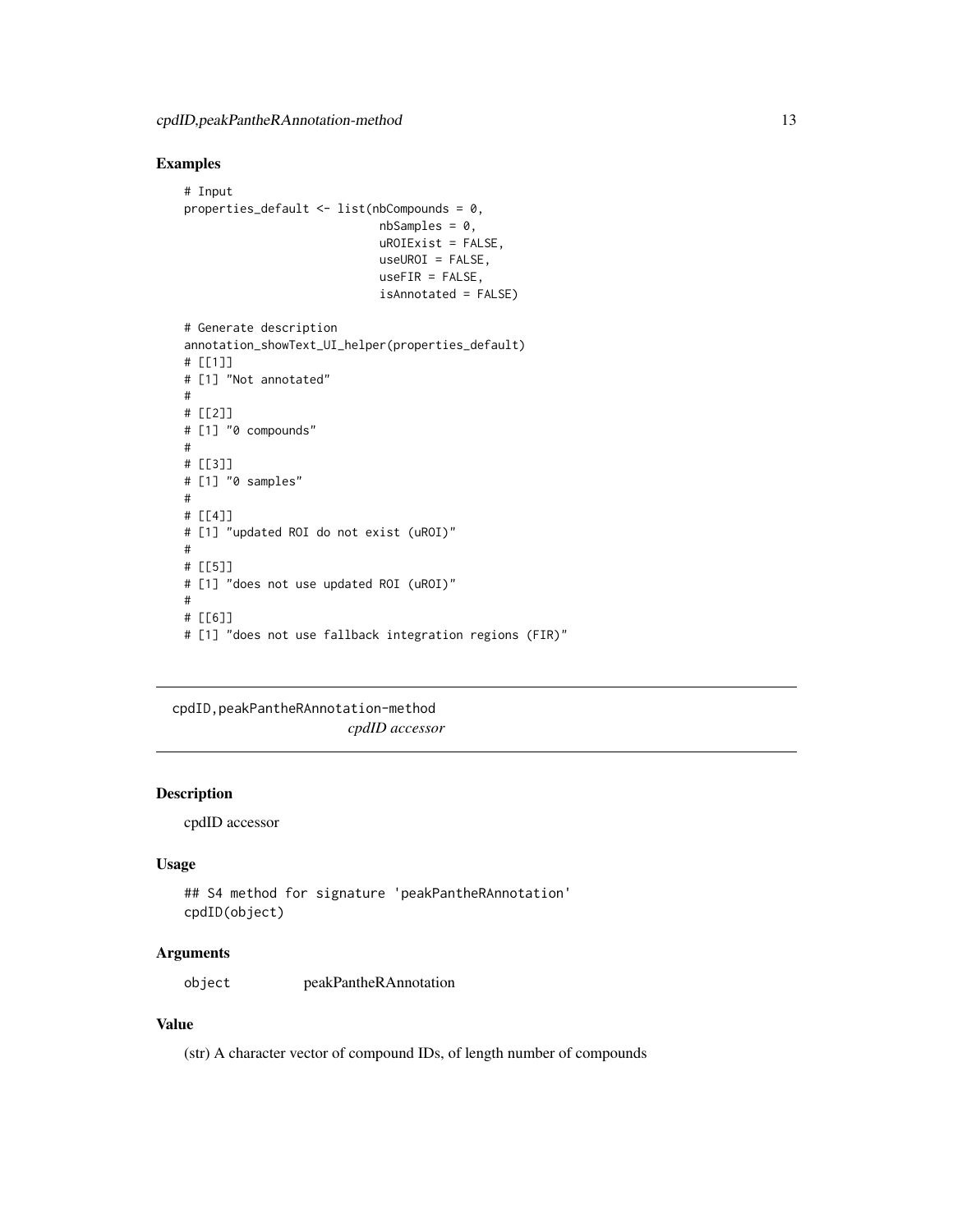## Examples

```
# Input
properties_default <- list(nbCompounds = 0,
                           nbSamples = 0,
                           uROIExist = FALSE,
                           useUROI = FALSE,
                           useFIR = FALSE,
                           isAnnotated = FALSE)

# Generate description
annotation_showText_UI_helper(properties_default)
# [[1]]
# [1] "Not annotated"
#
# [[2]]
# [1] "0 compounds"
#
# [[3]]
# [1] "0 samples"
#
# [[4]]
# [1] "updated ROI do not exist (uROI)"
#
# [[5]]
# [1] "does not use updated ROI (uROI)"
#
# [[6]]
# [1] "does not use fallback integration regions (FIR)"
```

---

# cpdID,peakPantheRAnnotation-method

*cpdID accessor*

---

## Description

cpdID accessor

## Usage

```
## S4 method for signature 'peakPantheRAnnotation'
cpdID(object)
```

## Arguments

| | |
|---|---|
| `object` | peakPantheRAnnotation |

## Value

(str) A character vector of compound IDs, of length number of compounds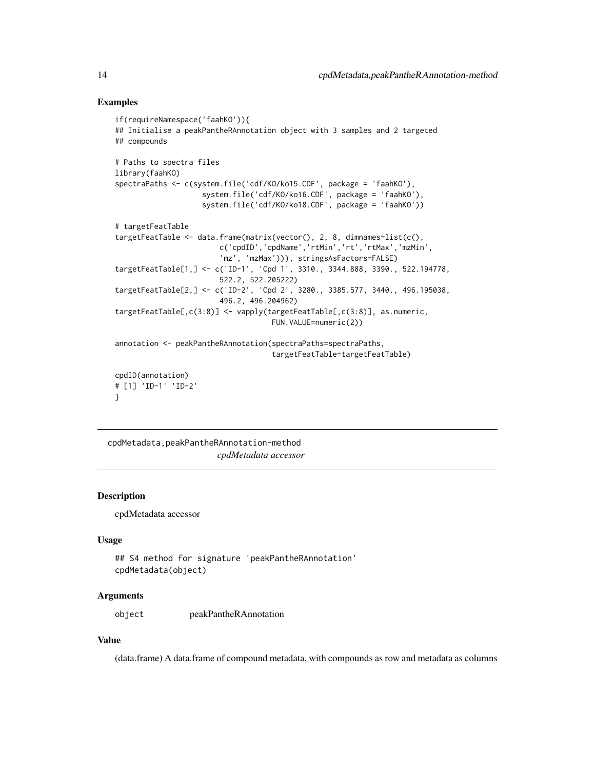## Examples

```
if(requireNamespace('faahKO')){
## Initialise a peakPantheRAnnotation object with 3 samples and 2 targeted
## compounds

# Paths to spectra files
library(faahKO)
spectraPaths <- c(system.file('cdf/KO/ko15.CDF', package = 'faahKO'),
                  system.file('cdf/KO/ko16.CDF', package = 'faahKO'),
                  system.file('cdf/KO/ko18.CDF', package = 'faahKO'))

# targetFeatTable
targetFeatTable <- data.frame(matrix(vector(), 2, 8, dimnames=list(c(),
                       c('cpdID','cpdName','rtMin','rt','rtMax','mzMin',
                       'mz', 'mzMax'))), stringsAsFactors=FALSE)
targetFeatTable[1,] <- c('ID-1', 'Cpd 1', 3310., 3344.888, 3390., 522.194778,
                       522.2, 522.205222)
targetFeatTable[2,] <- c('ID-2', 'Cpd 2', 3280., 3385.577, 3440., 496.195038,
                       496.2, 496.204962)
targetFeatTable[,c(3:8)] <- vapply(targetFeatTable[,c(3:8)], as.numeric,
                                   FUN.VALUE=numeric(2))

annotation <- peakPantheRAnnotation(spectraPaths=spectraPaths,
                                    targetFeatTable=targetFeatTable)

cpdID(annotation)
# [1] 'ID-1' 'ID-2'
}
```

---

# cpdMetadata,peakPantheRAnnotation-method

*cpdMetadata accessor*

---

## Description

cpdMetadata accessor

## Usage

```
## S4 method for signature 'peakPantheRAnnotation'
cpdMetadata(object)
```

## Arguments

| | |
|---|---|
| object | peakPantheRAnnotation |

## Value

(data.frame) A data.frame of compound metadata, with compounds as row and metadata as columns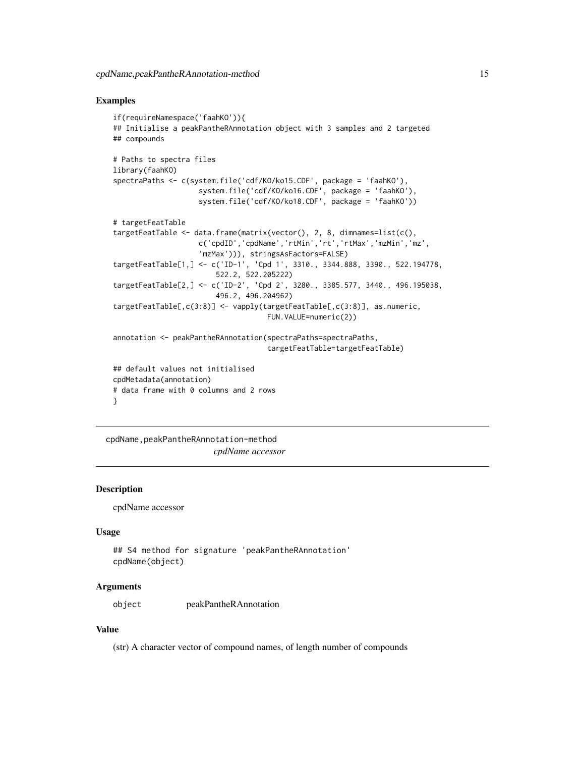### Examples

```
if(requireNamespace('faahKO')){
## Initialise a peakPantheRAnnotation object with 3 samples and 2 targeted
## compounds

# Paths to spectra files
library(faahKO)
spectraPaths <- c(system.file('cdf/KO/ko15.CDF', package = 'faahKO'),
                    system.file('cdf/KO/ko16.CDF', package = 'faahKO'),
                    system.file('cdf/KO/ko18.CDF', package = 'faahKO'))

# targetFeatTable
targetFeatTable <- data.frame(matrix(vector(), 2, 8, dimnames=list(c(),
                    c('cpdID','cpdName','rtMin','rt','rtMax','mzMin','mz',
                    'mzMax'))), stringsAsFactors=FALSE)
targetFeatTable[1,] <- c('ID-1', 'Cpd 1', 3310., 3344.888, 3390., 522.194778,
                        522.2, 522.205222)
targetFeatTable[2,] <- c('ID-2', 'Cpd 2', 3280., 3385.577, 3440., 496.195038,
                        496.2, 496.204962)
targetFeatTable[,c(3:8)] <- vapply(targetFeatTable[,c(3:8)], as.numeric,
                                    FUN.VALUE=numeric(2))

annotation <- peakPantheRAnnotation(spectraPaths=spectraPaths,
                                    targetFeatTable=targetFeatTable)

## default values not initialised
cpdMetadata(annotation)
# data frame with 0 columns and 2 rows
}
```

---

## cpdName,peakPantheRAnnotation-method

*cpdName accessor*

---

### Description

cpdName accessor

### Usage

```
## S4 method for signature 'peakPantheRAnnotation'
cpdName(object)
```

### Arguments

| | |
|---|---|
| object | peakPantheRAnnotation |

### Value

(str) A character vector of compound names, of length number of compounds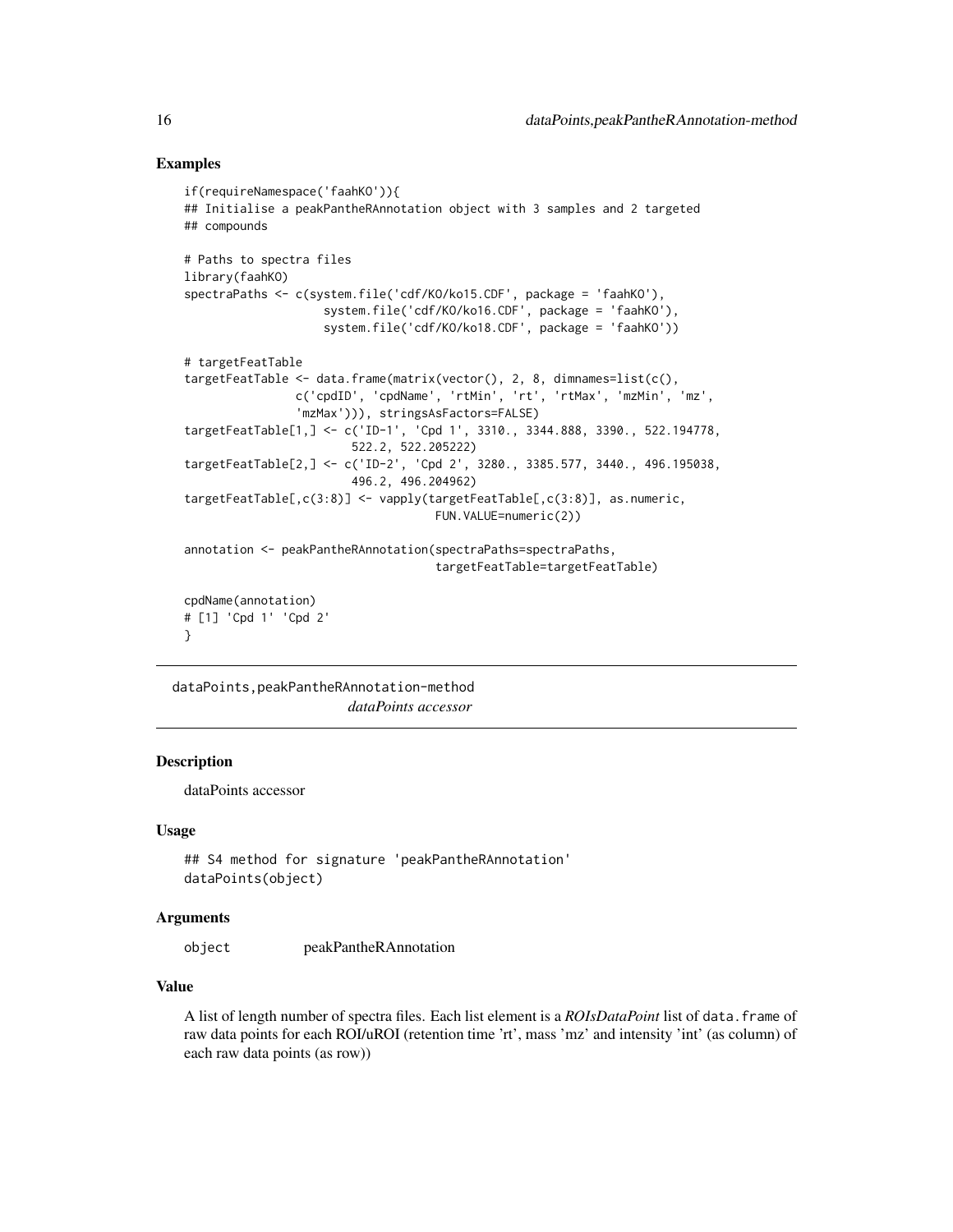## Examples

```
if(requireNamespace('faahKO')){
## Initialise a peakPantheRAnnotation object with 3 samples and 2 targeted
## compounds

# Paths to spectra files
library(faahKO)
spectraPaths <- c(system.file('cdf/KO/ko15.CDF', package = 'faahKO'),
                    system.file('cdf/KO/ko16.CDF', package = 'faahKO'),
                    system.file('cdf/KO/ko18.CDF', package = 'faahKO'))

# targetFeatTable
targetFeatTable <- data.frame(matrix(vector(), 2, 8, dimnames=list(c(),
                c('cpdID', 'cpdName', 'rtMin', 'rt', 'rtMax', 'mzMin', 'mz',
                'mzMax'))), stringsAsFactors=FALSE)
targetFeatTable[1,] <- c('ID-1', 'Cpd 1', 3310., 3344.888, 3390., 522.194778,
                        522.2, 522.205222)
targetFeatTable[2,] <- c('ID-2', 'Cpd 2', 3280., 3385.577, 3440., 496.195038,
                        496.2, 496.204962)
targetFeatTable[,c(3:8)] <- vapply(targetFeatTable[,c(3:8)], as.numeric,
                                    FUN.VALUE=numeric(2))

annotation <- peakPantheRAnnotation(spectraPaths=spectraPaths,
                                    targetFeatTable=targetFeatTable)

cpdName(annotation)
# [1] 'Cpd 1' 'Cpd 2'
}
```

---

# dataPoints,peakPantheRAnnotation-method

*dataPoints accessor*

---

## Description

dataPoints accessor

## Usage

```
## S4 method for signature 'peakPantheRAnnotation'
dataPoints(object)
```

## Arguments

| | |
|---|---|
| object | peakPantheRAnnotation |

## Value

A list of length number of spectra files. Each list element is a *ROIsDataPoint* list of `data.frame` of raw data points for each ROI/uROI (retention time 'rt', mass 'mz' and intensity 'int' (as column) of each raw data points (as row))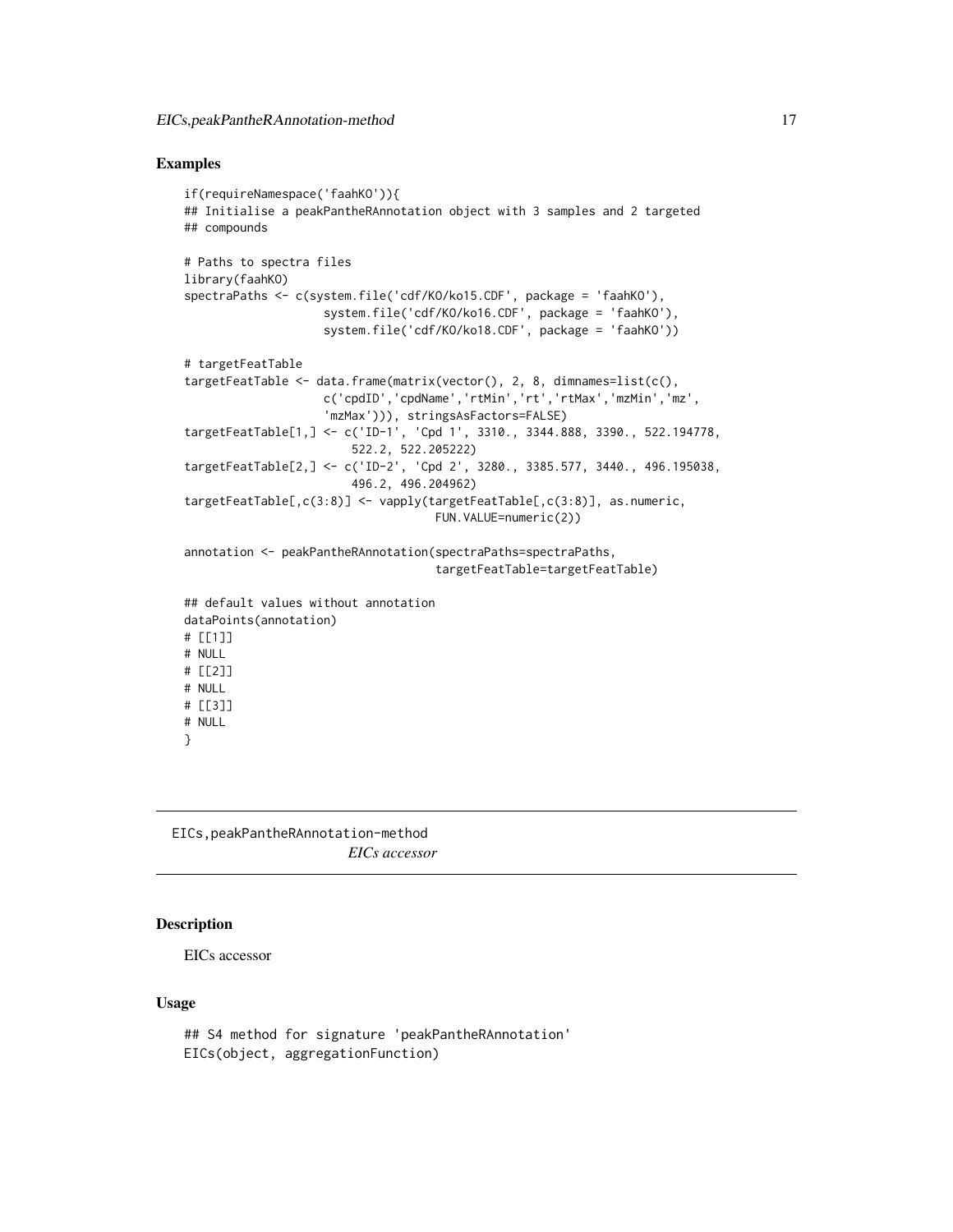### Examples

```
if(requireNamespace('faahKO')){
## Initialise a peakPantheRAnnotation object with 3 samples and 2 targeted
## compounds

# Paths to spectra files
library(faahKO)
spectraPaths <- c(system.file('cdf/KO/ko15.CDF', package = 'faahKO'),
                    system.file('cdf/KO/ko16.CDF', package = 'faahKO'),
                    system.file('cdf/KO/ko18.CDF', package = 'faahKO'))

# targetFeatTable
targetFeatTable <- data.frame(matrix(vector(), 2, 8, dimnames=list(c(),
                    c('cpdID','cpdName','rtMin','rt','rtMax','mzMin','mz',
                    'mzMax'))), stringsAsFactors=FALSE)
targetFeatTable[1,] <- c('ID-1', 'Cpd 1', 3310., 3344.888, 3390., 522.194778,
                        522.2, 522.205222)
targetFeatTable[2,] <- c('ID-2', 'Cpd 2', 3280., 3385.577, 3440., 496.195038,
                        496.2, 496.204962)
targetFeatTable[,c(3:8)] <- vapply(targetFeatTable[,c(3:8)], as.numeric,
                                    FUN.VALUE=numeric(2))

annotation <- peakPantheRAnnotation(spectraPaths=spectraPaths,
                                    targetFeatTable=targetFeatTable)

## default values without annotation
dataPoints(annotation)
# [[1]]
# NULL
# [[2]]
# NULL
# [[3]]
# NULL
}
```

---

## EICs,peakPantheRAnnotation-method

*EICs accessor*

### Description

EICs accessor

### Usage

```
## S4 method for signature 'peakPantheRAnnotation'
EICs(object, aggregationFunction)
```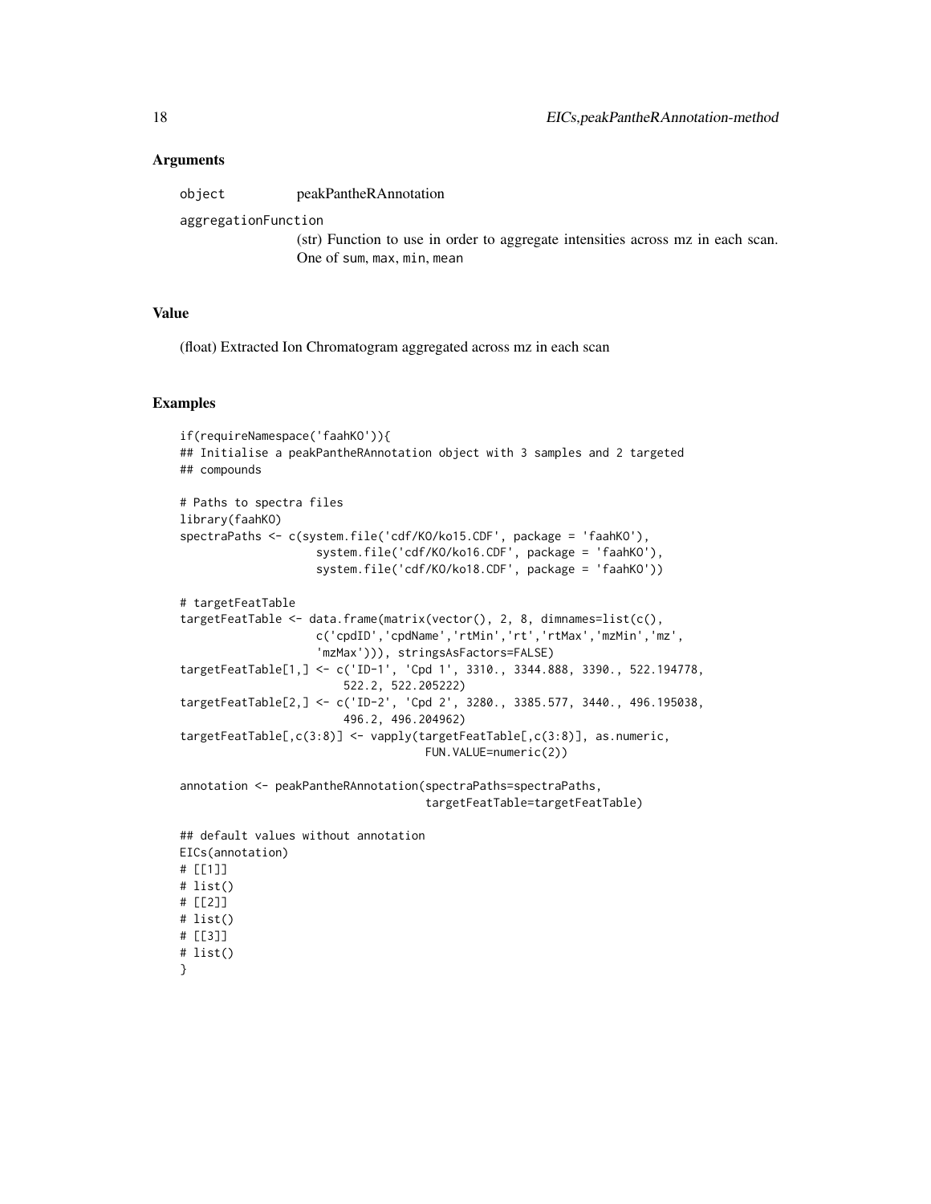### Arguments

object peakPantheRAnnotation

aggregationFunction
(str) Function to use in order to aggregate intensities across mz in each scan. One of sum, max, min, mean

### Value

(float) Extracted Ion Chromatogram aggregated across mz in each scan

### Examples

```
if(requireNamespace('faahKO')){
## Initialise a peakPantheRAnnotation object with 3 samples and 2 targeted
## compounds

# Paths to spectra files
library(faahKO)
spectraPaths <- c(system.file('cdf/KO/ko15.CDF', package = 'faahKO'),
                    system.file('cdf/KO/ko16.CDF', package = 'faahKO'),
                    system.file('cdf/KO/ko18.CDF', package = 'faahKO'))

# targetFeatTable
targetFeatTable <- data.frame(matrix(vector(), 2, 8, dimnames=list(c(),
                    c('cpdID','cpdName','rtMin','rt','rtMax','mzMin','mz',
                    'mzMax'))), stringsAsFactors=FALSE)
targetFeatTable[1,] <- c('ID-1', 'Cpd 1', 3310., 3344.888, 3390., 522.194778,
                        522.2, 522.205222)
targetFeatTable[2,] <- c('ID-2', 'Cpd 2', 3280., 3385.577, 3440., 496.195038,
                        496.2, 496.204962)
targetFeatTable[,c(3:8)] <- vapply(targetFeatTable[,c(3:8)], as.numeric,
                                    FUN.VALUE=numeric(2))

annotation <- peakPantheRAnnotation(spectraPaths=spectraPaths,
                                    targetFeatTable=targetFeatTable)

## default values without annotation
EICs(annotation)
# [[1]]
# list()
# [[2]]
# list()
# [[3]]
# list()
}
```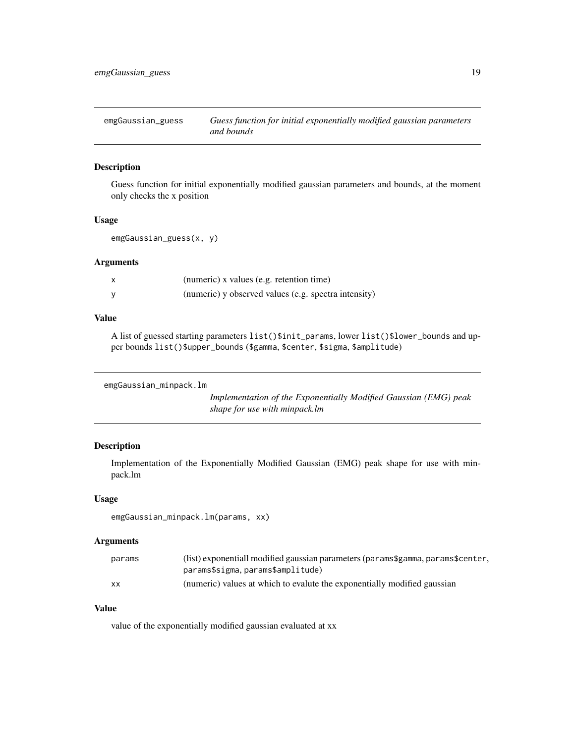## emgGaussian_guess

*Guess function for initial exponentially modified gaussian parameters and bounds*

### Description

Guess function for initial exponentially modified gaussian parameters and bounds, at the moment only checks the x position

### Usage

```
emgGaussian_guess(x, y)
```

### Arguments

| | |
|---|---|
| x | (numeric) x values (e.g. retention time) |
| y | (numeric) y observed values (e.g. spectra intensity) |

### Value

A list of guessed starting parameters `list()$init_params`, lower `list()$lower_bounds` and upper bounds `list()$upper_bounds` (`$gamma`, `$center`, `$sigma`, `$amplitude`)

## emgGaussian_minpack.lm

*Implementation of the Exponentially Modified Gaussian (EMG) peak shape for use with minpack.lm*

### Description

Implementation of the Exponentially Modified Gaussian (EMG) peak shape for use with minpack.lm

### Usage

```
emgGaussian_minpack.lm(params, xx)
```

### Arguments

| | |
|---|---|
| params | (list) exponentiall modified gaussian parameters (`params$gamma`, `params$center`, `params$sigma`, `params$amplitude`) |
| xx | (numeric) values at which to evalute the exponentially modified gaussian |

### Value

value of the exponentially modified gaussian evaluated at xx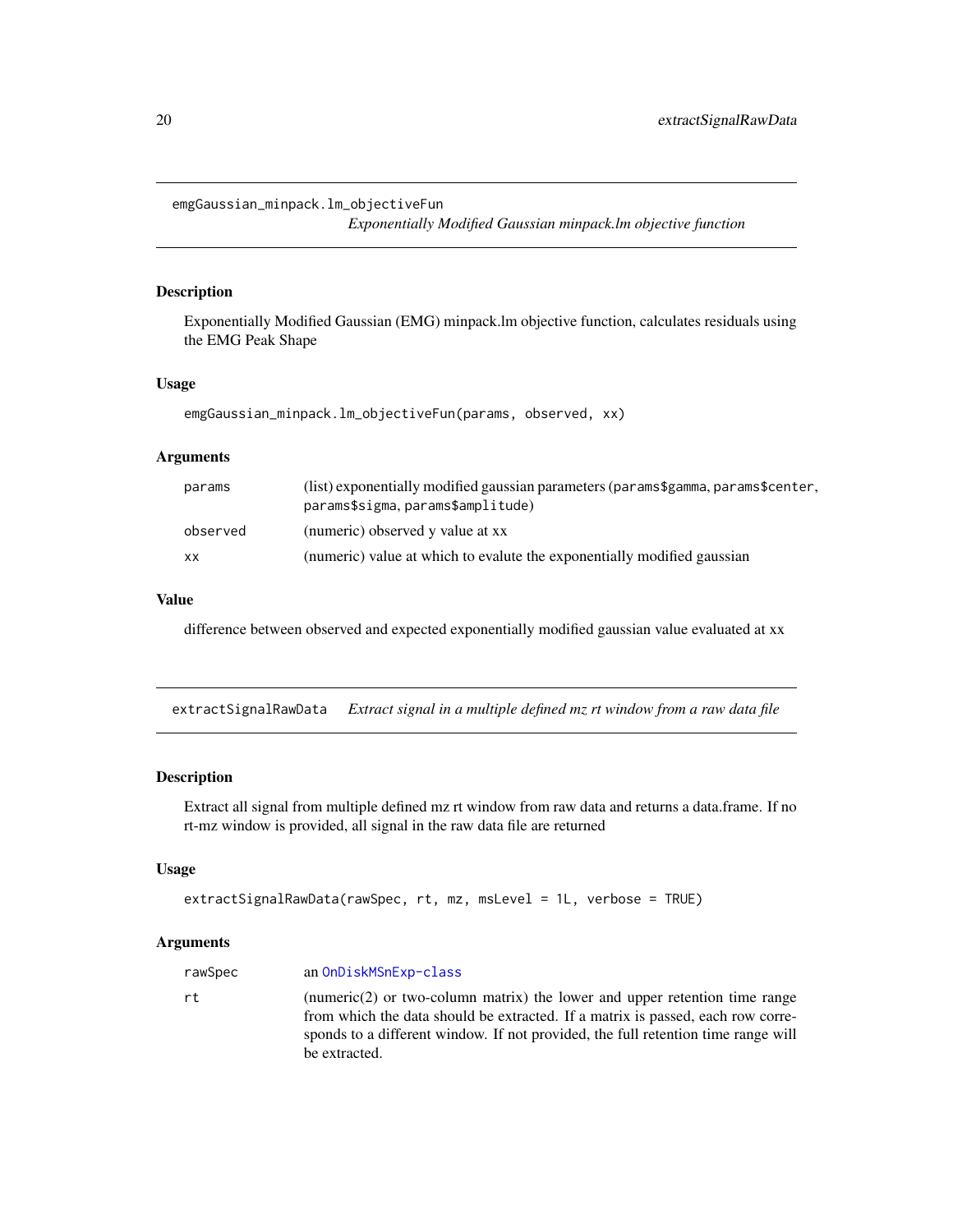## emgGaussian_minpack.lm_objectiveFun

*Exponentially Modified Gaussian minpack.lm objective function*

### Description

Exponentially Modified Gaussian (EMG) minpack.lm objective function, calculates residuals using the EMG Peak Shape

### Usage

```
emgGaussian_minpack.lm_objectiveFun(params, observed, xx)
```

### Arguments

| | |
|---|---|
| `params` | (list) exponentially modified gaussian parameters (`params$gamma`, `params$center`, `params$sigma`, `params$amplitude`) |
| `observed` | (numeric) observed y value at xx |
| `xx` | (numeric) value at which to evalute the exponentially modified gaussian |

### Value

difference between observed and expected exponentially modified gaussian value evaluated at xx

## extractSignalRawData

*Extract signal in a multiple defined mz rt window from a raw data file*

### Description

Extract all signal from multiple defined mz rt window from raw data and returns a data.frame. If no rt-mz window is provided, all signal in the raw data file are returned

### Usage

```
extractSignalRawData(rawSpec, rt, mz, msLevel = 1L, verbose = TRUE)
```

### Arguments

| | |
|---|---|
| `rawSpec` | an `OnDiskMSnExp-class` |
| `rt` | (numeric(2) or two-column matrix) the lower and upper retention time range from which the data should be extracted. If a matrix is passed, each row corresponds to a different window. If not provided, the full retention time range will be extracted. |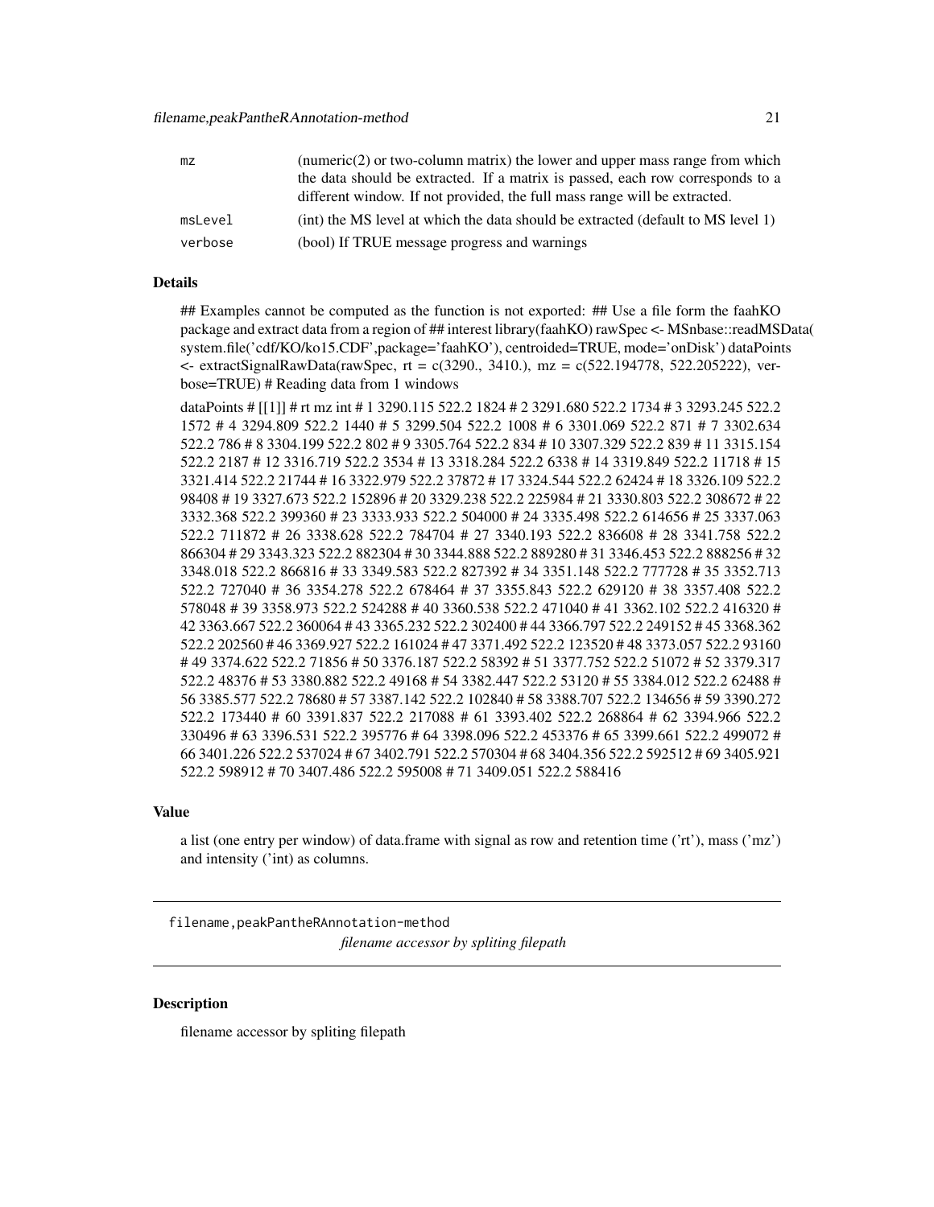| | |
|---|---|
| mz | (numeric(2) or two-column matrix) the lower and upper mass range from which the data should be extracted. If a matrix is passed, each row corresponds to a different window. If not provided, the full mass range will be extracted. |
| msLevel | (int) the MS level at which the data should be extracted (default to MS level 1) |
| verbose | (bool) If TRUE message progress and warnings |

## Details

## Examples cannot be computed as the function is not exported: ## Use a file form the faahKO package and extract data from a region of ## interest library(faahKO) rawSpec <- MSnbase::readMSData( system.file('cdf/KO/ko15.CDF',package='faahKO'), centroided=TRUE, mode='onDisk') dataPoints <- extractSignalRawData(rawSpec, rt = c(3290., 3410.), mz = c(522.194778, 522.205222), verbose=TRUE) # Reading data from 1 windows

dataPoints # [[1]] # rt mz int # 1 3290.115 522.2 1824 # 2 3291.680 522.2 1734 # 3 3293.245 522.2 1572 # 4 3294.809 522.2 1440 # 5 3299.504 522.2 1008 # 6 3301.069 522.2 871 # 7 3302.634 522.2 786 # 8 3304.199 522.2 802 # 9 3305.764 522.2 834 # 10 3307.329 522.2 839 # 11 3315.154 522.2 2187 # 12 3316.719 522.2 3534 # 13 3318.284 522.2 6338 # 14 3319.849 522.2 11718 # 15 3321.414 522.2 21744 # 16 3322.979 522.2 37872 # 17 3324.544 522.2 62424 # 18 3326.109 522.2 98408 # 19 3327.673 522.2 152896 # 20 3329.238 522.2 225984 # 21 3330.803 522.2 308672 # 22 3332.368 522.2 399360 # 23 3333.933 522.2 504000 # 24 3335.498 522.2 614656 # 25 3337.063 522.2 711872 # 26 3338.628 522.2 784704 # 27 3340.193 522.2 836608 # 28 3341.758 522.2 866304 # 29 3343.323 522.2 882304 # 30 3344.888 522.2 889280 # 31 3346.453 522.2 888256 # 32 3348.018 522.2 866816 # 33 3349.583 522.2 827392 # 34 3351.148 522.2 777728 # 35 3352.713 522.2 727040 # 36 3354.278 522.2 678464 # 37 3355.843 522.2 629120 # 38 3357.408 522.2 578048 # 39 3358.973 522.2 524288 # 40 3360.538 522.2 471040 # 41 3362.102 522.2 416320 # 42 3363.667 522.2 360064 # 43 3365.232 522.2 302400 # 44 3366.797 522.2 249152 # 45 3368.362 522.2 202560 # 46 3369.927 522.2 161024 # 47 3371.492 522.2 123520 # 48 3373.057 522.2 93160 # 49 3374.622 522.2 71856 # 50 3376.187 522.2 58392 # 51 3377.752 522.2 51072 # 52 3379.317 522.2 48376 # 53 3380.882 522.2 49168 # 54 3382.447 522.2 53120 # 55 3384.012 522.2 62488 # 56 3385.577 522.2 78680 # 57 3387.142 522.2 102840 # 58 3388.707 522.2 134656 # 59 3390.272 522.2 173440 # 60 3391.837 522.2 217088 # 61 3393.402 522.2 268864 # 62 3394.966 522.2 330496 # 63 3396.531 522.2 395776 # 64 3398.096 522.2 453376 # 65 3399.661 522.2 499072 # 66 3401.226 522.2 537024 # 67 3402.791 522.2 570304 # 68 3404.356 522.2 592512 # 69 3405.921 522.2 598912 # 70 3407.486 522.2 595008 # 71 3409.051 522.2 588416

## Value

a list (one entry per window) of data.frame with signal as row and retention time ('rt'), mass ('mz') and intensity ('int') as columns.

---

# filename,peakPantheRAnnotation-method

*filename accessor by spliting filepath*

## Description

filename accessor by spliting filepath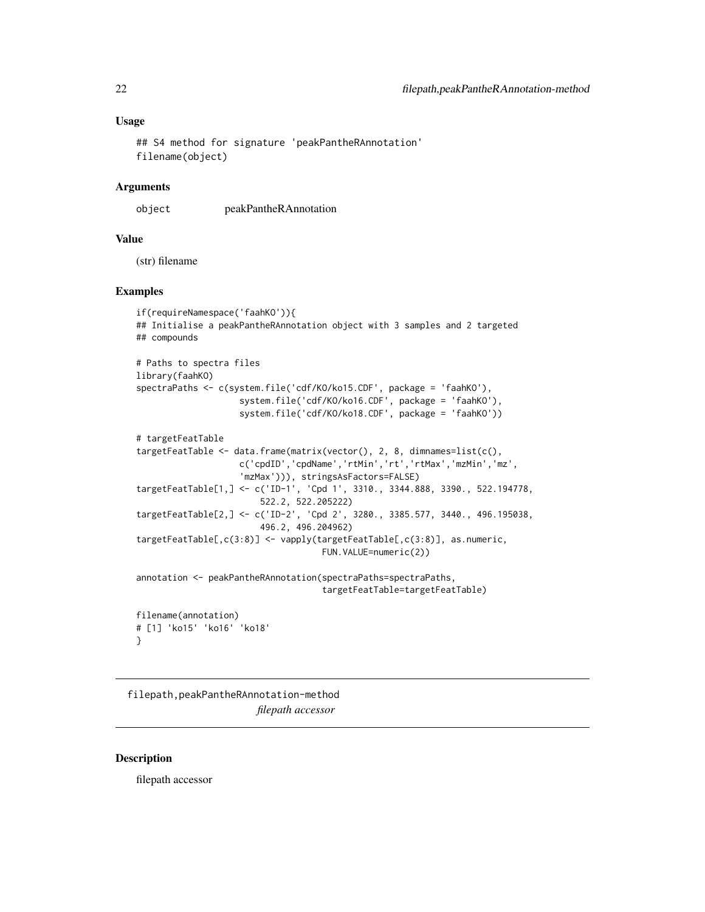## Usage

```
## S4 method for signature 'peakPantheRAnnotation'
filename(object)
```

## Arguments

object peakPantheRAnnotation

## Value

(str) filename

## Examples

```
if(requireNamespace('faahKO')){
## Initialise a peakPantheRAnnotation object with 3 samples and 2 targeted
## compounds

# Paths to spectra files
library(faahKO)
spectraPaths <- c(system.file('cdf/KO/ko15.CDF', package = 'faahKO'),
                    system.file('cdf/KO/ko16.CDF', package = 'faahKO'),
                    system.file('cdf/KO/ko18.CDF', package = 'faahKO'))

# targetFeatTable
targetFeatTable <- data.frame(matrix(vector(), 2, 8, dimnames=list(c(),
                    c('cpdID','cpdName','rtMin','rt','rtMax','mzMin','mz',
                    'mzMax'))), stringsAsFactors=FALSE)
targetFeatTable[1,] <- c('ID-1', 'Cpd 1', 3310., 3344.888, 3390., 522.194778,
                        522.2, 522.205222)
targetFeatTable[2,] <- c('ID-2', 'Cpd 2', 3280., 3385.577, 3440., 496.195038,
                        496.2, 496.204962)
targetFeatTable[,c(3:8)] <- vapply(targetFeatTable[,c(3:8)], as.numeric,
                                    FUN.VALUE=numeric(2))

annotation <- peakPantheRAnnotation(spectraPaths=spectraPaths,
                                    targetFeatTable=targetFeatTable)

filename(annotation)
# [1] 'ko15' 'ko16' 'ko18'
}
```

# filepath,peakPantheRAnnotation-method *filepath accessor*

## Description

filepath accessor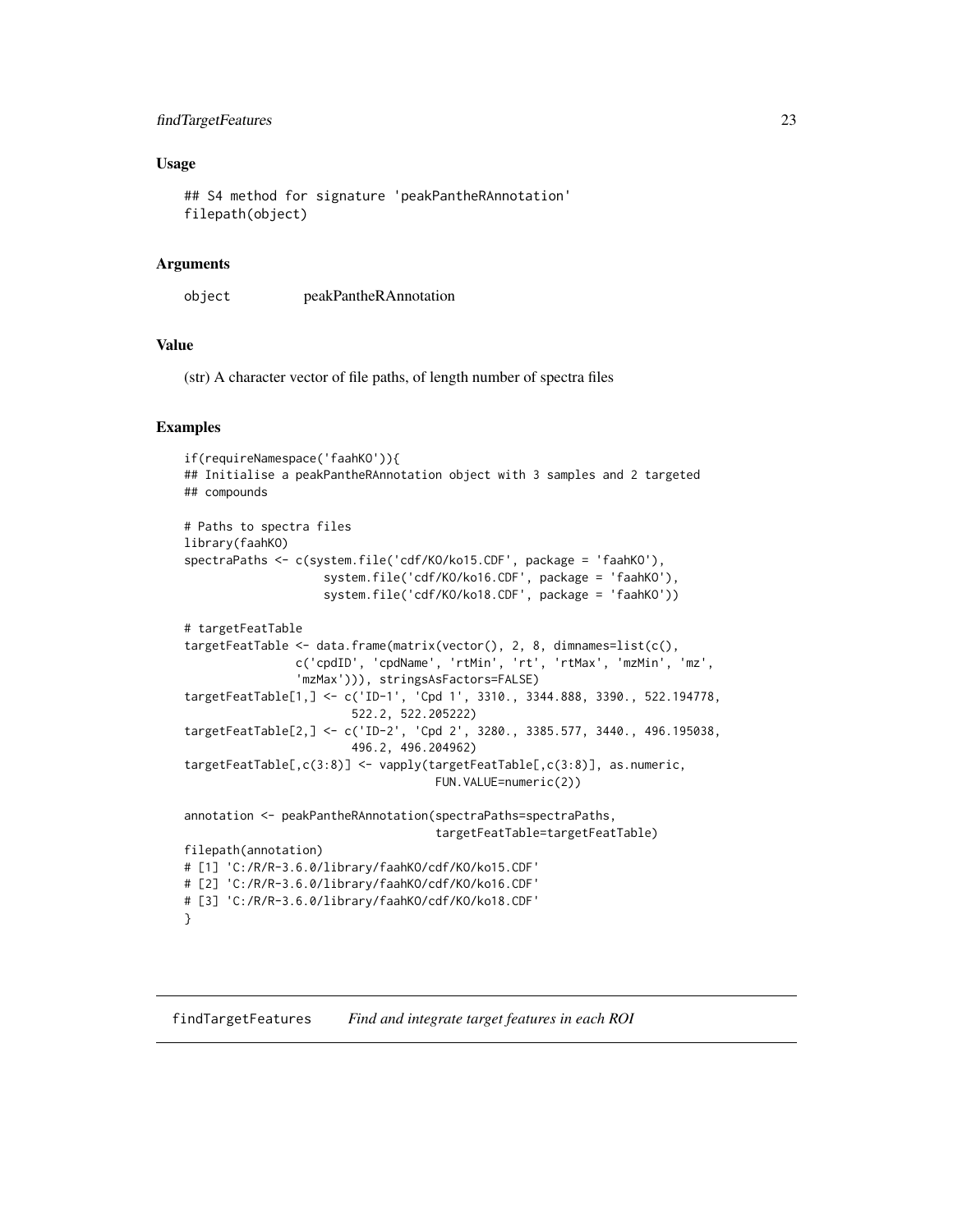### Usage

```
## S4 method for signature 'peakPantheRAnnotation'
filepath(object)
```

### Arguments

| | |
|---|---|
| object | peakPantheRAnnotation |

### Value

(str) A character vector of file paths, of length number of spectra files

### Examples

```
if(requireNamespace('faahKO')){
## Initialise a peakPantheRAnnotation object with 3 samples and 2 targeted
## compounds

# Paths to spectra files
library(faahKO)
spectraPaths <- c(system.file('cdf/KO/ko15.CDF', package = 'faahKO'),
                  system.file('cdf/KO/ko16.CDF', package = 'faahKO'),
                  system.file('cdf/KO/ko18.CDF', package = 'faahKO'))

# targetFeatTable
targetFeatTable <- data.frame(matrix(vector(), 2, 8, dimnames=list(c(),
                c('cpdID', 'cpdName', 'rtMin', 'rt', 'rtMax', 'mzMin', 'mz',
                'mzMax'))), stringsAsFactors=FALSE)
targetFeatTable[1,] <- c('ID-1', 'Cpd 1', 3310., 3344.888, 3390., 522.194778,
                        522.2, 522.205222)
targetFeatTable[2,] <- c('ID-2', 'Cpd 2', 3280., 3385.577, 3440., 496.195038,
                        496.2, 496.204962)
targetFeatTable[,c(3:8)] <- vapply(targetFeatTable[,c(3:8)], as.numeric,
                                    FUN.VALUE=numeric(2))

annotation <- peakPantheRAnnotation(spectraPaths=spectraPaths,
                                    targetFeatTable=targetFeatTable)
filepath(annotation)
# [1] 'C:/R/R-3.6.0/library/faahKO/cdf/KO/ko15.CDF'
# [2] 'C:/R/R-3.6.0/library/faahKO/cdf/KO/ko16.CDF'
# [3] 'C:/R/R-3.6.0/library/faahKO/cdf/KO/ko18.CDF'
}
```

---

## findTargetFeatures *Find and integrate target features in each ROI*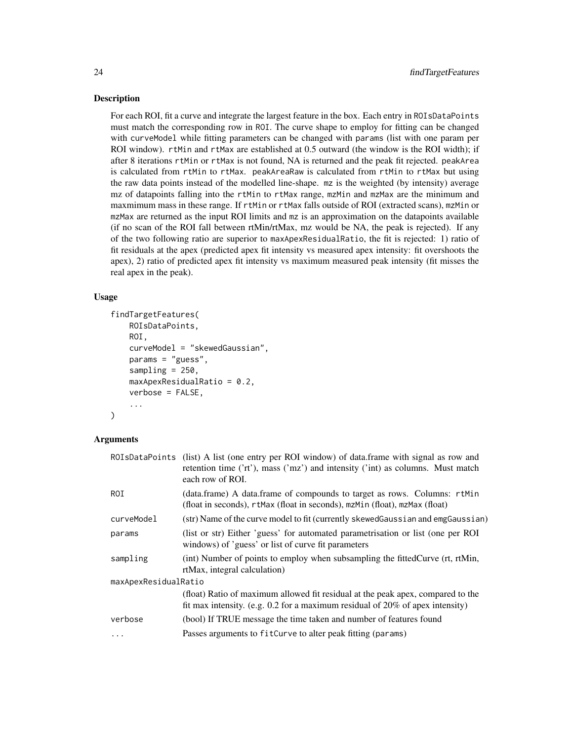## Description

For each ROI, fit a curve and integrate the largest feature in the box. Each entry in `ROIsDataPoints` must match the corresponding row in `ROI`. The curve shape to employ for fitting can be changed with `curveModel` while fitting parameters can be changed with `params` (list with one param per ROI window). `rtMin` and `rtMax` are established at 0.5 outward (the window is the ROI width); if after 8 iterations `rtMin` or `rtMax` is not found, NA is returned and the peak fit rejected. `peakArea` is calculated from `rtMin` to `rtMax`. `peakAreaRaw` is calculated from `rtMin` to `rtMax` but using the raw data points instead of the modelled line-shape. `mz` is the weighted (by intensity) average mz of datapoints falling into the `rtMin` to `rtMax` range, `mzMin` and `mzMax` are the minimum and maxmimum mass in these range. If `rtMin` or `rtMax` falls outside of ROI (extracted scans), `mzMin` or `mzMax` are returned as the input ROI limits and `mz` is an approximation on the datapoints available (if no scan of the ROI fall between rtMin/rtMax, mz would be NA, the peak is rejected). If any of the two following ratio are superior to `maxApexResidualRatio`, the fit is rejected: 1) ratio of fit residuals at the apex (predicted apex fit intensity vs measured apex intensity: fit overshoots the apex), 2) ratio of predicted apex fit intensity vs maximum measured peak intensity (fit misses the real apex in the peak).

## Usage

```
findTargetFeatures(
    ROIsDataPoints,
    ROI,
    curveModel = "skewedGaussian",
    params = "guess",
    sampling = 250,
    maxApexResidualRatio = 0.2,
    verbose = FALSE,
    ...
)
```

## Arguments

| Argument | Description |
|---|---|
| `ROIsDataPoints` | (list) A list (one entry per ROI window) of data.frame with signal as row and retention time ('rt'), mass ('mz') and intensity ('int) as columns. Must match each row of ROI. |
| `ROI` | (data.frame) A data.frame of compounds to target as rows. Columns: `rtMin` (float in seconds), `rtMax` (float in seconds), `mzMin` (float), `mzMax` (float) |
| `curveModel` | (str) Name of the curve model to fit (currently `skewedGaussian` and `emgGaussian`) |
| `params` | (list or str) Either 'guess' for automated parametrisation or list (one per ROI windows) of 'guess' or list of curve fit parameters |
| `sampling` | (int) Number of points to employ when subsampling the fittedCurve (rt, rtMin, rtMax, integral calculation) |
| `maxApexResidualRatio` | (float) Ratio of maximum allowed fit residual at the peak apex, compared to the fit max intensity. (e.g. 0.2 for a maximum residual of 20% of apex intensity) |
| `verbose` | (bool) If TRUE message the time taken and number of features found |
| `...` | Passes arguments to `fitCurve` to alter peak fitting (`params`) |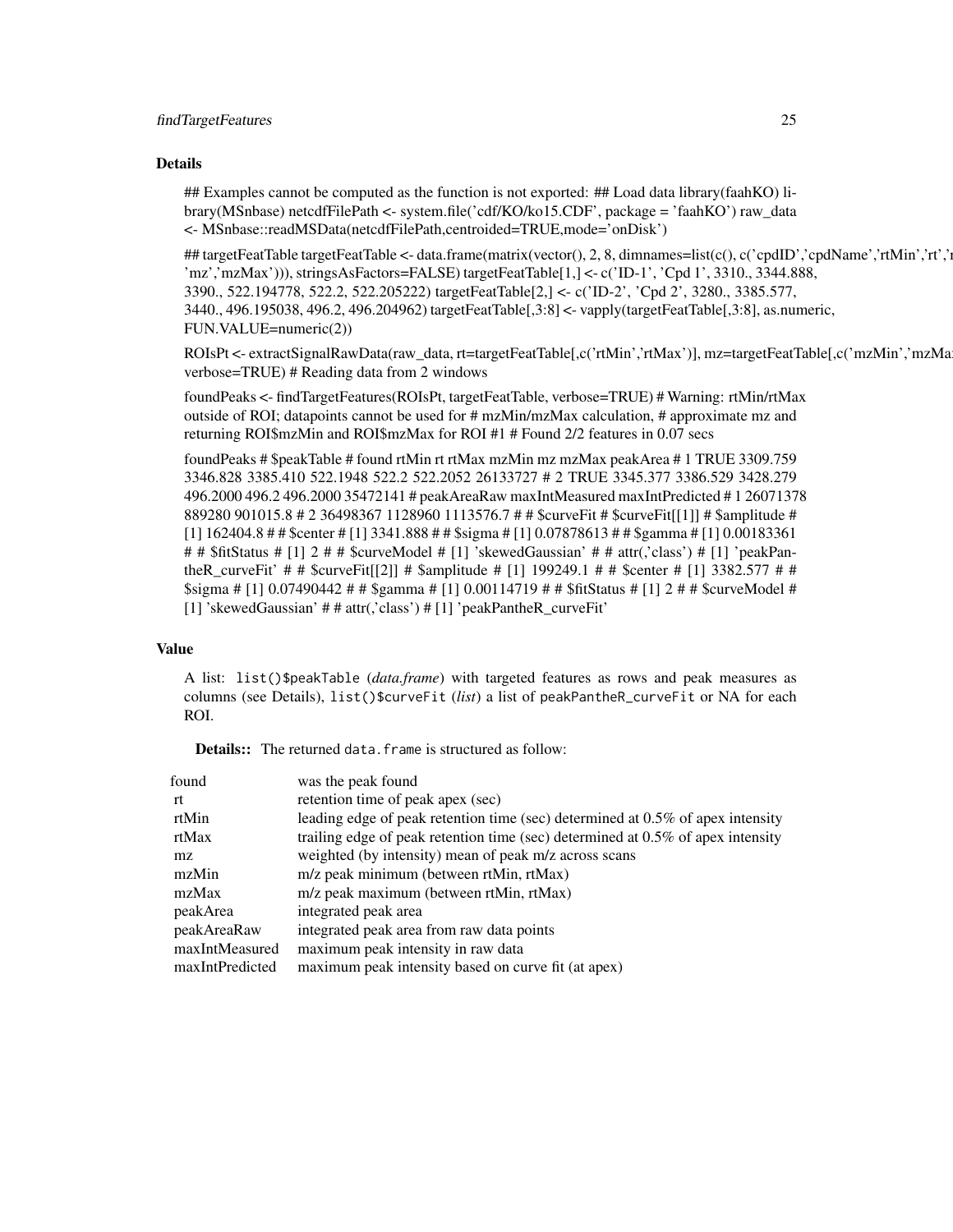### Details

## Examples cannot be computed as the function is not exported: ## Load data library(faahKO) library(MSnbase) netcdfFilePath <- system.file('cdf/KO/ko15.CDF', package = 'faahKO') raw_data <- MSnbase::readMSData(netcdfFilePath,centroided=TRUE,mode='onDisk')

## targetFeatTable targetFeatTable <- data.frame(matrix(vector(), 2, 8, dimnames=list(c(), c('cpdID','cpdName','rtMin','rt','r 'mz','mzMax'))), stringsAsFactors=FALSE) targetFeatTable[1,] <- c('ID-1', 'Cpd 1', 3310., 3344.888, 3390., 522.194778, 522.2, 522.205222) targetFeatTable[2,] <- c('ID-2', 'Cpd 2', 3280., 3385.577, 3440., 496.195038, 496.2, 496.204962) targetFeatTable[,3:8] <- vapply(targetFeatTable[,3:8], as.numeric, FUN.VALUE=numeric(2))

ROIsPt <- extractSignalRawData(raw_data, rt=targetFeatTable[,c('rtMin','rtMax')], mz=targetFeatTable[,c('mzMin','mzMa verbose=TRUE) # Reading data from 2 windows

foundPeaks <- findTargetFeatures(ROIsPt, targetFeatTable, verbose=TRUE) # Warning: rtMin/rtMax outside of ROI; datapoints cannot be used for # mzMin/mzMax calculation, # approximate mz and returning ROI$mzMin and ROI$mzMax for ROI #1 # Found 2/2 features in 0.07 secs

foundPeaks # $peakTable # found rtMin rt rtMax mzMin mz mzMax peakArea # 1 TRUE 3309.759 3346.828 3385.410 522.1948 522.2 522.2052 26133727 # 2 TRUE 3345.377 3386.529 3428.279 496.2000 496.2 496.2000 35472141 # peakAreaRaw maxIntMeasured maxIntPredicted # 1 26071378 889280 901015.8 # 2 36498367 1128960 1113576.7 # # $curveFit # $curveFit[[1]] # $amplitude # [1] 162404.8 # # $center # [1] 3341.888 # # $sigma # [1] 0.07878613 # # $gamma # [1] 0.00183361 # # $fitStatus # [1] 2 # # $curveModel # [1] 'skewedGaussian' # # attr(,'class') # [1] 'peakPantheR_curveFit' # # $curveFit[[2]] # $amplitude # [1] 199249.1 # # $center # [1] 3382.577 # # $sigma # [1] 0.07490442 # # $gamma # [1] 0.00114719 # # $fitStatus # [1] 2 # # $curveModel # [1] 'skewedGaussian' # # attr(,'class') # [1] 'peakPantheR_curveFit'

### Value

A list: `list()$peakTable` (*data.frame*) with targeted features as rows and peak measures as columns (see Details), `list()$curveFit` (*list*) a list of `peakPantheR_curveFit` or NA for each ROI.

**Details::** The returned `data.frame` is structured as follow:

| | |
|---|---|
| found | was the peak found |
| rt | retention time of peak apex (sec) |
| rtMin | leading edge of peak retention time (sec) determined at 0.5% of apex intensity |
| rtMax | trailing edge of peak retention time (sec) determined at 0.5% of apex intensity |
| mz | weighted (by intensity) mean of peak m/z across scans |
| mzMin | m/z peak minimum (between rtMin, rtMax) |
| mzMax | m/z peak maximum (between rtMin, rtMax) |
| peakArea | integrated peak area |
| peakAreaRaw | integrated peak area from raw data points |
| maxIntMeasured | maximum peak intensity in raw data |
| maxIntPredicted | maximum peak intensity based on curve fit (at apex) |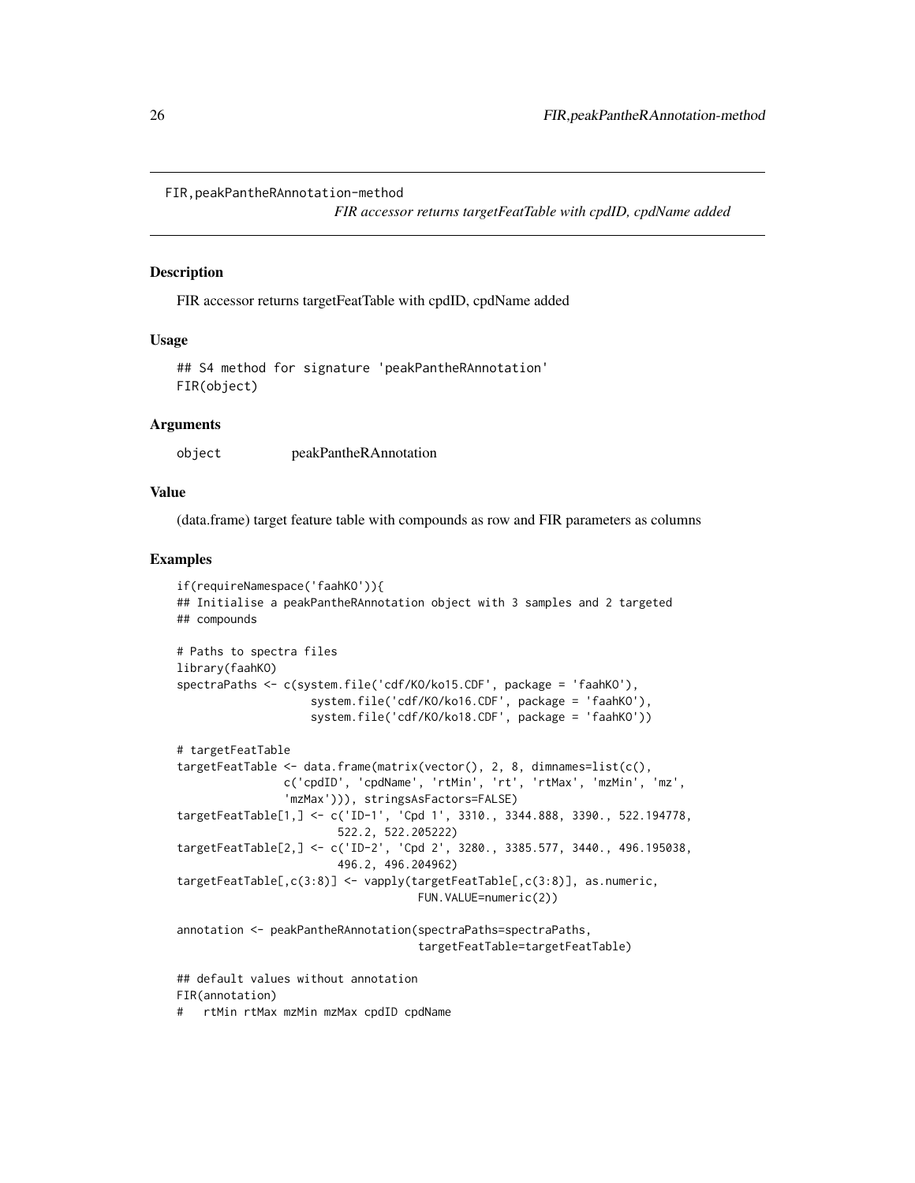```
FIR,peakPantheRAnnotation-method
```

*FIR accessor returns targetFeatTable with cpdID, cpdName added*

### Description

FIR accessor returns targetFeatTable with cpdID, cpdName added

### Usage

```
## S4 method for signature 'peakPantheRAnnotation'
FIR(object)
```

### Arguments

| | |
|---|---|
| object | peakPantheRAnnotation |

### Value

(data.frame) target feature table with compounds as row and FIR parameters as columns

### Examples

```
if(requireNamespace('faahKO')){
## Initialise a peakPantheRAnnotation object with 3 samples and 2 targeted
## compounds

# Paths to spectra files
library(faahKO)
spectraPaths <- c(system.file('cdf/KO/ko15.CDF', package = 'faahKO'),
                    system.file('cdf/KO/ko16.CDF', package = 'faahKO'),
                    system.file('cdf/KO/ko18.CDF', package = 'faahKO'))

# targetFeatTable
targetFeatTable <- data.frame(matrix(vector(), 2, 8, dimnames=list(c(),
                c('cpdID', 'cpdName', 'rtMin', 'rt', 'rtMax', 'mzMin', 'mz',
                'mzMax'))), stringsAsFactors=FALSE)
targetFeatTable[1,] <- c('ID-1', 'Cpd 1', 3310., 3344.888, 3390., 522.194778,
                        522.2, 522.205222)
targetFeatTable[2,] <- c('ID-2', 'Cpd 2', 3280., 3385.577, 3440., 496.195038,
                        496.2, 496.204962)
targetFeatTable[,c(3:8)] <- vapply(targetFeatTable[,c(3:8)], as.numeric,
                                    FUN.VALUE=numeric(2))

annotation <- peakPantheRAnnotation(spectraPaths=spectraPaths,
                                    targetFeatTable=targetFeatTable)

## default values without annotation
FIR(annotation)
#   rtMin rtMax mzMin mzMax cpdID cpdName
```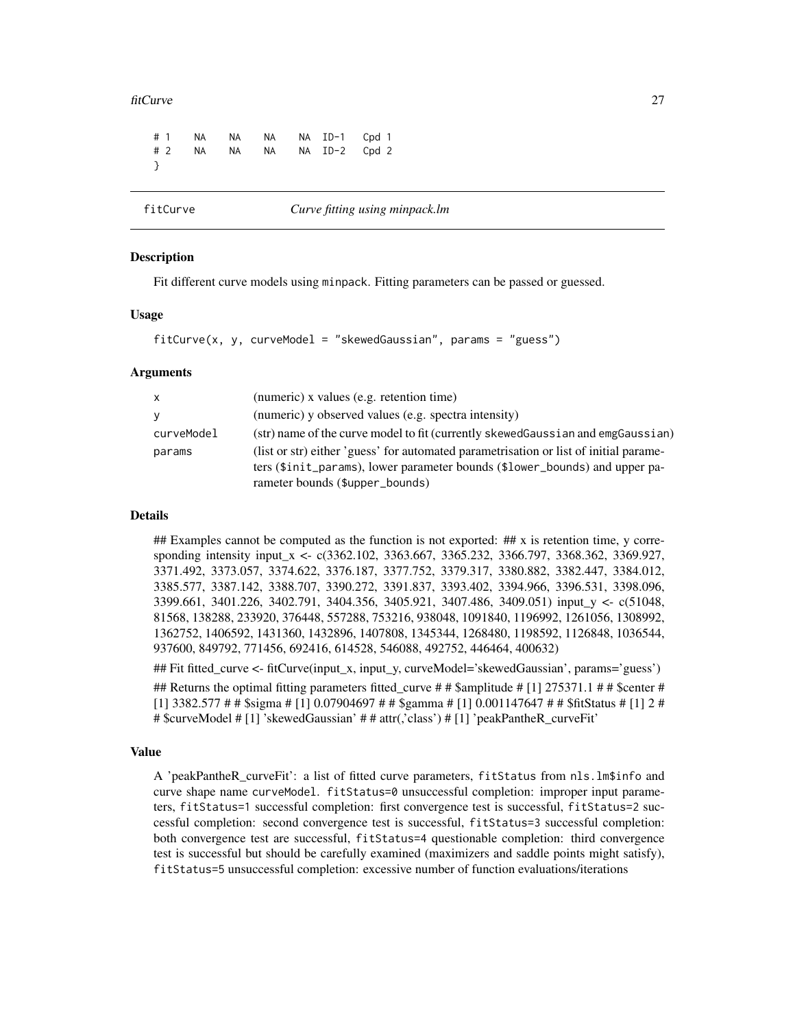```
# 1   NA   NA   NA   NA  ID-1  Cpd 1
# 2   NA   NA   NA   NA  ID-2  Cpd 2
}
```

## fitCurve — *Curve fitting using minpack.lm*

### Description

Fit different curve models using minpack. Fitting parameters can be passed or guessed.

### Usage

```
fitCurve(x, y, curveModel = "skewedGaussian", params = "guess")
```

### Arguments

| | |
|---|---|
| x | (numeric) x values (e.g. retention time) |
| y | (numeric) y observed values (e.g. spectra intensity) |
| curveModel | (str) name of the curve model to fit (currently skewedGaussian and emgGaussian) |
| params | (list or str) either 'guess' for automated parametrisation or list of initial parameters ($init_params), lower parameter bounds ($lower_bounds) and upper parameter bounds ($upper_bounds) |

### Details

## Examples cannot be computed as the function is not exported: ## x is retention time, y corresponding intensity input_x <- c(3362.102, 3363.667, 3365.232, 3366.797, 3368.362, 3369.927, 3371.492, 3373.057, 3374.622, 3376.187, 3377.752, 3379.317, 3380.882, 3382.447, 3384.012, 3385.577, 3387.142, 3388.707, 3390.272, 3391.837, 3393.402, 3394.966, 3396.531, 3398.096, 3399.661, 3401.226, 3402.791, 3404.356, 3405.921, 3407.486, 3409.051) input_y <- c(51048, 81568, 138288, 233920, 376448, 557288, 753216, 938048, 1091840, 1196992, 1261056, 1308992, 1362752, 1406592, 1431360, 1432896, 1407808, 1345344, 1268480, 1198592, 1126848, 1036544, 937600, 849792, 771456, 692416, 614528, 546088, 492752, 446464, 400632)

## Fit fitted_curve <- fitCurve(input_x, input_y, curveModel='skewedGaussian', params='guess')

## Returns the optimal fitting parameters fitted_curve # # $amplitude # [1] 275371.1 # # $center # [1] 3382.577 # # $sigma # [1] 0.07904697 # # $gamma # [1] 0.001147647 # # $fitStatus # [1] 2 # # $curveModel # [1] 'skewedGaussian' # # attr(,'class') # [1] 'peakPantheR_curveFit'

### Value

A 'peakPantheR_curveFit': a list of fitted curve parameters, fitStatus from nls.lm$info and curve shape name curveModel. fitStatus=0 unsuccessful completion: improper input parameters, fitStatus=1 successful completion: first convergence test is successful, fitStatus=2 successful completion: second convergence test is successful, fitStatus=3 successful completion: both convergence test are successful, fitStatus=4 questionable completion: third convergence test is successful but should be carefully examined (maximizers and saddle points might satisfy), fitStatus=5 unsuccessful completion: excessive number of function evaluations/iterations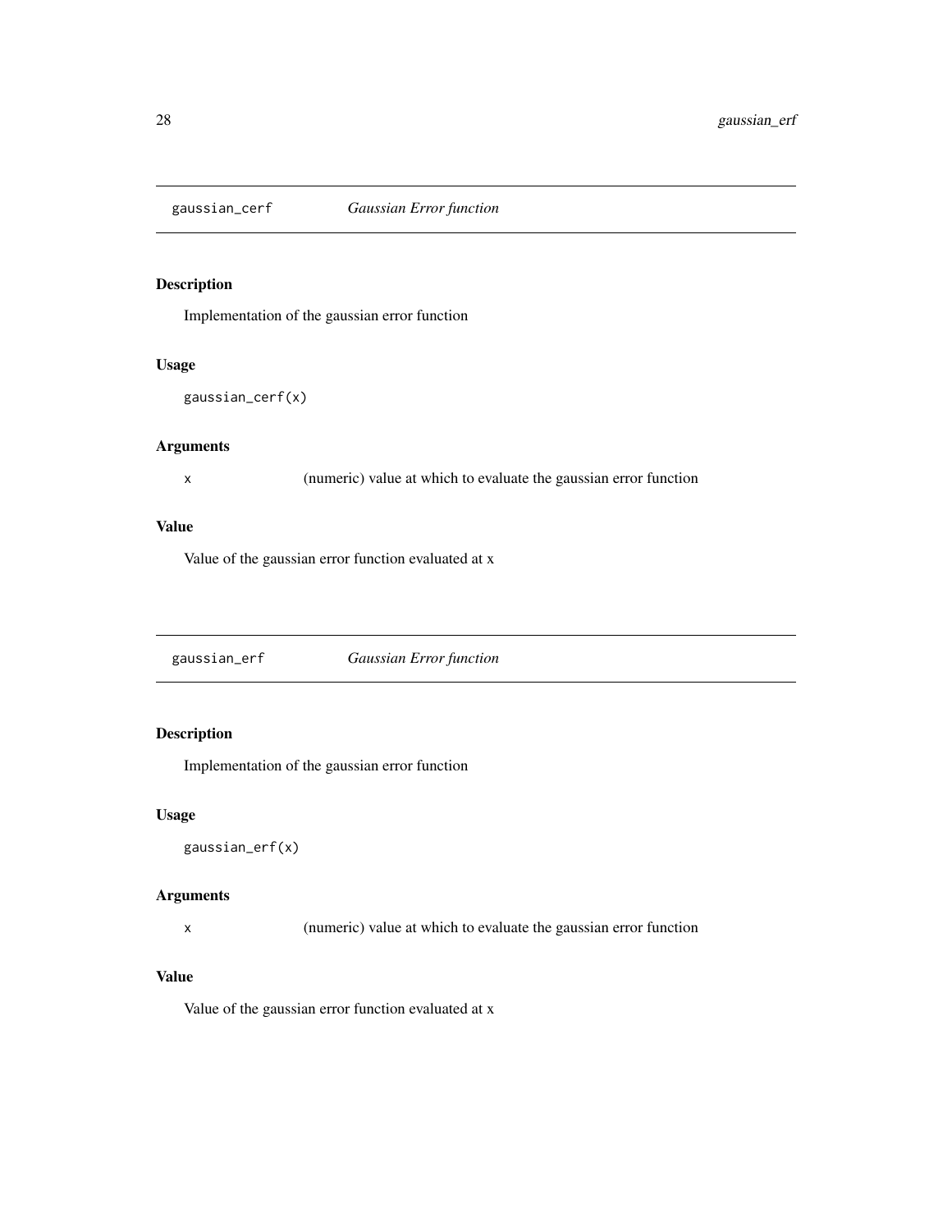## gaussian_cerf *Gaussian Error function*

### Description

Implementation of the gaussian error function

### Usage

```
gaussian_cerf(x)
```

### Arguments

| | |
|---|---|
| x | (numeric) value at which to evaluate the gaussian error function |

### Value

Value of the gaussian error function evaluated at x

## gaussian_erf *Gaussian Error function*

### Description

Implementation of the gaussian error function

### Usage

```
gaussian_erf(x)
```

### Arguments

| | |
|---|---|
| x | (numeric) value at which to evaluate the gaussian error function |

### Value

Value of the gaussian error function evaluated at x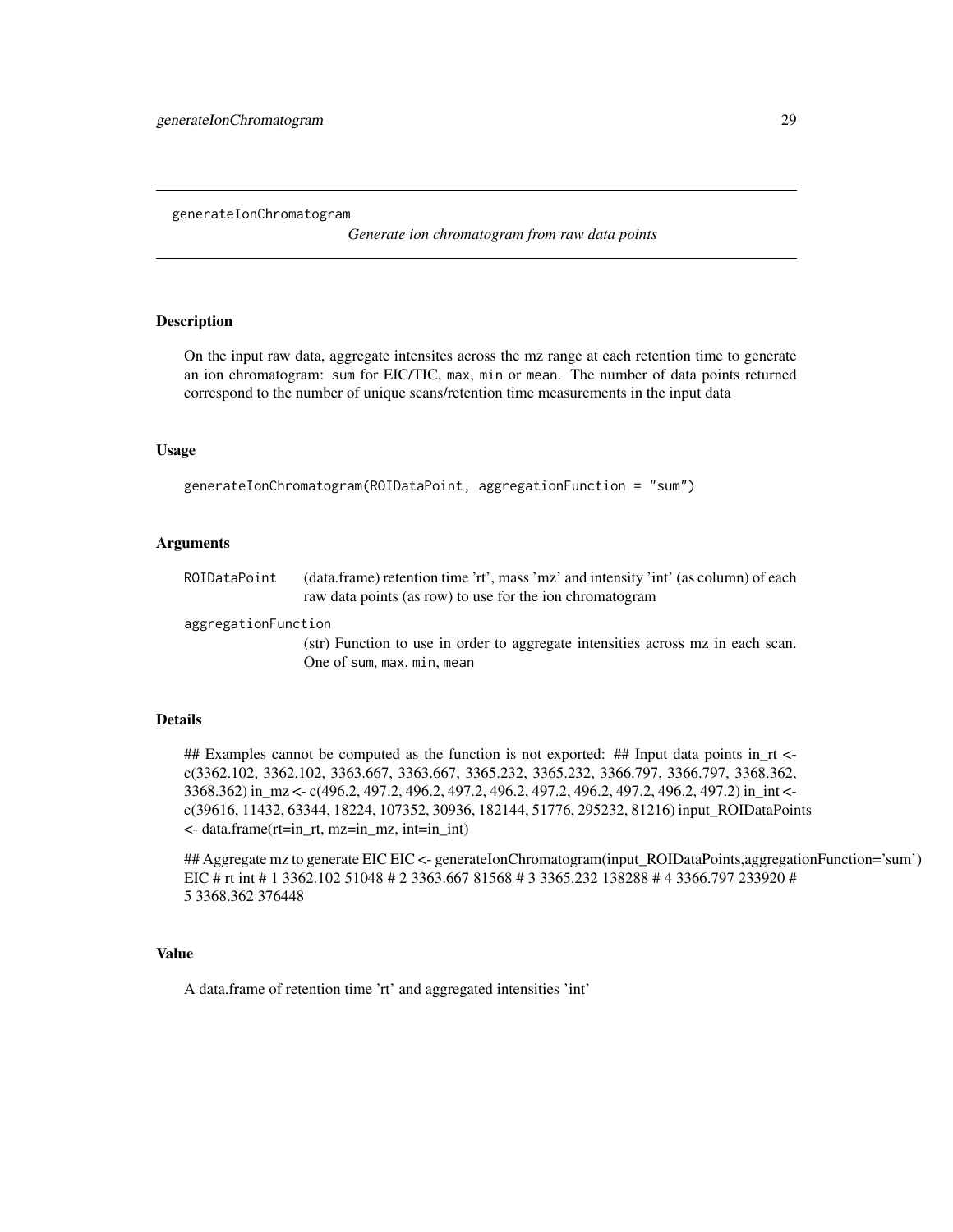## generateIonChromatogram

*Generate ion chromatogram from raw data points*

### Description

On the input raw data, aggregate intensites across the mz range at each retention time to generate an ion chromatogram: `sum` for EIC/TIC, `max`, `min` or `mean`. The number of data points returned correspond to the number of unique scans/retention time measurements in the input data

### Usage

```
generateIonChromatogram(ROIDataPoint, aggregationFunction = "sum")
```

### Arguments

| | |
|---|---|
| `ROIDataPoint` | (data.frame) retention time 'rt', mass 'mz' and intensity 'int' (as column) of each raw data points (as row) to use for the ion chromatogram |
| `aggregationFunction` | (str) Function to use in order to aggregate intensities across mz in each scan. One of `sum`, `max`, `min`, `mean` |

### Details

## Examples cannot be computed as the function is not exported: ## Input data points in_rt <- c(3362.102, 3362.102, 3363.667, 3363.667, 3365.232, 3365.232, 3366.797, 3366.797, 3368.362, 3368.362) in_mz <- c(496.2, 497.2, 496.2, 497.2, 496.2, 497.2, 496.2, 497.2, 496.2, 497.2) in_int <- c(39616, 11432, 63344, 18224, 107352, 30936, 182144, 51776, 295232, 81216) input_ROIDataPoints <- data.frame(rt=in_rt, mz=in_mz, int=in_int)

## Aggregate mz to generate EIC EIC <- generateIonChromatogram(input_ROIDataPoints,aggregationFunction='sum') EIC # rt int # 1 3362.102 51048 # 2 3363.667 81568 # 3 3365.232 138288 # 4 3366.797 233920 # 5 3368.362 376448

### Value

A data.frame of retention time 'rt' and aggregated intensities 'int'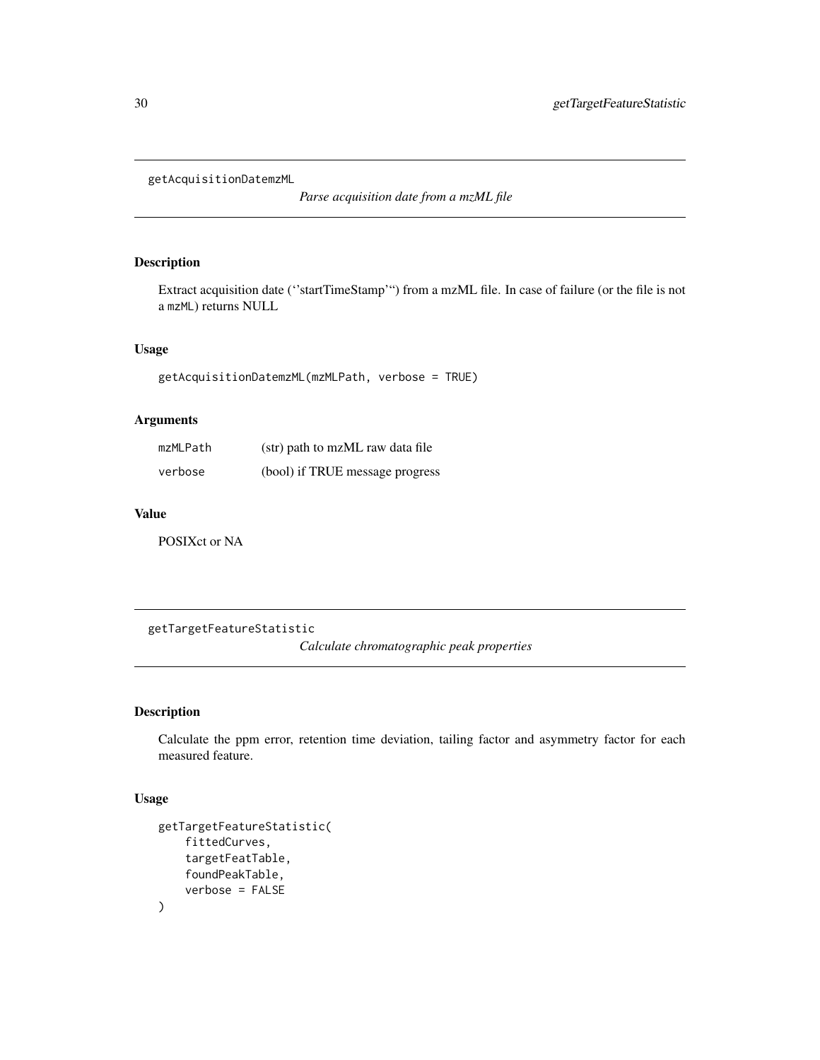## getAcquisitionDatemzML

*Parse acquisition date from a mzML file*

### Description

Extract acquisition date (''startTimeStamp''') from a mzML file. In case of failure (or the file is not a mzML) returns NULL

### Usage

```
getAcquisitionDatemzML(mzMLPath, verbose = TRUE)
```

### Arguments

| | |
|---|---|
| mzMLPath | (str) path to mzML raw data file |
| verbose | (bool) if TRUE message progress |

### Value

POSIXct or NA

## getTargetFeatureStatistic

*Calculate chromatographic peak properties*

### Description

Calculate the ppm error, retention time deviation, tailing factor and asymmetry factor for each measured feature.

### Usage

```
getTargetFeatureStatistic(
    fittedCurves,
    targetFeatTable,
    foundPeakTable,
    verbose = FALSE
)
```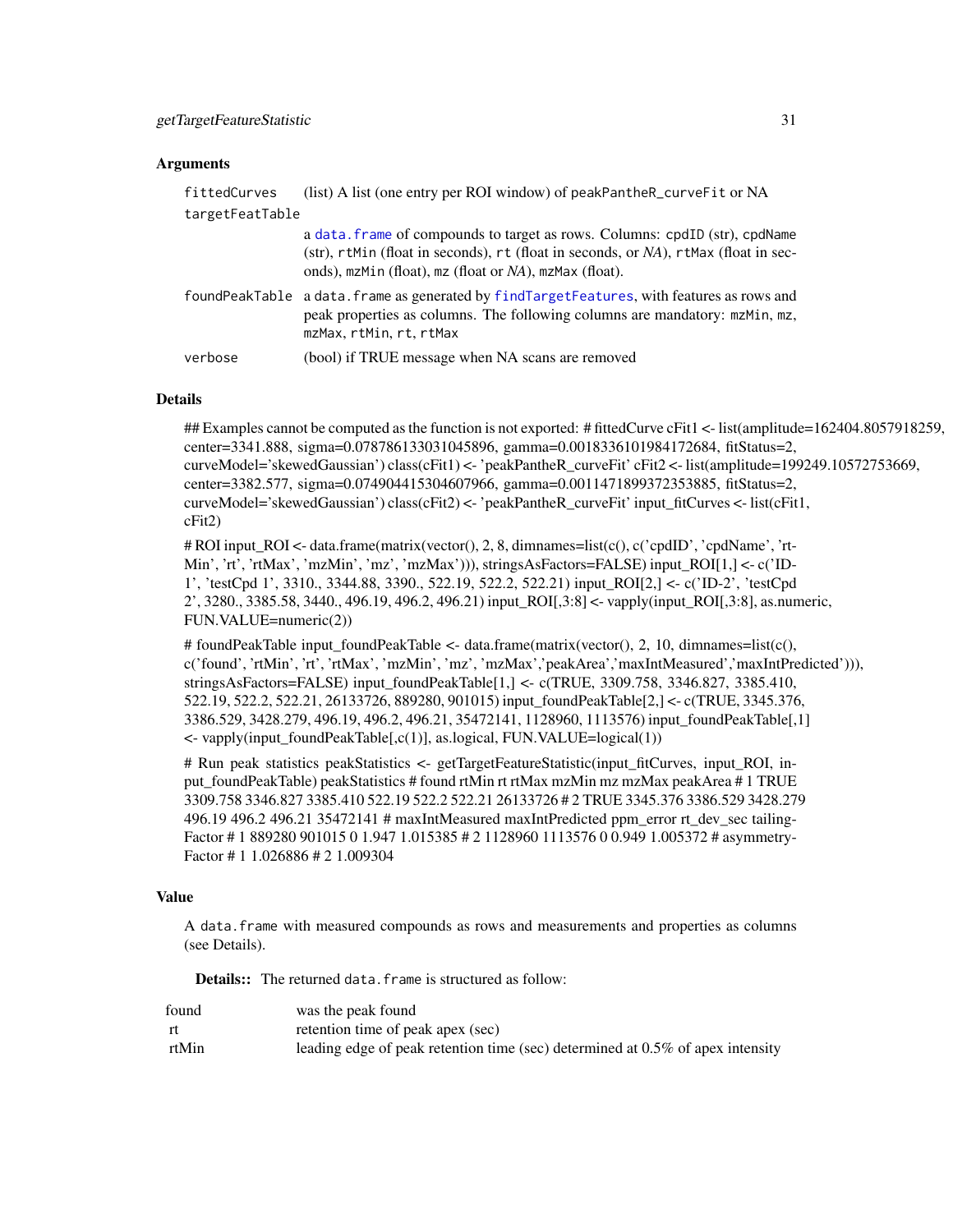### Arguments

| | |
|---|---|
| fittedCurves | (list) A list (one entry per ROI window) of peakPantheR_curveFit or NA |
| targetFeatTable | a data.frame of compounds to target as rows. Columns: cpdID (str), cpdName (str), rtMin (float in seconds), rt (float in seconds, or *NA*), rtMax (float in seconds), mzMin (float), mz (float or *NA*), mzMax (float). |
| foundPeakTable | a data.frame as generated by findTargetFeatures, with features as rows and peak properties as columns. The following columns are mandatory: mzMin, mz, mzMax, rtMin, rt, rtMax |
| verbose | (bool) if TRUE message when NA scans are removed |

### Details

## Examples cannot be computed as the function is not exported: # fittedCurve cFit1 <- list(amplitude=162404.8057918259, center=3341.888, sigma=0.078786133031045896, gamma=0.0018336101984172684, fitStatus=2, curveModel='skewedGaussian') class(cFit1) <- 'peakPantheR_curveFit' cFit2 <- list(amplitude=199249.10572753669, center=3382.577, sigma=0.074904415304607966, gamma=0.0011471899372353885, fitStatus=2, curveModel='skewedGaussian') class(cFit2) <- 'peakPantheR_curveFit' input_fitCurves <- list(cFit1, cFit2)

# ROI input_ROI <- data.frame(matrix(vector(), 2, 8, dimnames=list(c(), c('cpdID', 'cpdName', 'rtMin', 'rt', 'rtMax', 'mzMin', 'mz', 'mzMax'))), stringsAsFactors=FALSE) input_ROI[1,] <- c('ID-1', 'testCpd 1', 3310., 3344.88, 3390., 522.19, 522.2, 522.21) input_ROI[2,] <- c('ID-2', 'testCpd 2', 3280., 3385.58, 3440., 496.19, 496.2, 496.21) input_ROI[,3:8] <- vapply(input_ROI[,3:8], as.numeric, FUN.VALUE=numeric(2))

# foundPeakTable input_foundPeakTable <- data.frame(matrix(vector(), 2, 10, dimnames=list(c(), c('found', 'rtMin', 'rt', 'rtMax', 'mzMin', 'mz', 'mzMax','peakArea','maxIntMeasured','maxIntPredicted'))), stringsAsFactors=FALSE) input_foundPeakTable[1,] <- c(TRUE, 3309.758, 3346.827, 3385.410, 522.19, 522.2, 522.21, 26133726, 889280, 901015) input_foundPeakTable[2,] <- c(TRUE, 3345.376, 3386.529, 3428.279, 496.19, 496.2, 496.21, 35472141, 1128960, 1113576) input_foundPeakTable[,1] <- vapply(input_foundPeakTable[,c(1)], as.logical, FUN.VALUE=logical(1))

# Run peak statistics peakStatistics <- getTargetFeatureStatistic(input_fitCurves, input_ROI, input_foundPeakTable) peakStatistics # found rtMin rt rtMax mzMin mz mzMax peakArea # 1 TRUE 3309.758 3346.827 3385.410 522.19 522.2 522.21 26133726 # 2 TRUE 3345.376 3386.529 3428.279 496.19 496.2 496.21 35472141 # maxIntMeasured maxIntPredicted ppm_error rt_dev_sec tailingFactor # 1 889280 901015 0 1.947 1.015385 # 2 1128960 1113576 0 0.949 1.005372 # asymmetryFactor # 1 1.026886 # 2 1.009304

### Value

A data.frame with measured compounds as rows and measurements and properties as columns (see Details).

**Details::** The returned data.frame is structured as follow:

| | |
|---|---|
| found | was the peak found |
| rt | retention time of peak apex (sec) |
| rtMin | leading edge of peak retention time (sec) determined at 0.5% of apex intensity |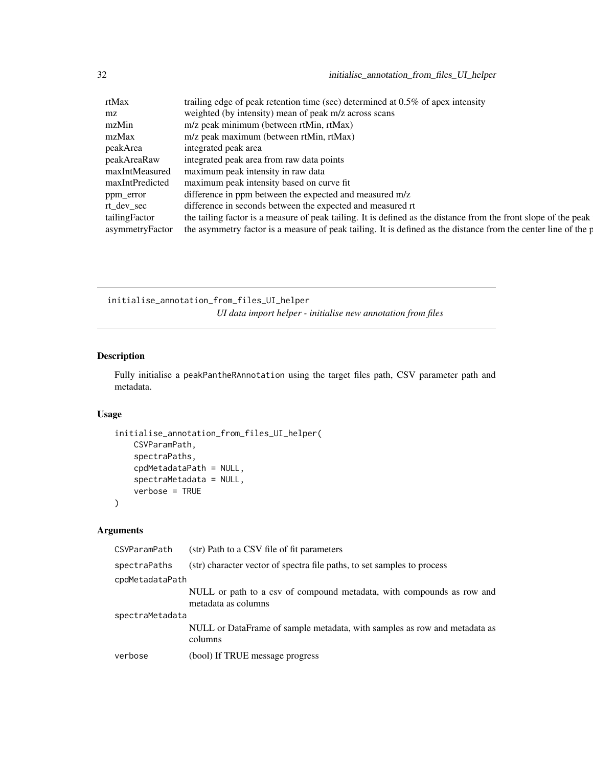| | |
|---|---|
| rtMax | trailing edge of peak retention time (sec) determined at 0.5% of apex intensity |
| mz | weighted (by intensity) mean of peak m/z across scans |
| mzMin | m/z peak minimum (between rtMin, rtMax) |
| mzMax | m/z peak maximum (between rtMin, rtMax) |
| peakArea | integrated peak area |
| peakAreaRaw | integrated peak area from raw data points |
| maxIntMeasured | maximum peak intensity in raw data |
| maxIntPredicted | maximum peak intensity based on curve fit |
| ppm_error | difference in ppm between the expected and measured m/z |
| rt_dev_sec | difference in seconds between the expected and measured rt |
| tailingFactor | the tailing factor is a measure of peak tailing. It is defined as the distance from the front slope of the peak |
| asymmetryFactor | the asymmetry factor is a measure of peak tailing. It is defined as the distance from the center line of the p |

## initialise_annotation_from_files_UI_helper

*UI data import helper - initialise new annotation from files*

### Description

Fully initialise a peakPantheRAnnotation using the target files path, CSV parameter path and metadata.

### Usage

```
initialise_annotation_from_files_UI_helper(
    CSVParamPath,
    spectraPaths,
    cpdMetadataPath = NULL,
    spectraMetadata = NULL,
    verbose = TRUE
)
```

### Arguments

| | |
|---|---|
| CSVParamPath | (str) Path to a CSV file of fit parameters |
| spectraPaths | (str) character vector of spectra file paths, to set samples to process |
| cpdMetadataPath | NULL or path to a csv of compound metadata, with compounds as row and metadata as columns |
| spectraMetadata | NULL or DataFrame of sample metadata, with samples as row and metadata as columns |
| verbose | (bool) If TRUE message progress |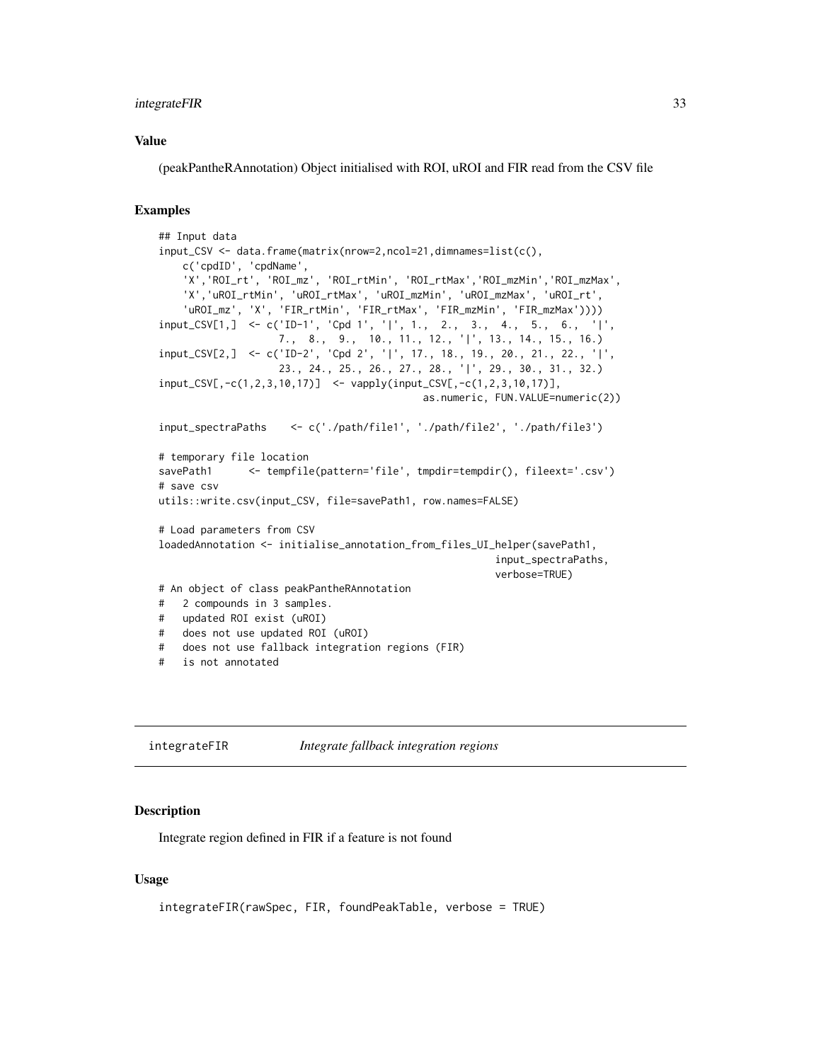## Value

(peakPantheRAnnotation) Object initialised with ROI, uROI and FIR read from the CSV file

## Examples

```
## Input data
input_CSV <- data.frame(matrix(nrow=2,ncol=21,dimnames=list(c(),
    c('cpdID', 'cpdName',
    'X','ROI_rt', 'ROI_mz', 'ROI_rtMin', 'ROI_rtMax','ROI_mzMin','ROI_mzMax',
    'X','uROI_rtMin', 'uROI_rtMax', 'uROI_mzMin', 'uROI_mzMax', 'uROI_rt',
    'uROI_mz', 'X', 'FIR_rtMin', 'FIR_rtMax', 'FIR_mzMin', 'FIR_mzMax'))))
input_CSV[1,]  <- c('ID-1', 'Cpd 1', '|', 1.,  2.,  3.,  4.,  5.,  6.,  '|',
                    7.,  8.,  9.,  10., 11., 12., '|', 13., 14., 15., 16.)
input_CSV[2,]  <- c('ID-2', 'Cpd 2', '|', 17., 18., 19., 20., 21., 22., '|',
                    23., 24., 25., 26., 27., 28., '|', 29., 30., 31., 32.)
input_CSV[,-c(1,2,3,10,17)]  <- vapply(input_CSV[,-c(1,2,3,10,17)],
                                        as.numeric, FUN.VALUE=numeric(2))

input_spectraPaths    <- c('./path/file1', './path/file2', './path/file3')

# temporary file location
savePath1      <- tempfile(pattern='file', tmpdir=tempdir(), fileext='.csv')
# save csv
utils::write.csv(input_CSV, file=savePath1, row.names=FALSE)

# Load parameters from CSV
loadedAnnotation <- initialise_annotation_from_files_UI_helper(savePath1,
                                                    input_spectraPaths,
                                                    verbose=TRUE)
# An object of class peakPantheRAnnotation
#   2 compounds in 3 samples.
#   updated ROI exist (uROI)
#   does not use updated ROI (uROI)
#   does not use fallback integration regions (FIR)
#   is not annotated
```

---

`integrateFIR` *Integrate fallback integration regions*

## Description

Integrate region defined in FIR if a feature is not found

## Usage

```
integrateFIR(rawSpec, FIR, foundPeakTable, verbose = TRUE)
```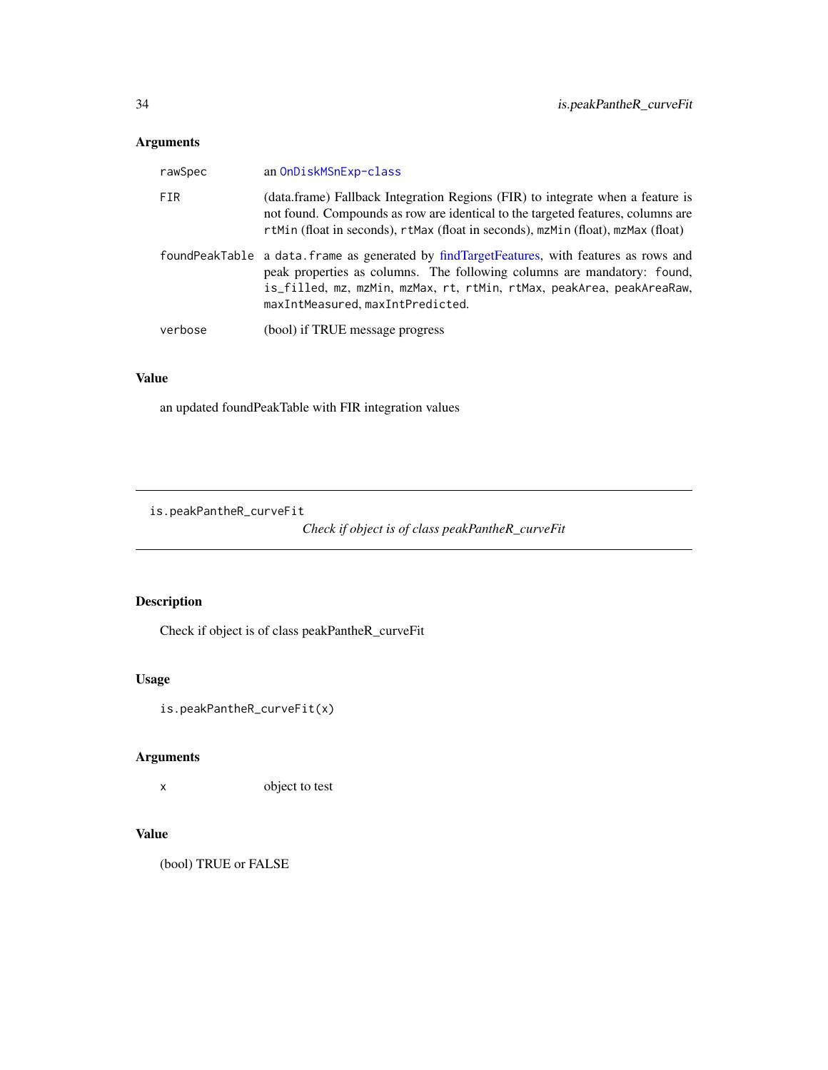## Arguments

| | |
|---|---|
| rawSpec | an OnDiskMSnExp-class |
| FIR | (data.frame) Fallback Integration Regions (FIR) to integrate when a feature is not found. Compounds as row are identical to the targeted features, columns are `rtMin` (float in seconds), `rtMax` (float in seconds), `mzMin` (float), `mzMax` (float) |
| foundPeakTable | a `data.frame` as generated by findTargetFeatures, with features as rows and peak properties as columns. The following columns are mandatory: `found`, `is_filled`, `mz`, `mzMin`, `mzMax`, `rt`, `rtMin`, `rtMax`, `peakArea`, `peakAreaRaw`, `maxIntMeasured`, `maxIntPredicted`. |
| verbose | (bool) if TRUE message progress |

## Value

an updated foundPeakTable with FIR integration values

---

`is.peakPantheR_curveFit` *Check if object is of class peakPantheR_curveFit*

---

## Description

Check if object is of class peakPantheR_curveFit

## Usage

```
is.peakPantheR_curveFit(x)
```

## Arguments

| | |
|---|---|
| x | object to test |

## Value

(bool) TRUE or FALSE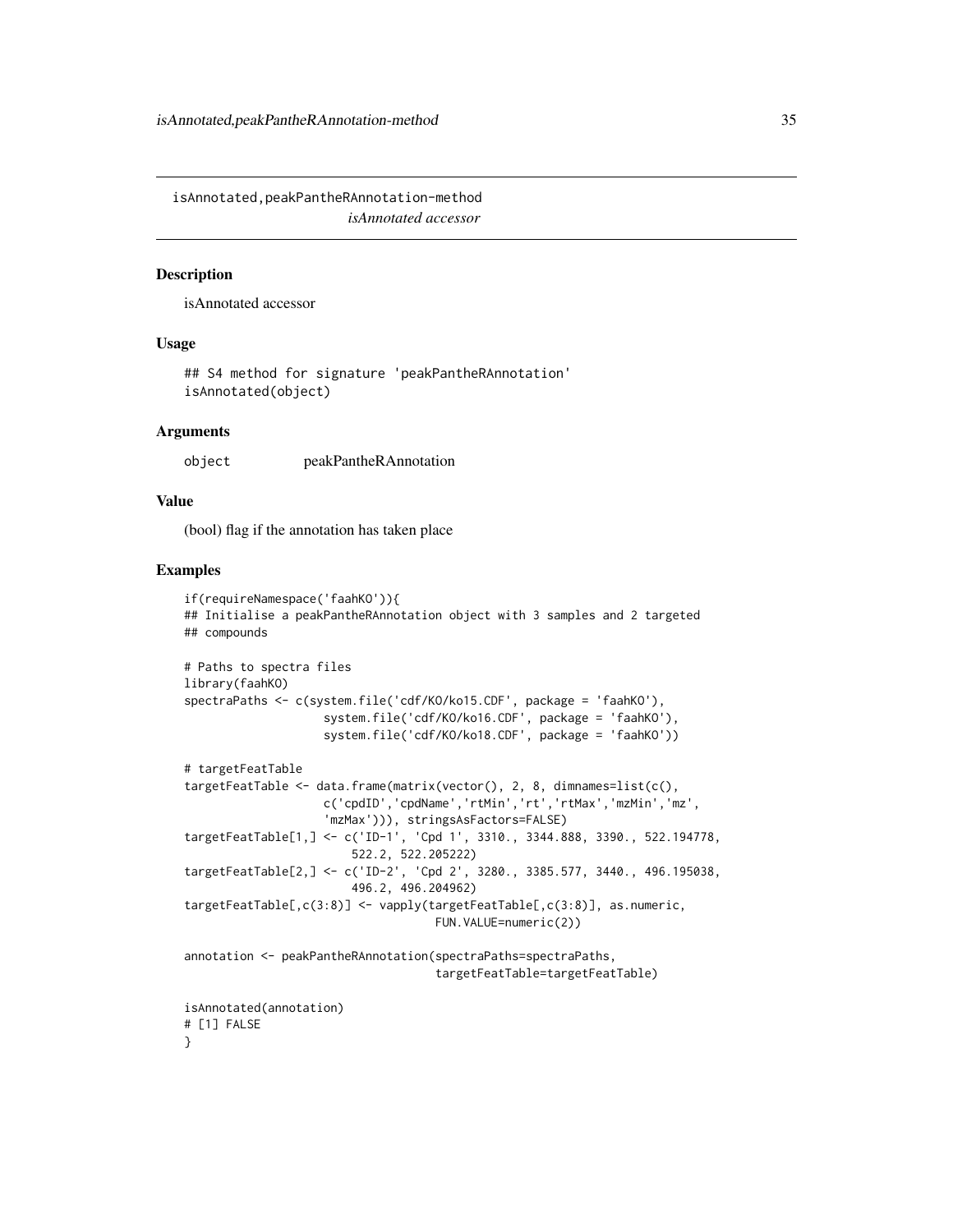## isAnnotated,peakPantheRAnnotation-method

*isAnnotated accessor*

### Description

isAnnotated accessor

### Usage

```
## S4 method for signature 'peakPantheRAnnotation'
isAnnotated(object)
```

### Arguments

| | |
|---|---|
| object | peakPantheRAnnotation |

### Value

(bool) flag if the annotation has taken place

### Examples

```
if(requireNamespace('faahKO')){
## Initialise a peakPantheRAnnotation object with 3 samples and 2 targeted
## compounds

# Paths to spectra files
library(faahKO)
spectraPaths <- c(system.file('cdf/KO/ko15.CDF', package = 'faahKO'),
                  system.file('cdf/KO/ko16.CDF', package = 'faahKO'),
                  system.file('cdf/KO/ko18.CDF', package = 'faahKO'))

# targetFeatTable
targetFeatTable <- data.frame(matrix(vector(), 2, 8, dimnames=list(c(),
                  c('cpdID','cpdName','rtMin','rt','rtMax','mzMin','mz',
                  'mzMax'))), stringsAsFactors=FALSE)
targetFeatTable[1,] <- c('ID-1', 'Cpd 1', 3310., 3344.888, 3390., 522.194778,
                      522.2, 522.205222)
targetFeatTable[2,] <- c('ID-2', 'Cpd 2', 3280., 3385.577, 3440., 496.195038,
                      496.2, 496.204962)
targetFeatTable[,c(3:8)] <- vapply(targetFeatTable[,c(3:8)], as.numeric,
                                  FUN.VALUE=numeric(2))

annotation <- peakPantheRAnnotation(spectraPaths=spectraPaths,
                                  targetFeatTable=targetFeatTable)

isAnnotated(annotation)
# [1] FALSE
}
```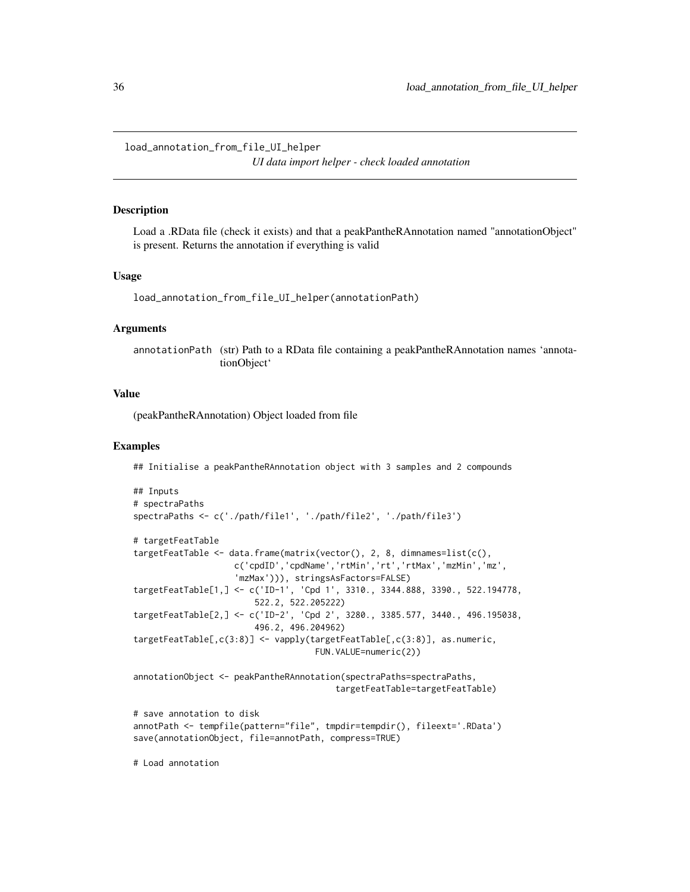## load_annotation_from_file_UI_helper

*UI data import helper - check loaded annotation*

### Description

Load a .RData file (check it exists) and that a peakPantheRAnnotation named "annotationObject" is present. Returns the annotation if everything is valid

### Usage

```
load_annotation_from_file_UI_helper(annotationPath)
```

### Arguments

| | |
|---|---|
| annotationPath | (str) Path to a RData file containing a peakPantheRAnnotation names 'annotationObject' |

### Value

(peakPantheRAnnotation) Object loaded from file

### Examples

```
## Initialise a peakPantheRAnnotation object with 3 samples and 2 compounds

## Inputs
# spectraPaths
spectraPaths <- c('./path/file1', './path/file2', './path/file3')

# targetFeatTable
targetFeatTable <- data.frame(matrix(vector(), 2, 8, dimnames=list(c(),
                    c('cpdID','cpdName','rtMin','rt','rtMax','mzMin','mz',
                    'mzMax'))), stringsAsFactors=FALSE)
targetFeatTable[1,] <- c('ID-1', 'Cpd 1', 3310., 3344.888, 3390., 522.194778,
                        522.2, 522.205222)
targetFeatTable[2,] <- c('ID-2', 'Cpd 2', 3280., 3385.577, 3440., 496.195038,
                        496.2, 496.204962)
targetFeatTable[,c(3:8)] <- vapply(targetFeatTable[,c(3:8)], as.numeric,
                                FUN.VALUE=numeric(2))

annotationObject <- peakPantheRAnnotation(spectraPaths=spectraPaths,
                                        targetFeatTable=targetFeatTable)

# save annotation to disk
annotPath <- tempfile(pattern="file", tmpdir=tempdir(), fileext='.RData')
save(annotationObject, file=annotPath, compress=TRUE)

# Load annotation
```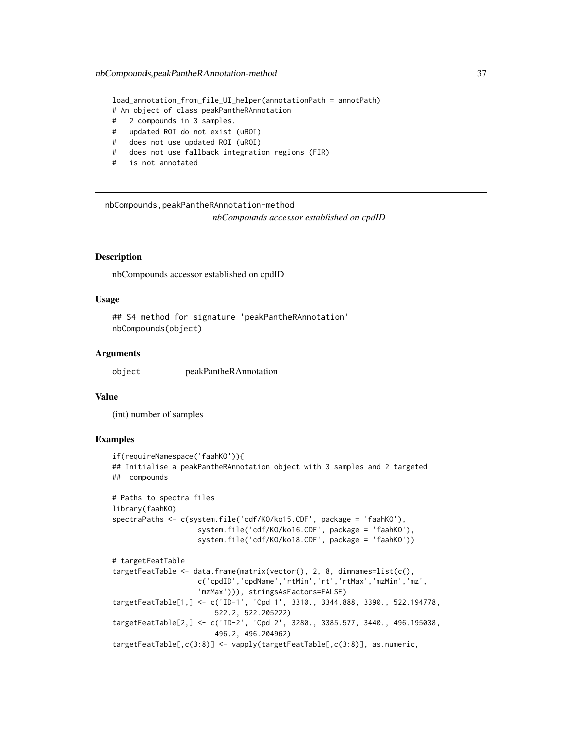```
load_annotation_from_file_UI_helper(annotationPath = annotPath)
# An object of class peakPantheRAnnotation
#   2 compounds in 3 samples.
#   updated ROI do not exist (uROI)
#   does not use updated ROI (uROI)
#   does not use fallback integration regions (FIR)
#   is not annotated
```

## nbCompounds,peakPantheRAnnotation-method

*nbCompounds accessor established on cpdID*

### Description

nbCompounds accessor established on cpdID

### Usage

```
## S4 method for signature 'peakPantheRAnnotation'
nbCompounds(object)
```

### Arguments

| | |
|---|---|
| object | peakPantheRAnnotation |

### Value

(int) number of samples

### Examples

```
if(requireNamespace('faahKO')){
## Initialise a peakPantheRAnnotation object with 3 samples and 2 targeted
##  compounds

# Paths to spectra files
library(faahKO)
spectraPaths <- c(system.file('cdf/KO/ko15.CDF', package = 'faahKO'),
                    system.file('cdf/KO/ko16.CDF', package = 'faahKO'),
                    system.file('cdf/KO/ko18.CDF', package = 'faahKO'))

# targetFeatTable
targetFeatTable <- data.frame(matrix(vector(), 2, 8, dimnames=list(c(),
                    c('cpdID','cpdName','rtMin','rt','rtMax','mzMin','mz',
                    'mzMax'))), stringsAsFactors=FALSE)
targetFeatTable[1,] <- c('ID-1', 'Cpd 1', 3310., 3344.888, 3390., 522.194778,
                        522.2, 522.205222)
targetFeatTable[2,] <- c('ID-2', 'Cpd 2', 3280., 3385.577, 3440., 496.195038,
                        496.2, 496.204962)
targetFeatTable[,c(3:8)] <- vapply(targetFeatTable[,c(3:8)], as.numeric,
```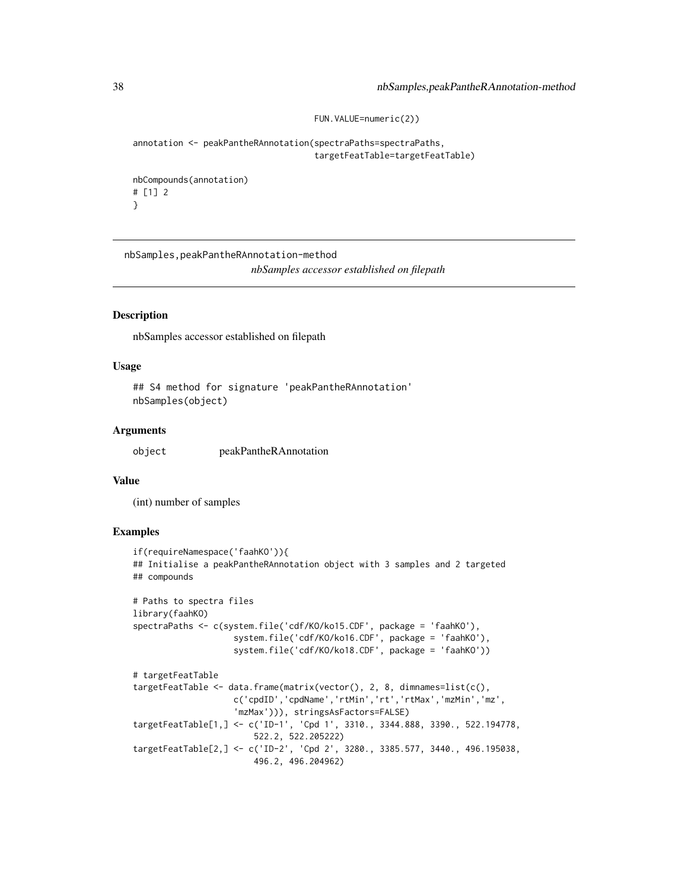```
                                    FUN.VALUE=numeric(2))

annotation <- peakPantheRAnnotation(spectraPaths=spectraPaths,
                                    targetFeatTable=targetFeatTable)

nbCompounds(annotation)
# [1] 2
}
```

## nbSamples,peakPantheRAnnotation-method

*nbSamples accessor established on filepath*

### Description

nbSamples accessor established on filepath

### Usage

```
## S4 method for signature 'peakPantheRAnnotation'
nbSamples(object)
```

### Arguments

| | |
|---|---|
| object | peakPantheRAnnotation |

### Value

(int) number of samples

### Examples

```
if(requireNamespace('faahKO')){
## Initialise a peakPantheRAnnotation object with 3 samples and 2 targeted
## compounds

# Paths to spectra files
library(faahKO)
spectraPaths <- c(system.file('cdf/KO/ko15.CDF', package = 'faahKO'),
                  system.file('cdf/KO/ko16.CDF', package = 'faahKO'),
                  system.file('cdf/KO/ko18.CDF', package = 'faahKO'))

# targetFeatTable
targetFeatTable <- data.frame(matrix(vector(), 2, 8, dimnames=list(c(),
                  c('cpdID','cpdName','rtMin','rt','rtMax','mzMin','mz',
                  'mzMax'))), stringsAsFactors=FALSE)
targetFeatTable[1,] <- c('ID-1', 'Cpd 1', 3310., 3344.888, 3390., 522.194778,
                      522.2, 522.205222)
targetFeatTable[2,] <- c('ID-2', 'Cpd 2', 3280., 3385.577, 3440., 496.195038,
                      496.2, 496.204962)
```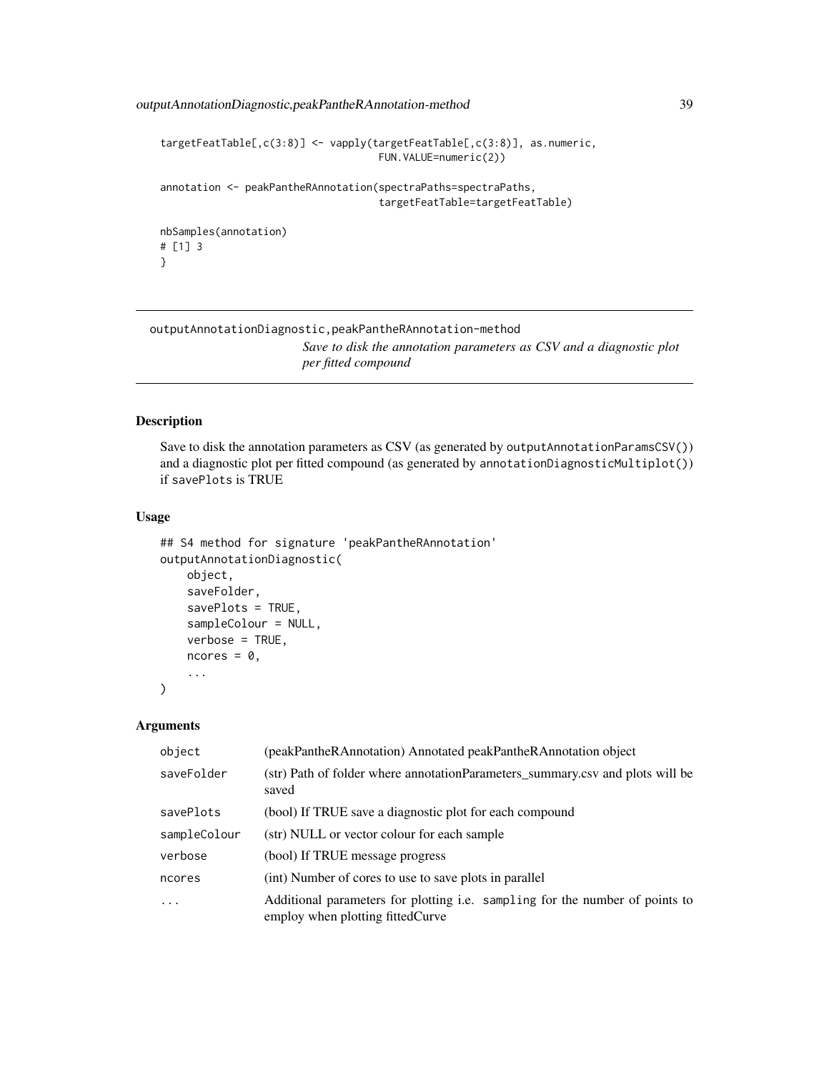```
targetFeatTable[,c(3:8)] <- vapply(targetFeatTable[,c(3:8)], as.numeric,
                                   FUN.VALUE=numeric(2))

annotation <- peakPantheRAnnotation(spectraPaths=spectraPaths,
                                    targetFeatTable=targetFeatTable)

nbSamples(annotation)
# [1] 3
}
```

## outputAnnotationDiagnostic,peakPantheRAnnotation-method

*Save to disk the annotation parameters as CSV and a diagnostic plot per fitted compound*

### Description

Save to disk the annotation parameters as CSV (as generated by `outputAnnotationParamsCSV()`) and a diagnostic plot per fitted compound (as generated by `annotationDiagnosticMultiplot()`) if `savePlots` is TRUE

### Usage

```
## S4 method for signature 'peakPantheRAnnotation'
outputAnnotationDiagnostic(
    object,
    saveFolder,
    savePlots = TRUE,
    sampleColour = NULL,
    verbose = TRUE,
    ncores = 0,
    ...
)
```

### Arguments

| | |
|---|---|
| `object` | (peakPantheRAnnotation) Annotated peakPantheRAnnotation object |
| `saveFolder` | (str) Path of folder where annotationParameters_summary.csv and plots will be saved |
| `savePlots` | (bool) If TRUE save a diagnostic plot for each compound |
| `sampleColour` | (str) NULL or vector colour for each sample |
| `verbose` | (bool) If TRUE message progress |
| `ncores` | (int) Number of cores to use to save plots in parallel |
| `...` | Additional parameters for plotting i.e. `sampling` for the number of points to employ when plotting fittedCurve |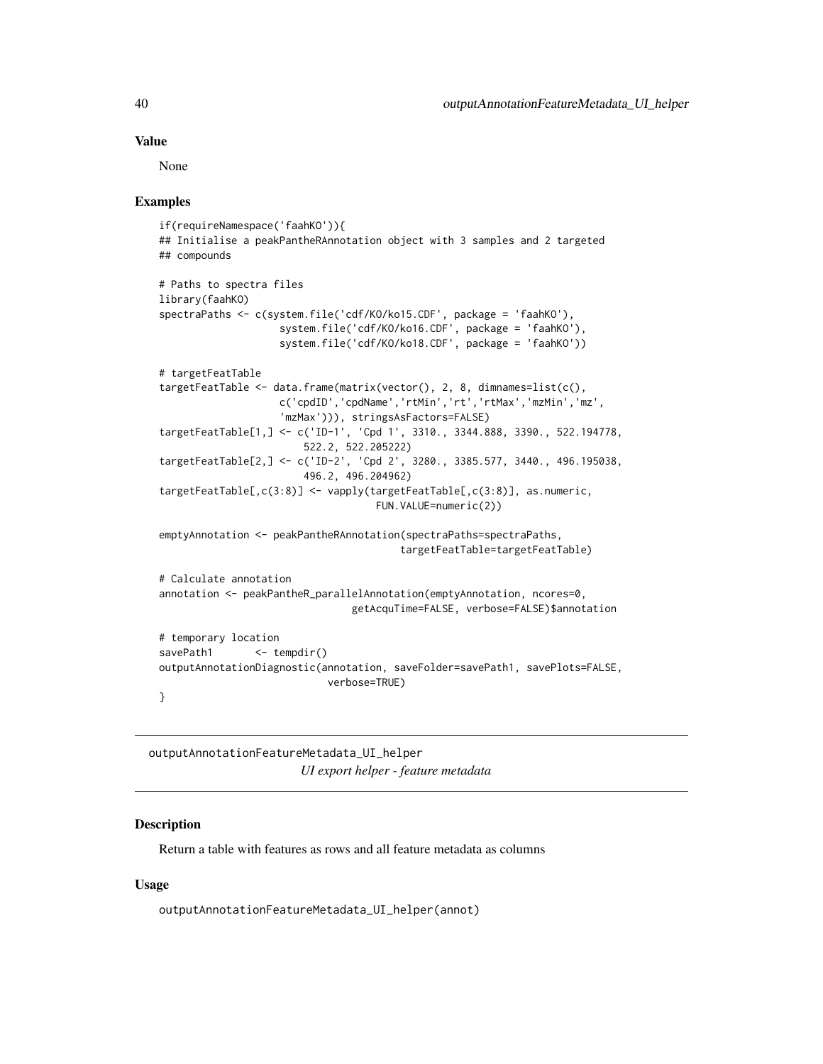## Value

None

## Examples

```
if(requireNamespace('faahKO')){
## Initialise a peakPantheRAnnotation object with 3 samples and 2 targeted
## compounds

# Paths to spectra files
library(faahKO)
spectraPaths <- c(system.file('cdf/KO/ko15.CDF', package = 'faahKO'),
                  system.file('cdf/KO/ko16.CDF', package = 'faahKO'),
                  system.file('cdf/KO/ko18.CDF', package = 'faahKO'))

# targetFeatTable
targetFeatTable <- data.frame(matrix(vector(), 2, 8, dimnames=list(c(),
                  c('cpdID','cpdName','rtMin','rt','rtMax','mzMin','mz',
                  'mzMax'))), stringsAsFactors=FALSE)
targetFeatTable[1,] <- c('ID-1', 'Cpd 1', 3310., 3344.888, 3390., 522.194778,
                      522.2, 522.205222)
targetFeatTable[2,] <- c('ID-2', 'Cpd 2', 3280., 3385.577, 3440., 496.195038,
                      496.2, 496.204962)
targetFeatTable[,c(3:8)] <- vapply(targetFeatTable[,c(3:8)], as.numeric,
                                   FUN.VALUE=numeric(2))

emptyAnnotation <- peakPantheRAnnotation(spectraPaths=spectraPaths,
                                         targetFeatTable=targetFeatTable)

# Calculate annotation
annotation <- peakPantheR_parallelAnnotation(emptyAnnotation, ncores=0,
                              getAcquTime=FALSE, verbose=FALSE)$annotation

# temporary location
savePath1       <- tempdir()
outputAnnotationDiagnostic(annotation, saveFolder=savePath1, savePlots=FALSE,
                           verbose=TRUE)
}
```

---

# outputAnnotationFeatureMetadata_UI_helper

*UI export helper - feature metadata*

## Description

Return a table with features as rows and all feature metadata as columns

## Usage

```
outputAnnotationFeatureMetadata_UI_helper(annot)
```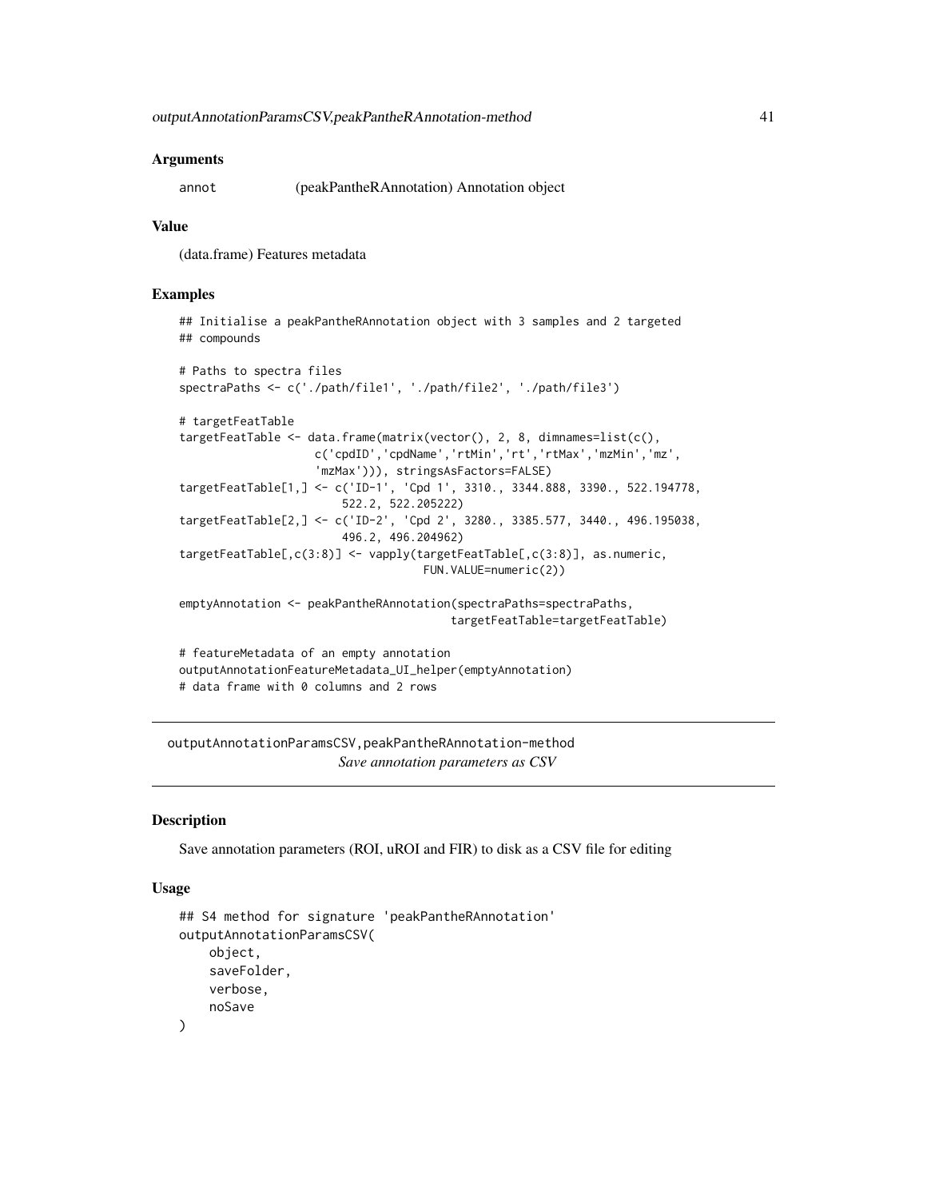### Arguments

| | |
|---|---|
| annot | (peakPantheRAnnotation) Annotation object |

### Value

(data.frame) Features metadata

### Examples

```
## Initialise a peakPantheRAnnotation object with 3 samples and 2 targeted
## compounds

# Paths to spectra files
spectraPaths <- c('./path/file1', './path/file2', './path/file3')

# targetFeatTable
targetFeatTable <- data.frame(matrix(vector(), 2, 8, dimnames=list(c(),
                    c('cpdID','cpdName','rtMin','rt','rtMax','mzMin','mz',
                    'mzMax'))), stringsAsFactors=FALSE)
targetFeatTable[1,] <- c('ID-1', 'Cpd 1', 3310., 3344.888, 3390., 522.194778,
                        522.2, 522.205222)
targetFeatTable[2,] <- c('ID-2', 'Cpd 2', 3280., 3385.577, 3440., 496.195038,
                        496.2, 496.204962)
targetFeatTable[,c(3:8)] <- vapply(targetFeatTable[,c(3:8)], as.numeric,
                                    FUN.VALUE=numeric(2))

emptyAnnotation <- peakPantheRAnnotation(spectraPaths=spectraPaths,
                                        targetFeatTable=targetFeatTable)

# featureMetadata of an empty annotation
outputAnnotationFeatureMetadata_UI_helper(emptyAnnotation)
# data frame with 0 columns and 2 rows
```

---

## outputAnnotationParamsCSV,peakPantheRAnnotation-method
*Save annotation parameters as CSV*

### Description

Save annotation parameters (ROI, uROI and FIR) to disk as a CSV file for editing

### Usage

```
## S4 method for signature 'peakPantheRAnnotation'
outputAnnotationParamsCSV(
    object,
    saveFolder,
    verbose,
    noSave
)
```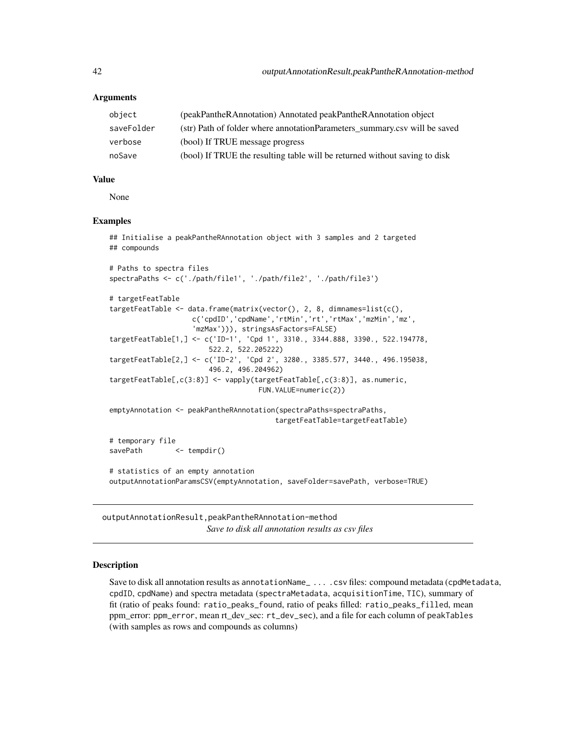### Arguments

| | |
|---|---|
| object | (peakPantheRAnnotation) Annotated peakPantheRAnnotation object |
| saveFolder | (str) Path of folder where annotationParameters_summary.csv will be saved |
| verbose | (bool) If TRUE message progress |
| noSave | (bool) If TRUE the resulting table will be returned without saving to disk |

### Value

None

### Examples

```
## Initialise a peakPantheRAnnotation object with 3 samples and 2 targeted
## compounds

# Paths to spectra files
spectraPaths <- c('./path/file1', './path/file2', './path/file3')

# targetFeatTable
targetFeatTable <- data.frame(matrix(vector(), 2, 8, dimnames=list(c(),
                    c('cpdID','cpdName','rtMin','rt','rtMax','mzMin','mz',
                    'mzMax'))), stringsAsFactors=FALSE)
targetFeatTable[1,] <- c('ID-1', 'Cpd 1', 3310., 3344.888, 3390., 522.194778,
                        522.2, 522.205222)
targetFeatTable[2,] <- c('ID-2', 'Cpd 2', 3280., 3385.577, 3440., 496.195038,
                        496.2, 496.204962)
targetFeatTable[,c(3:8)] <- vapply(targetFeatTable[,c(3:8)], as.numeric,
                                    FUN.VALUE=numeric(2))

emptyAnnotation <- peakPantheRAnnotation(spectraPaths=spectraPaths,
                                        targetFeatTable=targetFeatTable)

# temporary file
savePath        <- tempdir()

# statistics of an empty annotation
outputAnnotationParamsCSV(emptyAnnotation, saveFolder=savePath, verbose=TRUE)
```

---

## outputAnnotationResult,peakPantheRAnnotation-method

*Save to disk all annotation results as csv files*

---

### Description

Save to disk all annotation results as annotationName_ ... .csv files: compound metadata (cpdMetadata, cpdID, cpdName) and spectra metadata (spectraMetadata, acquisitionTime, TIC), summary of fit (ratio of peaks found: ratio_peaks_found, ratio of peaks filled: ratio_peaks_filled, mean ppm_error: ppm_error, mean rt_dev_sec: rt_dev_sec), and a file for each column of peakTables (with samples as rows and compounds as columns)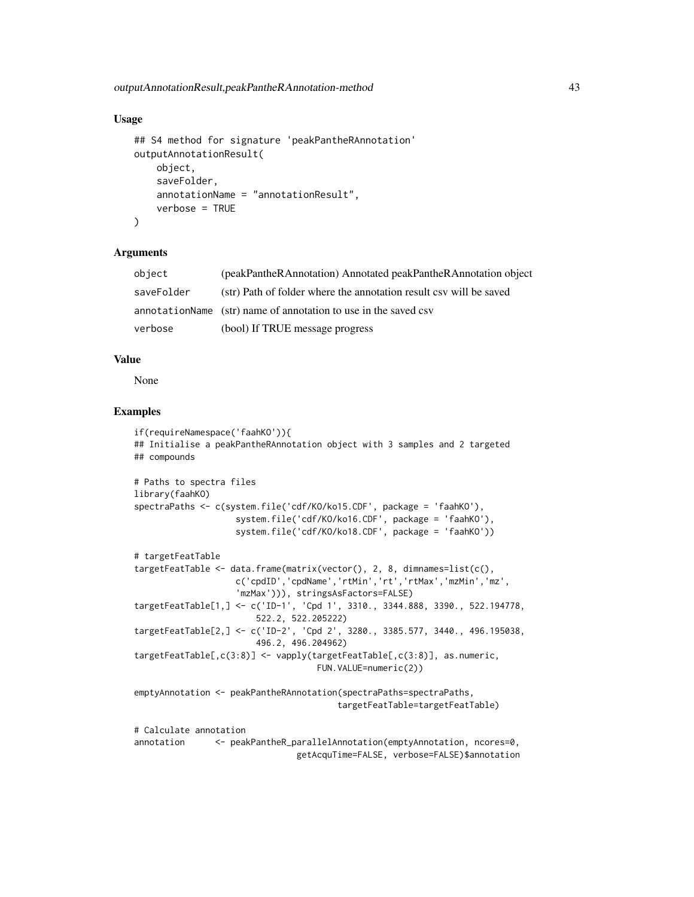### Usage

```
## S4 method for signature 'peakPantheRAnnotation'
outputAnnotationResult(
    object,
    saveFolder,
    annotationName = "annotationResult",
    verbose = TRUE
)
```

### Arguments

| | |
|---|---|
| `object` | (peakPantheRAnnotation) Annotated peakPantheRAnnotation object |
| `saveFolder` | (str) Path of folder where the annotation result csv will be saved |
| `annotationName` | (str) name of annotation to use in the saved csv |
| `verbose` | (bool) If TRUE message progress |

### Value

None

### Examples

```
if(requireNamespace('faahKO')){
## Initialise a peakPantheRAnnotation object with 3 samples and 2 targeted
## compounds

# Paths to spectra files
library(faahKO)
spectraPaths <- c(system.file('cdf/KO/ko15.CDF', package = 'faahKO'),
                    system.file('cdf/KO/ko16.CDF', package = 'faahKO'),
                    system.file('cdf/KO/ko18.CDF', package = 'faahKO'))

# targetFeatTable
targetFeatTable <- data.frame(matrix(vector(), 2, 8, dimnames=list(c(),
                    c('cpdID','cpdName','rtMin','rt','rtMax','mzMin','mz',
                    'mzMax'))), stringsAsFactors=FALSE)
targetFeatTable[1,] <- c('ID-1', 'Cpd 1', 3310., 3344.888, 3390., 522.194778,
                        522.2, 522.205222)
targetFeatTable[2,] <- c('ID-2', 'Cpd 2', 3280., 3385.577, 3440., 496.195038,
                        496.2, 496.204962)
targetFeatTable[,c(3:8)] <- vapply(targetFeatTable[,c(3:8)], as.numeric,
                                    FUN.VALUE=numeric(2))

emptyAnnotation <- peakPantheRAnnotation(spectraPaths=spectraPaths,
                                        targetFeatTable=targetFeatTable)

# Calculate annotation
annotation      <- peakPantheR_parallelAnnotation(emptyAnnotation, ncores=0,
                            getAcquTime=FALSE, verbose=FALSE)$annotation
```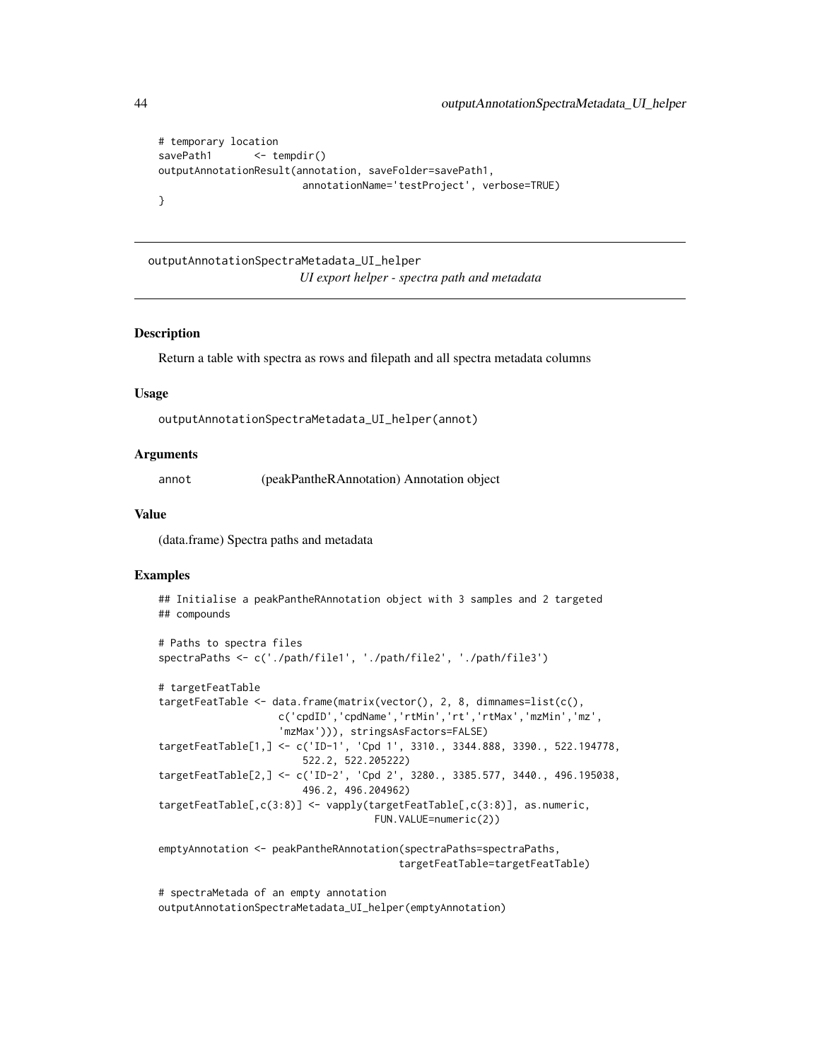```
# temporary location
savePath1       <- tempdir()
outputAnnotationResult(annotation, saveFolder=savePath1,
                        annotationName='testProject', verbose=TRUE)
}
```

---

## outputAnnotationSpectraMetadata_UI_helper

*UI export helper - spectra path and metadata*

---

### Description

Return a table with spectra as rows and filepath and all spectra metadata columns

### Usage

```
outputAnnotationSpectraMetadata_UI_helper(annot)
```

### Arguments

| | |
|---|---|
| annot | (peakPantheRAnnotation) Annotation object |

### Value

(data.frame) Spectra paths and metadata

### Examples

```
## Initialise a peakPantheRAnnotation object with 3 samples and 2 targeted
## compounds

# Paths to spectra files
spectraPaths <- c('./path/file1', './path/file2', './path/file3')

# targetFeatTable
targetFeatTable <- data.frame(matrix(vector(), 2, 8, dimnames=list(c(),
                    c('cpdID','cpdName','rtMin','rt','rtMax','mzMin','mz',
                    'mzMax'))), stringsAsFactors=FALSE)
targetFeatTable[1,] <- c('ID-1', 'Cpd 1', 3310., 3344.888, 3390., 522.194778,
                        522.2, 522.205222)
targetFeatTable[2,] <- c('ID-2', 'Cpd 2', 3280., 3385.577, 3440., 496.195038,
                        496.2, 496.204962)
targetFeatTable[,c(3:8)] <- vapply(targetFeatTable[,c(3:8)], as.numeric,
                                    FUN.VALUE=numeric(2))

emptyAnnotation <- peakPantheRAnnotation(spectraPaths=spectraPaths,
                                        targetFeatTable=targetFeatTable)

# spectraMetada of an empty annotation
outputAnnotationSpectraMetadata_UI_helper(emptyAnnotation)
```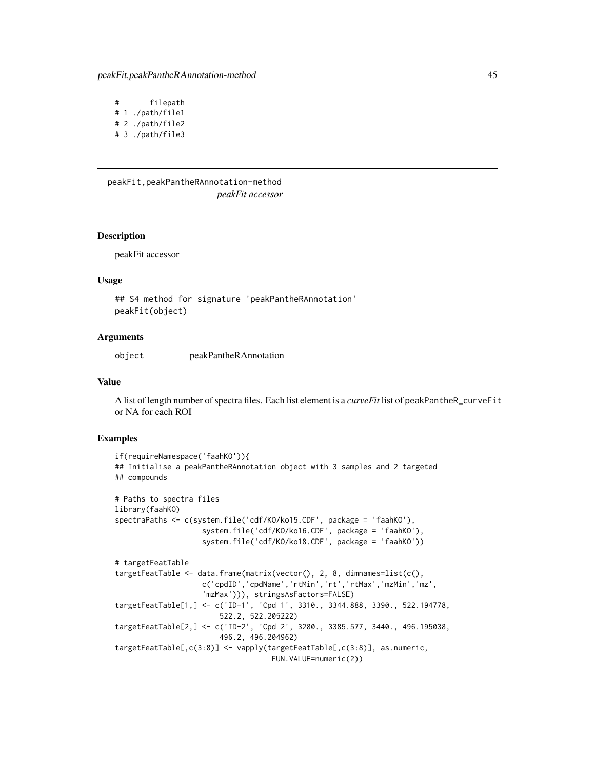```
#       filepath
# 1 ./path/file1
# 2 ./path/file2
# 3 ./path/file3
```

## peakFit,peakPantheRAnnotation-method

*peakFit accessor*

### Description

peakFit accessor

### Usage

```
## S4 method for signature 'peakPantheRAnnotation'
peakFit(object)
```

### Arguments

| | |
|---|---|
| object | peakPantheRAnnotation |

### Value

A list of length number of spectra files. Each list element is a *curveFit* list of peakPantheR_curveFit or NA for each ROI

### Examples

```
if(requireNamespace('faahKO')){
## Initialise a peakPantheRAnnotation object with 3 samples and 2 targeted
## compounds

# Paths to spectra files
library(faahKO)
spectraPaths <- c(system.file('cdf/KO/ko15.CDF', package = 'faahKO'),
                    system.file('cdf/KO/ko16.CDF', package = 'faahKO'),
                    system.file('cdf/KO/ko18.CDF', package = 'faahKO'))

# targetFeatTable
targetFeatTable <- data.frame(matrix(vector(), 2, 8, dimnames=list(c(),
                    c('cpdID','cpdName','rtMin','rt','rtMax','mzMin','mz',
                    'mzMax'))), stringsAsFactors=FALSE)
targetFeatTable[1,] <- c('ID-1', 'Cpd 1', 3310., 3344.888, 3390., 522.194778,
                        522.2, 522.205222)
targetFeatTable[2,] <- c('ID-2', 'Cpd 2', 3280., 3385.577, 3440., 496.195038,
                        496.2, 496.204962)
targetFeatTable[,c(3:8)] <- vapply(targetFeatTable[,c(3:8)], as.numeric,
                                    FUN.VALUE=numeric(2))
```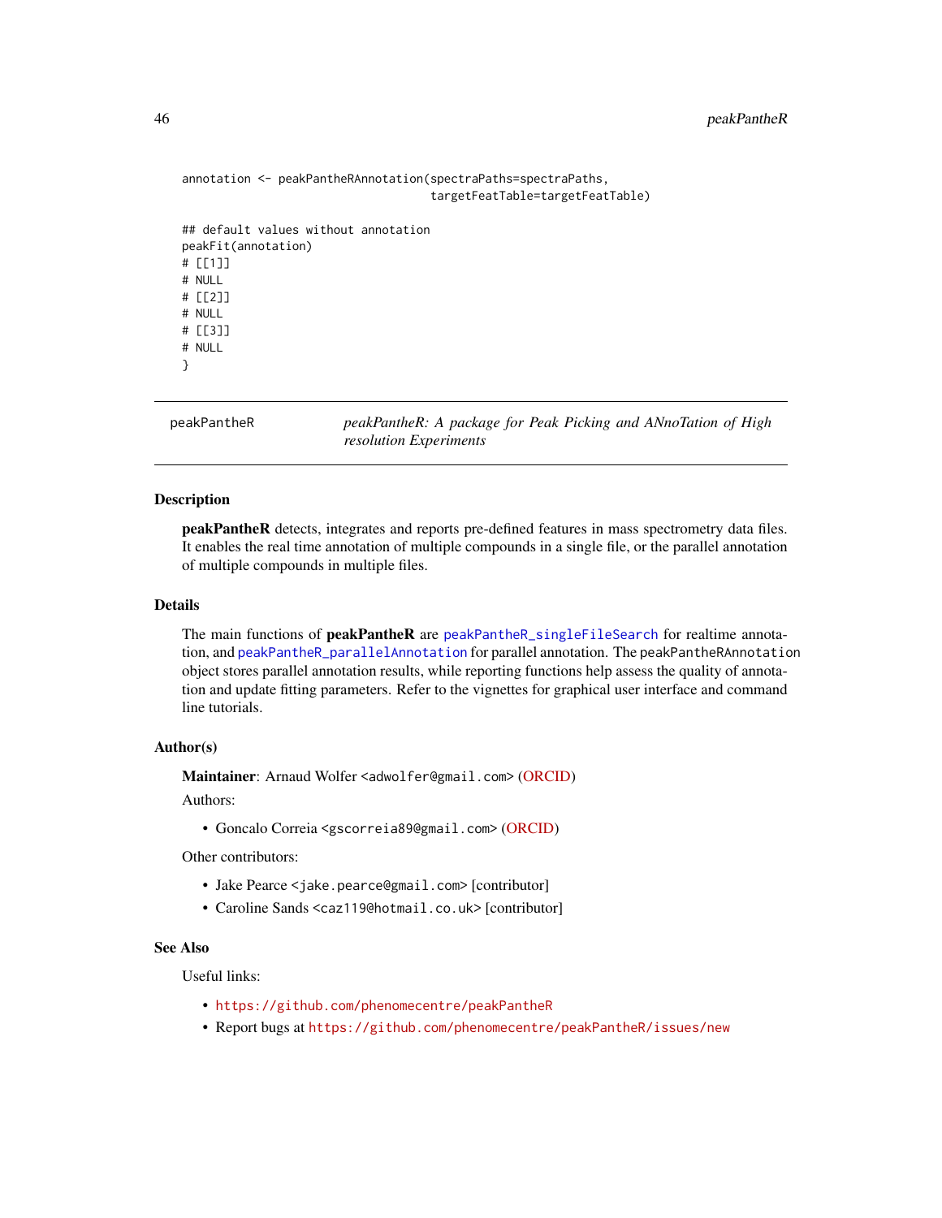```
annotation <- peakPantheRAnnotation(spectraPaths=spectraPaths,
                                    targetFeatTable=targetFeatTable)

## default values without annotation
peakFit(annotation)
# [[1]]
# NULL
# [[2]]
# NULL
# [[3]]
# NULL
}
```

## peakPantheR — *peakPantheR: A package for Peak Picking and ANnoTation of High resolution Experiments*

### Description

**peakPantheR** detects, integrates and reports pre-defined features in mass spectrometry data files. It enables the real time annotation of multiple compounds in a single file, or the parallel annotation of multiple compounds in multiple files.

### Details

The main functions of **peakPantheR** are `peakPantheR_singleFileSearch` for realtime annotation, and `peakPantheR_parallelAnnotation` for parallel annotation. The `peakPantheRAnnotation` object stores parallel annotation results, while reporting functions help assess the quality of annotation and update fitting parameters. Refer to the vignettes for graphical user interface and command line tutorials.

### Author(s)

**Maintainer**: Arnaud Wolfer <adwolfer@gmail.com> (ORCID)

Authors:

- Goncalo Correia <gscorreia89@gmail.com> (ORCID)

Other contributors:

- Jake Pearce <jake.pearce@gmail.com> [contributor]
- Caroline Sands <caz119@hotmail.co.uk> [contributor]

### See Also

Useful links:

- https://github.com/phenomecentre/peakPantheR
- Report bugs at https://github.com/phenomecentre/peakPantheR/issues/new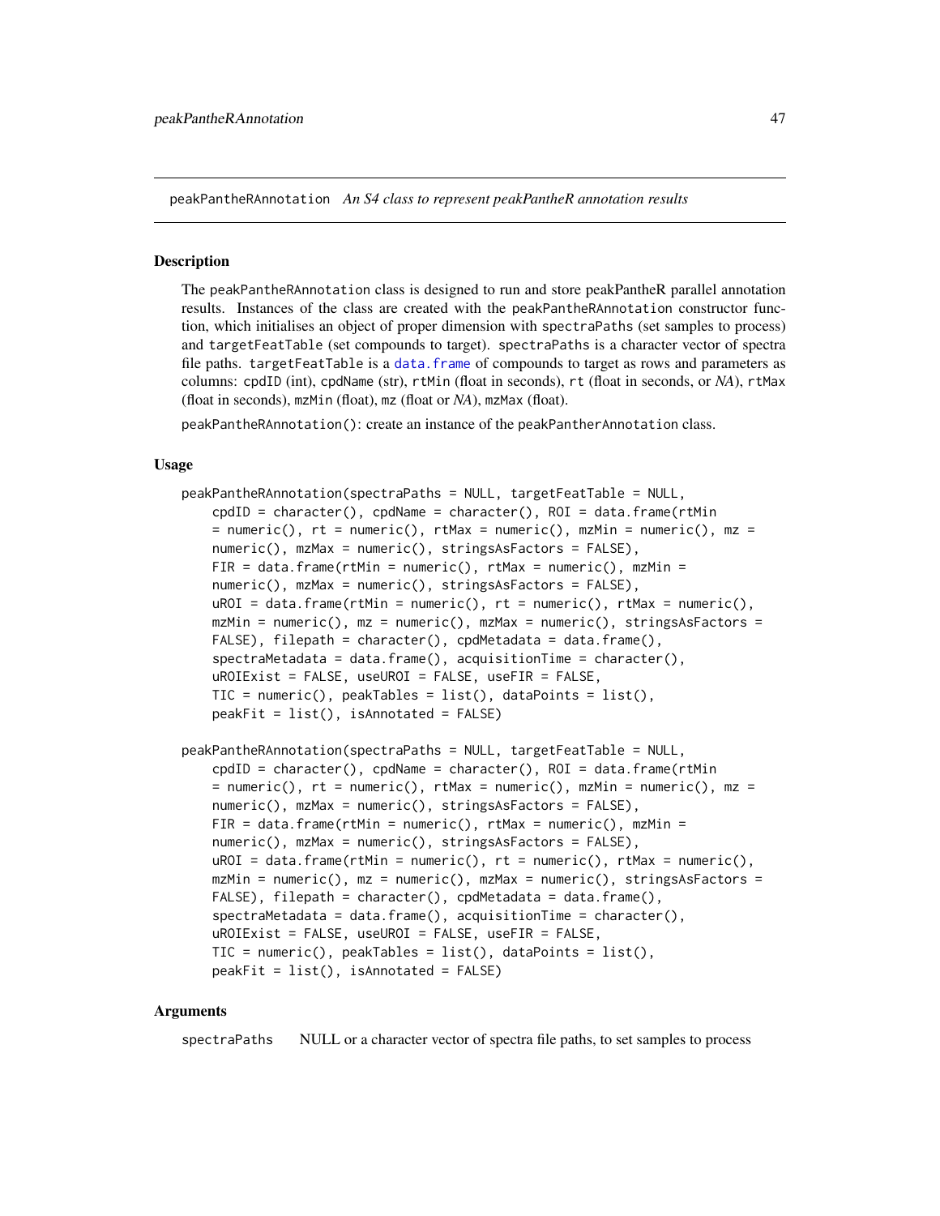peakPantheRAnnotation *An S4 class to represent peakPantheR annotation results*

## Description

The peakPantheRAnnotation class is designed to run and store peakPantheR parallel annotation results. Instances of the class are created with the peakPantheRAnnotation constructor function, which initialises an object of proper dimension with spectraPaths (set samples to process) and targetFeatTable (set compounds to target). spectraPaths is a character vector of spectra file paths. targetFeatTable is a data.frame of compounds to target as rows and parameters as columns: cpdID (int), cpdName (str), rtMin (float in seconds), rt (float in seconds, or *NA*), rtMax (float in seconds), mzMin (float), mz (float or *NA*), mzMax (float).

peakPantheRAnnotation(): create an instance of the peakPantherAnnotation class.

## Usage

```
peakPantheRAnnotation(spectraPaths = NULL, targetFeatTable = NULL,
    cpdID = character(), cpdName = character(), ROI = data.frame(rtMin
    = numeric(), rt = numeric(), rtMax = numeric(), mzMin = numeric(), mz =
    numeric(), mzMax = numeric(), stringsAsFactors = FALSE),
    FIR = data.frame(rtMin = numeric(), rtMax = numeric(), mzMin =
    numeric(), mzMax = numeric(), stringsAsFactors = FALSE),
    uROI = data.frame(rtMin = numeric(), rt = numeric(), rtMax = numeric(),
    mzMin = numeric(), mz = numeric(), mzMax = numeric(), stringsAsFactors =
    FALSE), filepath = character(), cpdMetadata = data.frame(),
    spectraMetadata = data.frame(), acquisitionTime = character(),
    uROIExist = FALSE, useUROI = FALSE, useFIR = FALSE,
    TIC = numeric(), peakTables = list(), dataPoints = list(),
    peakFit = list(), isAnnotated = FALSE)

peakPantheRAnnotation(spectraPaths = NULL, targetFeatTable = NULL,
    cpdID = character(), cpdName = character(), ROI = data.frame(rtMin
    = numeric(), rt = numeric(), rtMax = numeric(), mzMin = numeric(), mz =
    numeric(), mzMax = numeric(), stringsAsFactors = FALSE),
    FIR = data.frame(rtMin = numeric(), rtMax = numeric(), mzMin =
    numeric(), mzMax = numeric(), stringsAsFactors = FALSE),
    uROI = data.frame(rtMin = numeric(), rt = numeric(), rtMax = numeric(),
    mzMin = numeric(), mz = numeric(), mzMax = numeric(), stringsAsFactors =
    FALSE), filepath = character(), cpdMetadata = data.frame(),
    spectraMetadata = data.frame(), acquisitionTime = character(),
    uROIExist = FALSE, useUROI = FALSE, useFIR = FALSE,
    TIC = numeric(), peakTables = list(), dataPoints = list(),
    peakFit = list(), isAnnotated = FALSE)
```

## Arguments

spectraPaths    NULL or a character vector of spectra file paths, to set samples to process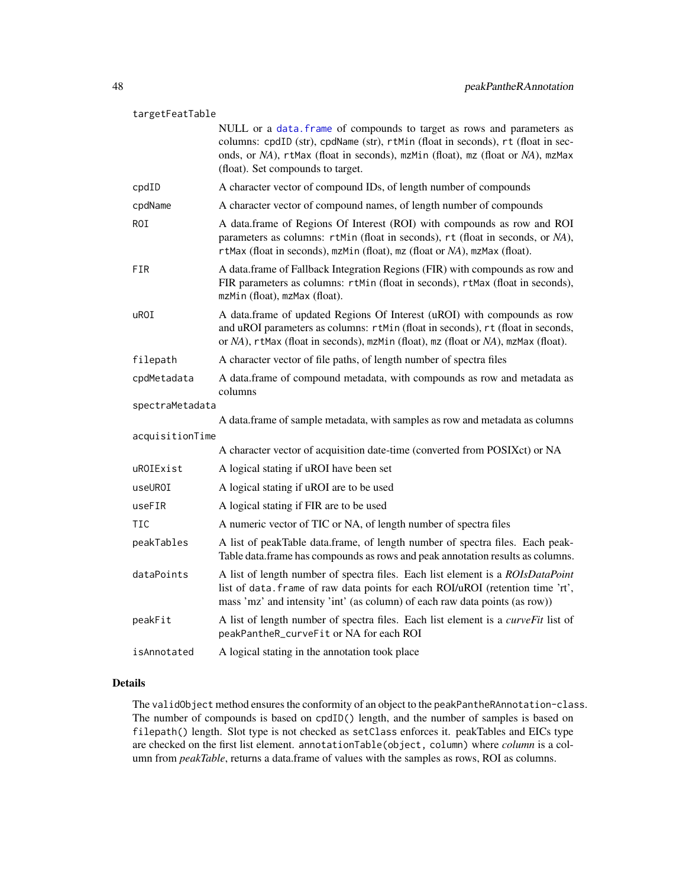targetFeatTable
: NULL or a data.frame of compounds to target as rows and parameters as columns: cpdID (str), cpdName (str), rtMin (float in seconds), rt (float in seconds, or *NA*), rtMax (float in seconds), mzMin (float), mz (float or *NA*), mzMax (float). Set compounds to target.

cpdID
: A character vector of compound IDs, of length number of compounds

cpdName
: A character vector of compound names, of length number of compounds

ROI
: A data.frame of Regions Of Interest (ROI) with compounds as row and ROI parameters as columns: rtMin (float in seconds), rt (float in seconds, or *NA*), rtMax (float in seconds), mzMin (float), mz (float or *NA*), mzMax (float).

FIR
: A data.frame of Fallback Integration Regions (FIR) with compounds as row and FIR parameters as columns: rtMin (float in seconds), rtMax (float in seconds), mzMin (float), mzMax (float).

uROI
: A data.frame of updated Regions Of Interest (uROI) with compounds as row and uROI parameters as columns: rtMin (float in seconds), rt (float in seconds, or *NA*), rtMax (float in seconds), mzMin (float), mz (float or *NA*), mzMax (float).

filepath
: A character vector of file paths, of length number of spectra files

cpdMetadata
: A data.frame of compound metadata, with compounds as row and metadata as columns

spectraMetadata
: A data.frame of sample metadata, with samples as row and metadata as columns

acquisitionTime
: A character vector of acquisition date-time (converted from POSIXct) or NA

uROIExist
: A logical stating if uROI have been set

useUROI
: A logical stating if uROI are to be used

useFIR
: A logical stating if FIR are to be used

TIC
: A numeric vector of TIC or NA, of length number of spectra files

peakTables
: A list of peakTable data.frame, of length number of spectra files. Each peakTable data.frame has compounds as rows and peak annotation results as columns.

dataPoints
: A list of length number of spectra files. Each list element is a *ROIsDataPoint* list of data.frame of raw data points for each ROI/uROI (retention time 'rt', mass 'mz' and intensity 'int' (as column) of each raw data points (as row))

peakFit
: A list of length number of spectra files. Each list element is a *curveFit* list of peakPantheR_curveFit or NA for each ROI

isAnnotated
: A logical stating in the annotation took place

## Details

The validObject method ensures the conformity of an object to the peakPantheRAnnotation-class. The number of compounds is based on cpdID() length, and the number of samples is based on filepath() length. Slot type is not checked as setClass enforces it. peakTables and EICs type are checked on the first list element. annotationTable(object, column) where *column* is a column from *peakTable*, returns a data.frame of values with the samples as rows, ROI as columns.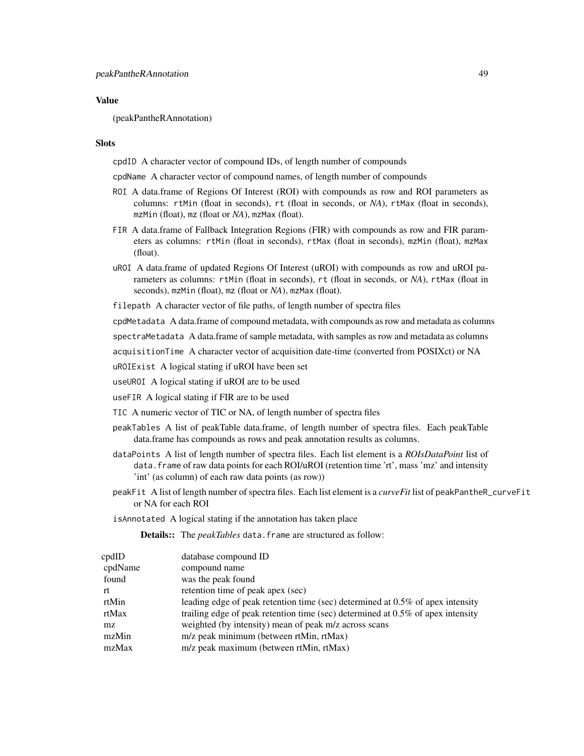### Value

(peakPantheRAnnotation)

### Slots

- `cpdID` A character vector of compound IDs, of length number of compounds
- `cpdName` A character vector of compound names, of length number of compounds
- `ROI` A data.frame of Regions Of Interest (ROI) with compounds as row and ROI parameters as columns: `rtMin` (float in seconds), `rt` (float in seconds, or *NA*), `rtMax` (float in seconds), `mzMin` (float), `mz` (float or *NA*), `mzMax` (float).
- `FIR` A data.frame of Fallback Integration Regions (FIR) with compounds as row and FIR parameters as columns: `rtMin` (float in seconds), `rtMax` (float in seconds), `mzMin` (float), `mzMax` (float).
- `uROI` A data.frame of updated Regions Of Interest (uROI) with compounds as row and uROI parameters as columns: `rtMin` (float in seconds), `rt` (float in seconds, or *NA*), `rtMax` (float in seconds), `mzMin` (float), `mz` (float or *NA*), `mzMax` (float).
- `filepath` A character vector of file paths, of length number of spectra files
- `cpdMetadata` A data.frame of compound metadata, with compounds as row and metadata as columns
- `spectraMetadata` A data.frame of sample metadata, with samples as row and metadata as columns
- `acquisitionTime` A character vector of acquisition date-time (converted from POSIXct) or NA
- `uROIExist` A logical stating if uROI have been set
- `useUROI` A logical stating if uROI are to be used
- `useFIR` A logical stating if FIR are to be used
- `TIC` A numeric vector of TIC or NA, of length number of spectra files
- `peakTables` A list of peakTable data.frame, of length number of spectra files. Each peakTable data.frame has compounds as rows and peak annotation results as columns.
- `dataPoints` A list of length number of spectra files. Each list element is a *ROIsDataPoint* list of `data.frame` of raw data points for each ROI/uROI (retention time 'rt', mass 'mz' and intensity 'int' (as column) of each raw data points (as row))
- `peakFit` A list of length number of spectra files. Each list element is a *curveFit* list of `peakPantheR_curveFit` or NA for each ROI
- `isAnnotated` A logical stating if the annotation has taken place

**Details::** The *peakTables* `data.frame` are structured as follow:

| | |
|---|---|
| cpdID | database compound ID |
| cpdName | compound name |
| found | was the peak found |
| rt | retention time of peak apex (sec) |
| rtMin | leading edge of peak retention time (sec) determined at 0.5% of apex intensity |
| rtMax | trailing edge of peak retention time (sec) determined at 0.5% of apex intensity |
| mz | weighted (by intensity) mean of peak m/z across scans |
| mzMin | m/z peak minimum (between rtMin, rtMax) |
| mzMax | m/z peak maximum (between rtMin, rtMax) |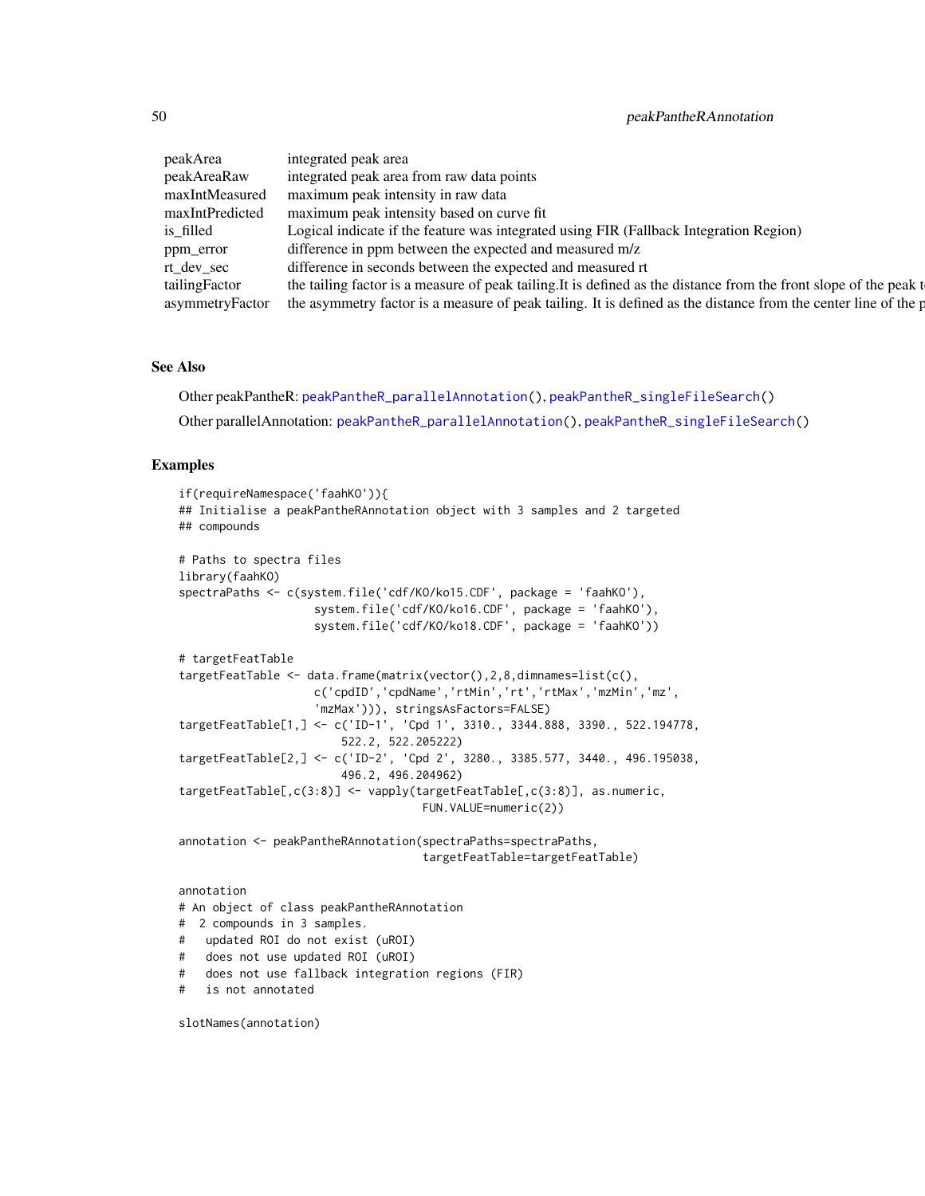| | |
|---|---|
| peakArea | integrated peak area |
| peakAreaRaw | integrated peak area from raw data points |
| maxIntMeasured | maximum peak intensity in raw data |
| maxIntPredicted | maximum peak intensity based on curve fit |
| is_filled | Logical indicate if the feature was integrated using FIR (Fallback Integration Region) |
| ppm_error | difference in ppm between the expected and measured m/z |
| rt_dev_sec | difference in seconds between the expected and measured rt |
| tailingFactor | the tailing factor is a measure of peak tailing.It is defined as the distance from the front slope of the peak t |
| asymmetryFactor | the asymmetry factor is a measure of peak tailing. It is defined as the distance from the center line of the p |

## See Also

Other peakPantheR: peakPantheR_parallelAnnotation(), peakPantheR_singleFileSearch()

Other parallelAnnotation: peakPantheR_parallelAnnotation(), peakPantheR_singleFileSearch()

## Examples

```
if(requireNamespace('faahKO')){
## Initialise a peakPantheRAnnotation object with 3 samples and 2 targeted
## compounds

# Paths to spectra files
library(faahKO)
spectraPaths <- c(system.file('cdf/KO/ko15.CDF', package = 'faahKO'),
                    system.file('cdf/KO/ko16.CDF', package = 'faahKO'),
                    system.file('cdf/KO/ko18.CDF', package = 'faahKO'))

# targetFeatTable
targetFeatTable <- data.frame(matrix(vector(),2,8,dimnames=list(c(),
                    c('cpdID','cpdName','rtMin','rt','rtMax','mzMin','mz',
                    'mzMax'))), stringsAsFactors=FALSE)
targetFeatTable[1,] <- c('ID-1', 'Cpd 1', 3310., 3344.888, 3390., 522.194778,
                        522.2, 522.205222)
targetFeatTable[2,] <- c('ID-2', 'Cpd 2', 3280., 3385.577, 3440., 496.195038,
                        496.2, 496.204962)
targetFeatTable[,c(3:8)] <- vapply(targetFeatTable[,c(3:8)], as.numeric,
                                    FUN.VALUE=numeric(2))

annotation <- peakPantheRAnnotation(spectraPaths=spectraPaths,
                                    targetFeatTable=targetFeatTable)

annotation
# An object of class peakPantheRAnnotation
#  2 compounds in 3 samples.
#   updated ROI do not exist (uROI)
#   does not use updated ROI (uROI)
#   does not use fallback integration regions (FIR)
#   is not annotated

slotNames(annotation)
```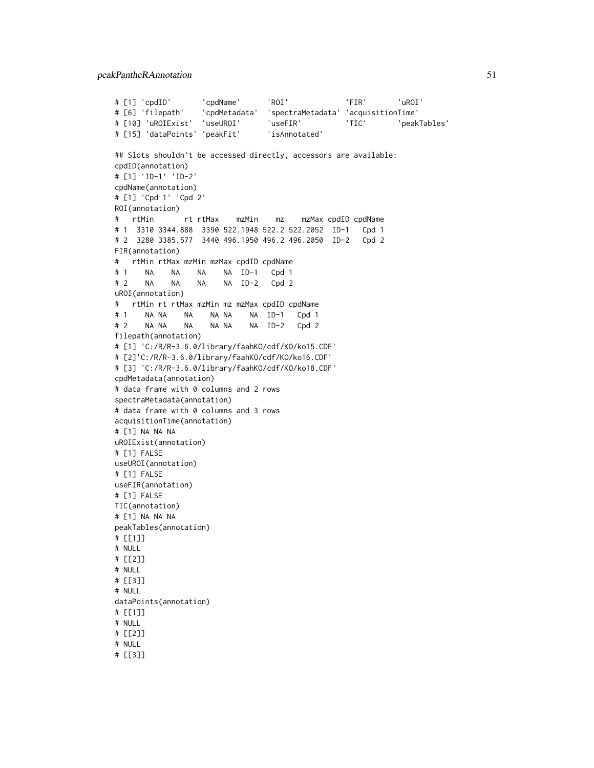```
# [1] 'cpdID'       'cpdName'      'ROI'             'FIR'       'uROI'
# [6] 'filepath'    'cpdMetadata'  'spectraMetadata' 'acquisitionTime'
# [10] 'uROIExist'  'useUROI'      'useFIR'          'TIC'       'peakTables'
# [15] 'dataPoints' 'peakFit'      'isAnnotated'

## Slots shouldn't be accessed directly, accessors are available:
cpdID(annotation)
# [1] 'ID-1' 'ID-2'
cpdName(annotation)
# [1] 'Cpd 1' 'Cpd 2'
ROI(annotation)
#   rtMin       rt rtMax    mzMin    mz    mzMax cpdID cpdName
# 1  3310 3344.888  3390 522.1948 522.2 522.2052  ID-1   Cpd 1
# 2  3280 3385.577  3440 496.1950 496.2 496.2050  ID-2   Cpd 2
FIR(annotation)
#   rtMin rtMax mzMin mzMax cpdID cpdName
# 1    NA    NA    NA    NA  ID-1   Cpd 1
# 2    NA    NA    NA    NA  ID-2   Cpd 2
uROI(annotation)
#   rtMin rt rtMax mzMin mz mzMax cpdID cpdName
# 1    NA NA    NA    NA NA    NA  ID-1   Cpd 1
# 2    NA NA    NA    NA NA    NA  ID-2   Cpd 2
filepath(annotation)
# [1] 'C:/R/R-3.6.0/library/faahKO/cdf/KO/ko15.CDF'
# [2]'C:/R/R-3.6.0/library/faahKO/cdf/KO/ko16.CDF'
# [3] 'C:/R/R-3.6.0/library/faahKO/cdf/KO/ko18.CDF'
cpdMetadata(annotation)
# data frame with 0 columns and 2 rows
spectraMetadata(annotation)
# data frame with 0 columns and 3 rows
acquisitionTime(annotation)
# [1] NA NA NA
uROIExist(annotation)
# [1] FALSE
useUROI(annotation)
# [1] FALSE
useFIR(annotation)
# [1] FALSE
TIC(annotation)
# [1] NA NA NA
peakTables(annotation)
# [[1]]
# NULL
# [[2]]
# NULL
# [[3]]
# NULL
dataPoints(annotation)
# [[1]]
# NULL
# [[2]]
# NULL
# [[3]]
```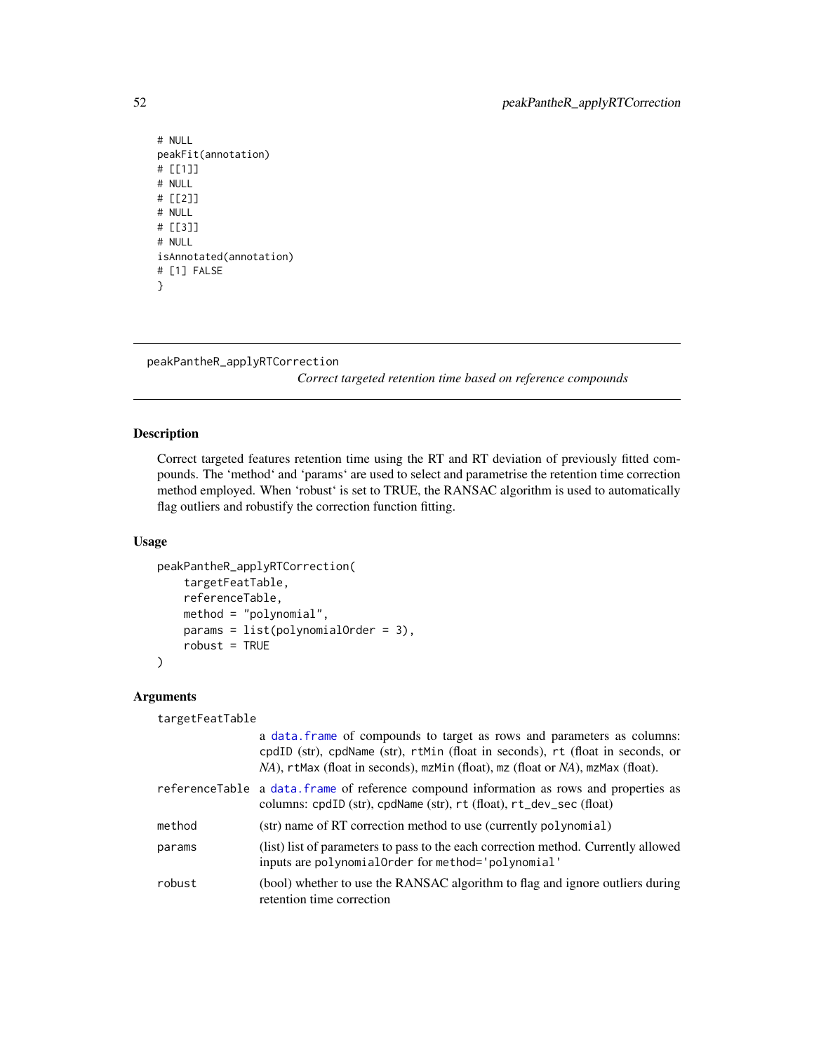```
# NULL
peakFit(annotation)
# [[1]]
# NULL
# [[2]]
# NULL
# [[3]]
# NULL
isAnnotated(annotation)
# [1] FALSE
}
```

---

## peakPantheR_applyRTCorrection

*Correct targeted retention time based on reference compounds*

---

### Description

Correct targeted features retention time using the RT and RT deviation of previously fitted compounds. The 'method' and 'params' are used to select and parametrise the retention time correction method employed. When 'robust' is set to TRUE, the RANSAC algorithm is used to automatically flag outliers and robustify the correction function fitting.

### Usage

```
peakPantheR_applyRTCorrection(
    targetFeatTable,
    referenceTable,
    method = "polynomial",
    params = list(polynomialOrder = 3),
    robust = TRUE
)
```

### Arguments

| | |
|---|---|
| targetFeatTable | a data.frame of compounds to target as rows and parameters as columns: cpdID (str), cpdName (str), rtMin (float in seconds), rt (float in seconds, or *NA*), rtMax (float in seconds), mzMin (float), mz (float or *NA*), mzMax (float). |
| referenceTable | a data.frame of reference compound information as rows and properties as columns: cpdID (str), cpdName (str), rt (float), rt_dev_sec (float) |
| method | (str) name of RT correction method to use (currently polynomial) |
| params | (list) list of parameters to pass to the each correction method. Currently allowed inputs are polynomialOrder for method='polynomial' |
| robust | (bool) whether to use the RANSAC algorithm to flag and ignore outliers during retention time correction |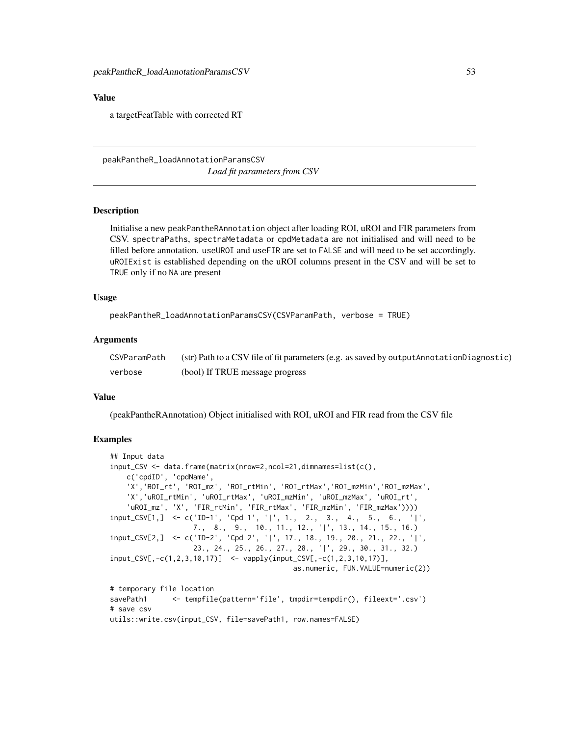## Value

a targetFeatTable with corrected RT

---

# peakPantheR_loadAnnotationParamsCSV

*Load fit parameters from CSV*

---

## Description

Initialise a new peakPantheRAnnotation object after loading ROI, uROI and FIR parameters from CSV. spectraPaths, spectraMetadata or cpdMetadata are not initialised and will need to be filled before annotation. useUROI and useFIR are set to FALSE and will need to be set accordingly. uROIExist is established depending on the uROI columns present in the CSV and will be set to TRUE only if no NA are present

## Usage

```
peakPantheR_loadAnnotationParamsCSV(CSVParamPath, verbose = TRUE)
```

## Arguments

| | |
|---|---|
| CSVParamPath | (str) Path to a CSV file of fit parameters (e.g. as saved by outputAnnotationDiagnostic) |
| verbose | (bool) If TRUE message progress |

## Value

(peakPantheRAnnotation) Object initialised with ROI, uROI and FIR read from the CSV file

## Examples

```
## Input data
input_CSV <- data.frame(matrix(nrow=2,ncol=21,dimnames=list(c(),
    c('cpdID', 'cpdName',
    'X','ROI_rt', 'ROI_mz', 'ROI_rtMin', 'ROI_rtMax','ROI_mzMin','ROI_mzMax',
    'X','uROI_rtMin', 'uROI_rtMax', 'uROI_mzMin', 'uROI_mzMax', 'uROI_rt',
    'uROI_mz', 'X', 'FIR_rtMin', 'FIR_rtMax', 'FIR_mzMin', 'FIR_mzMax'))))
input_CSV[1,]  <- c('ID-1', 'Cpd 1', '|', 1.,  2.,  3.,  4.,  5.,  6.,  '|',
                    7.,  8.,  9.,  10., 11., 12., '|', 13., 14., 15., 16.)
input_CSV[2,]  <- c('ID-2', 'Cpd 2', '|', 17., 18., 19., 20., 21., 22., '|',
                    23., 24., 25., 26., 27., 28., '|', 29., 30., 31., 32.)
input_CSV[,-c(1,2,3,10,17)]  <- vapply(input_CSV[,-c(1,2,3,10,17)],
                                        as.numeric, FUN.VALUE=numeric(2))

# temporary file location
savePath1      <- tempfile(pattern='file', tmpdir=tempdir(), fileext='.csv')
# save csv
utils::write.csv(input_CSV, file=savePath1, row.names=FALSE)
```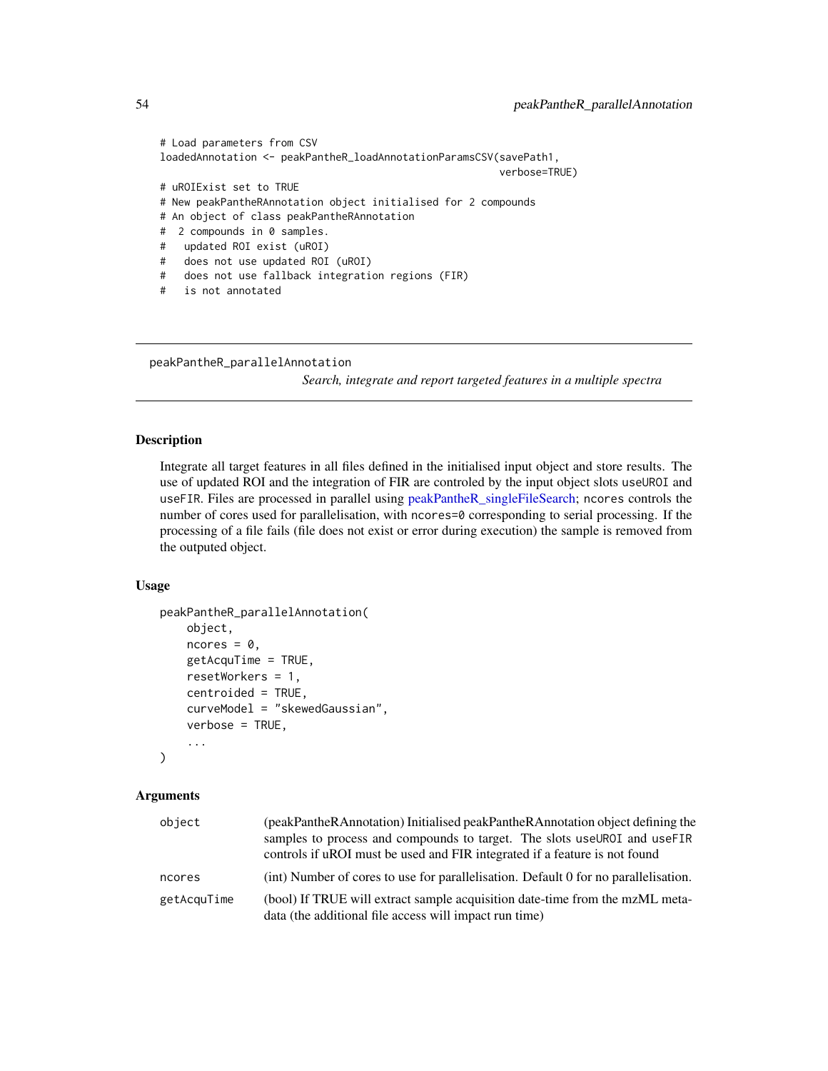```
# Load parameters from CSV
loadedAnnotation <- peakPantheR_loadAnnotationParamsCSV(savePath1,
                                                         verbose=TRUE)
# uROIExist set to TRUE
# New peakPantheRAnnotation object initialised for 2 compounds
# An object of class peakPantheRAnnotation
#  2 compounds in 0 samples.
#   updated ROI exist (uROI)
#   does not use updated ROI (uROI)
#   does not use fallback integration regions (FIR)
#   is not annotated
```

---

## peakPantheR_parallelAnnotation

*Search, integrate and report targeted features in a multiple spectra*

---

### Description

Integrate all target features in all files defined in the initialised input object and store results. The use of updated ROI and the integration of FIR are controled by the input object slots `useUROI` and `useFIR`. Files are processed in parallel using peakPantheR_singleFileSearch; `ncores` controls the number of cores used for parallelisation, with `ncores=0` corresponding to serial processing. If the processing of a file fails (file does not exist or error during execution) the sample is removed from the outputed object.

### Usage

```
peakPantheR_parallelAnnotation(
    object,
    ncores = 0,
    getAcquTime = TRUE,
    resetWorkers = 1,
    centroided = TRUE,
    curveModel = "skewedGaussian",
    verbose = TRUE,
    ...
)
```

### Arguments

| | |
|---|---|
| `object` | (peakPantheRAnnotation) Initialised peakPantheRAnnotation object defining the samples to process and compounds to target. The slots `useUROI` and `useFIR` controls if uROI must be used and FIR integrated if a feature is not found |
| `ncores` | (int) Number of cores to use for parallelisation. Default 0 for no parallelisation. |
| `getAcquTime` | (bool) If TRUE will extract sample acquisition date-time from the mzML metadata (the additional file access will impact run time) |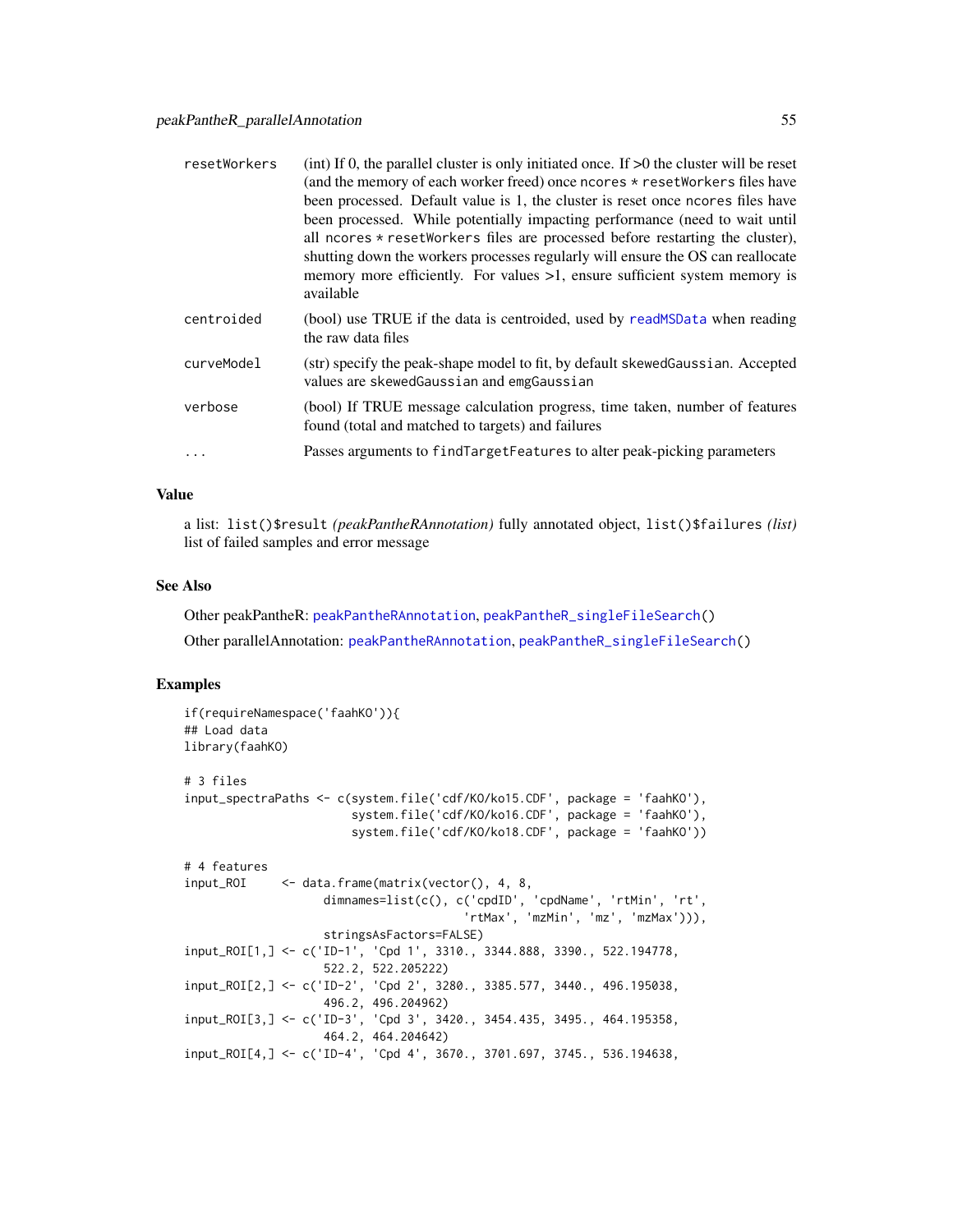| | |
|---|---|
| resetWorkers | (int) If 0, the parallel cluster is only initiated once. If >0 the cluster will be reset (and the memory of each worker freed) once ncores * resetWorkers files have been processed. Default value is 1, the cluster is reset once ncores files have been processed. While potentially impacting performance (need to wait until all ncores * resetWorkers files are processed before restarting the cluster), shutting down the workers processes regularly will ensure the OS can reallocate memory more efficiently. For values >1, ensure sufficient system memory is available |
| centroided | (bool) use TRUE if the data is centroided, used by readMSData when reading the raw data files |
| curveModel | (str) specify the peak-shape model to fit, by default skewedGaussian. Accepted values are skewedGaussian and emgGaussian |
| verbose | (bool) If TRUE message calculation progress, time taken, number of features found (total and matched to targets) and failures |
| ... | Passes arguments to findTargetFeatures to alter peak-picking parameters |

## Value

a list: list()$result *(peakPantheRAnnotation)* fully annotated object, list()$failures *(list)* list of failed samples and error message

## See Also

Other peakPantheR: peakPantheRAnnotation, peakPantheR_singleFileSearch()

Other parallelAnnotation: peakPantheRAnnotation, peakPantheR_singleFileSearch()

## Examples

```
if(requireNamespace('faahKO')){
## Load data
library(faahKO)

# 3 files
input_spectraPaths <- c(system.file('cdf/KO/ko15.CDF', package = 'faahKO'),
                        system.file('cdf/KO/ko16.CDF', package = 'faahKO'),
                        system.file('cdf/KO/ko18.CDF', package = 'faahKO'))

# 4 features
input_ROI     <- data.frame(matrix(vector(), 4, 8,
                    dimnames=list(c(), c('cpdID', 'cpdName', 'rtMin', 'rt',
                                         'rtMax', 'mzMin', 'mz', 'mzMax'))),
                    stringsAsFactors=FALSE)
input_ROI[1,] <- c('ID-1', 'Cpd 1', 3310., 3344.888, 3390., 522.194778,
                    522.2, 522.205222)
input_ROI[2,] <- c('ID-2', 'Cpd 2', 3280., 3385.577, 3440., 496.195038,
                    496.2, 496.204962)
input_ROI[3,] <- c('ID-3', 'Cpd 3', 3420., 3454.435, 3495., 464.195358,
                    464.2, 464.204642)
input_ROI[4,] <- c('ID-4', 'Cpd 4', 3670., 3701.697, 3745., 536.194638,
```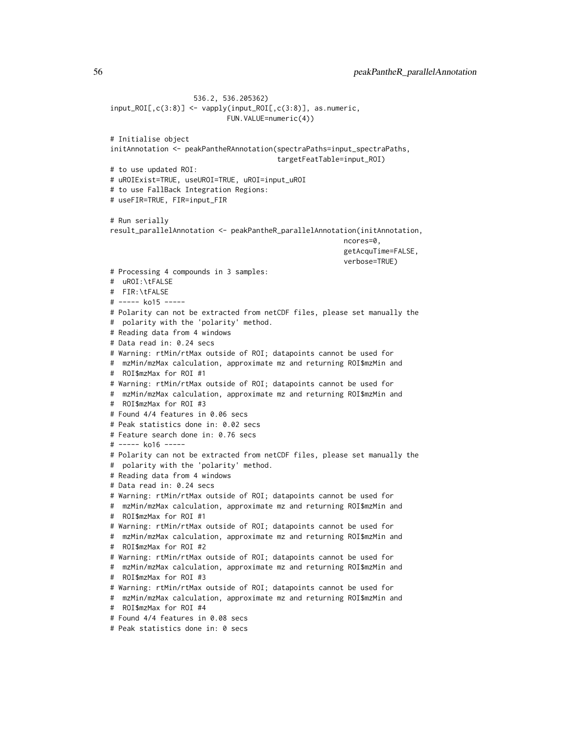```
                    536.2, 536.205362)
input_ROI[,c(3:8)] <- vapply(input_ROI[,c(3:8)], as.numeric,
                             FUN.VALUE=numeric(4))

# Initialise object
initAnnotation <- peakPantheRAnnotation(spectraPaths=input_spectraPaths,
                                        targetFeatTable=input_ROI)
# to use updated ROI:
# uROIExist=TRUE, useUROI=TRUE, uROI=input_uROI
# to use FallBack Integration Regions:
# useFIR=TRUE, FIR=input_FIR

# Run serially
result_parallelAnnotation <- peakPantheR_parallelAnnotation(initAnnotation,
                                                            ncores=0,
                                                            getAcquTime=FALSE,
                                                            verbose=TRUE)
# Processing 4 compounds in 3 samples:
#  uROI:\tFALSE
#  FIR:\tFALSE
# ----- ko15 -----
# Polarity can not be extracted from netCDF files, please set manually the
#  polarity with the 'polarity' method.
# Reading data from 4 windows
# Data read in: 0.24 secs
# Warning: rtMin/rtMax outside of ROI; datapoints cannot be used for
#  mzMin/mzMax calculation, approximate mz and returning ROI$mzMin and
#  ROI$mzMax for ROI #1
# Warning: rtMin/rtMax outside of ROI; datapoints cannot be used for
#  mzMin/mzMax calculation, approximate mz and returning ROI$mzMin and
#  ROI$mzMax for ROI #3
# Found 4/4 features in 0.06 secs
# Peak statistics done in: 0.02 secs
# Feature search done in: 0.76 secs
# ----- ko16 -----
# Polarity can not be extracted from netCDF files, please set manually the
#  polarity with the 'polarity' method.
# Reading data from 4 windows
# Data read in: 0.24 secs
# Warning: rtMin/rtMax outside of ROI; datapoints cannot be used for
#  mzMin/mzMax calculation, approximate mz and returning ROI$mzMin and
#  ROI$mzMax for ROI #1
# Warning: rtMin/rtMax outside of ROI; datapoints cannot be used for
#  mzMin/mzMax calculation, approximate mz and returning ROI$mzMin and
#  ROI$mzMax for ROI #2
# Warning: rtMin/rtMax outside of ROI; datapoints cannot be used for
#  mzMin/mzMax calculation, approximate mz and returning ROI$mzMin and
#  ROI$mzMax for ROI #3
# Warning: rtMin/rtMax outside of ROI; datapoints cannot be used for
#  mzMin/mzMax calculation, approximate mz and returning ROI$mzMin and
#  ROI$mzMax for ROI #4
# Found 4/4 features in 0.08 secs
# Peak statistics done in: 0 secs
```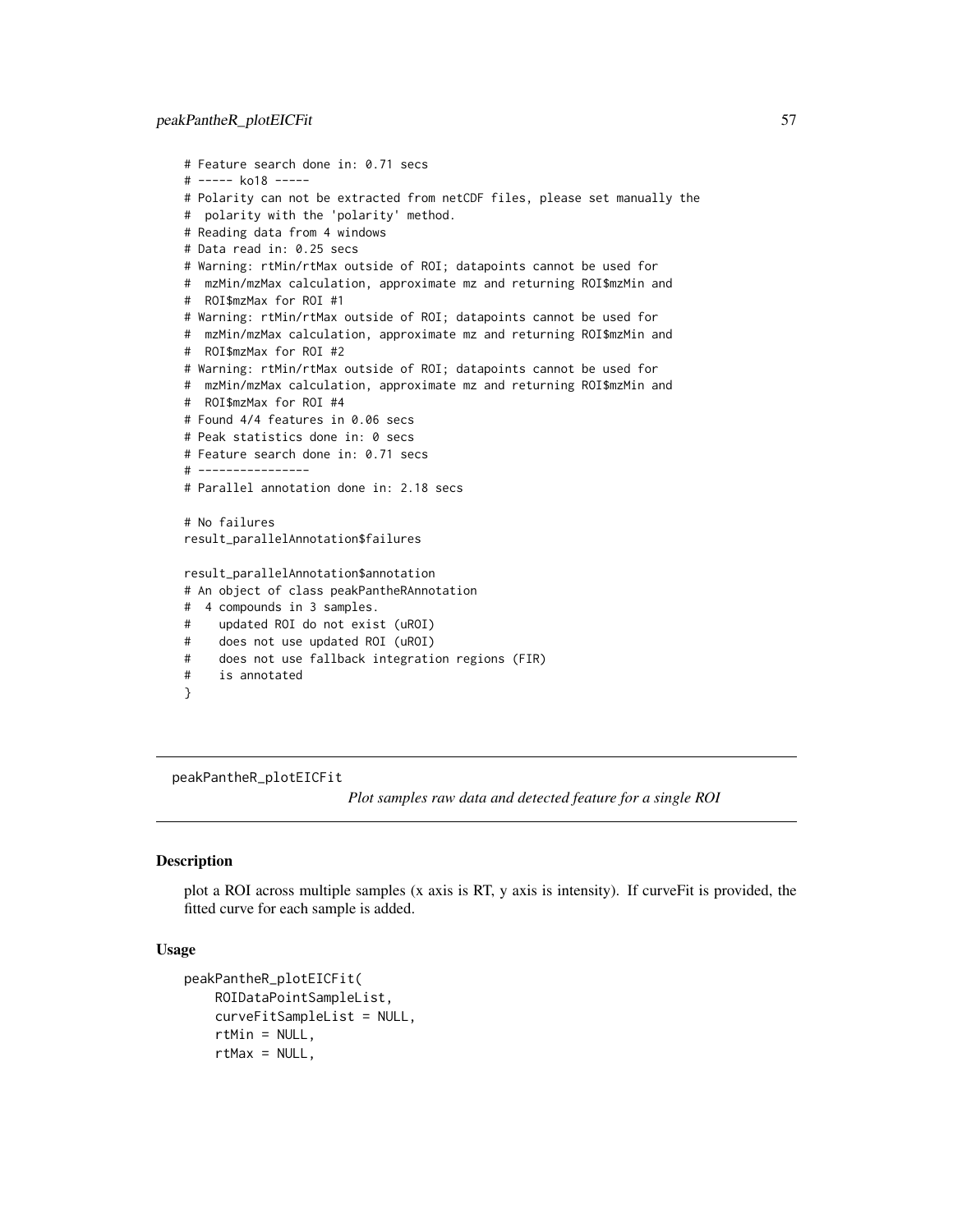```
# Feature search done in: 0.71 secs
# ----- ko18 -----
# Polarity can not be extracted from netCDF files, please set manually the
#  polarity with the 'polarity' method.
# Reading data from 4 windows
# Data read in: 0.25 secs
# Warning: rtMin/rtMax outside of ROI; datapoints cannot be used for
#  mzMin/mzMax calculation, approximate mz and returning ROI$mzMin and
#  ROI$mzMax for ROI #1
# Warning: rtMin/rtMax outside of ROI; datapoints cannot be used for
#  mzMin/mzMax calculation, approximate mz and returning ROI$mzMin and
#  ROI$mzMax for ROI #2
# Warning: rtMin/rtMax outside of ROI; datapoints cannot be used for
#  mzMin/mzMax calculation, approximate mz and returning ROI$mzMin and
#  ROI$mzMax for ROI #4
# Found 4/4 features in 0.06 secs
# Peak statistics done in: 0 secs
# Feature search done in: 0.71 secs
# ----------------
# Parallel annotation done in: 2.18 secs

# No failures
result_parallelAnnotation$failures

result_parallelAnnotation$annotation
# An object of class peakPantheRAnnotation
#  4 compounds in 3 samples.
#    updated ROI do not exist (uROI)
#    does not use updated ROI (uROI)
#    does not use fallback integration regions (FIR)
#    is annotated
}
```

## peakPantheR_plotEICFit

*Plot samples raw data and detected feature for a single ROI*

### Description

plot a ROI across multiple samples (x axis is RT, y axis is intensity). If curveFit is provided, the fitted curve for each sample is added.

### Usage

```
peakPantheR_plotEICFit(
    ROIDataPointSampleList,
    curveFitSampleList = NULL,
    rtMin = NULL,
    rtMax = NULL,
```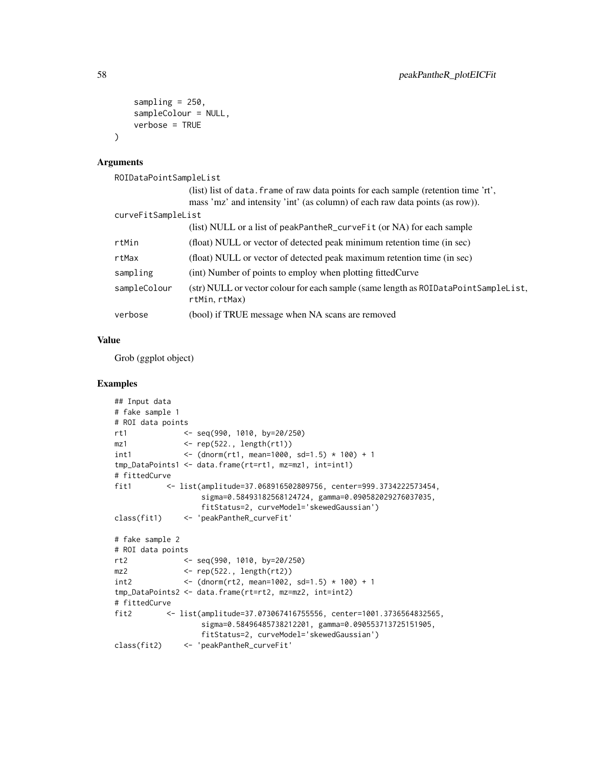```
    sampling = 250,
    sampleColour = NULL,
    verbose = TRUE
)
```

### Arguments

**ROIDataPointSampleList**
(list) list of `data.frame` of raw data points for each sample (retention time 'rt', mass 'mz' and intensity 'int' (as column) of each raw data points (as row)).

**curveFitSampleList**
(list) NULL or a list of `peakPantheR_curveFit` (or NA) for each sample

**rtMin**
(float) NULL or vector of detected peak minimum retention time (in sec)

**rtMax**
(float) NULL or vector of detected peak maximum retention time (in sec)

**sampling**
(int) Number of points to employ when plotting fittedCurve

**sampleColour**
(str) NULL or vector colour for each sample (same length as `ROIDataPointSampleList`, `rtMin`, `rtMax`)

**verbose**
(bool) if TRUE message when NA scans are removed

### Value

Grob (ggplot object)

### Examples

```
## Input data
# fake sample 1
# ROI data points
rt1            <- seq(990, 1010, by=20/250)
mz1            <- rep(522., length(rt1))
int1           <- (dnorm(rt1, mean=1000, sd=1.5) * 100) + 1
tmp_DataPoints1 <- data.frame(rt=rt1, mz=mz1, int=int1)
# fittedCurve
fit1        <- list(amplitude=37.068916502809756, center=999.3734222573454,
                    sigma=0.58493182568124724, gamma=0.090582029276037035,
                    fitStatus=2, curveModel='skewedGaussian')
class(fit1)     <- 'peakPantheR_curveFit'

# fake sample 2
# ROI data points
rt2            <- seq(990, 1010, by=20/250)
mz2            <- rep(522., length(rt2))
int2           <- (dnorm(rt2, mean=1002, sd=1.5) * 100) + 1
tmp_DataPoints2 <- data.frame(rt=rt2, mz=mz2, int=int2)
# fittedCurve
fit2        <- list(amplitude=37.073067416755556, center=1001.3736564832565,
                    sigma=0.58496485738212201, gamma=0.090553713725151905,
                    fitStatus=2, curveModel='skewedGaussian')
class(fit2)     <- 'peakPantheR_curveFit'
```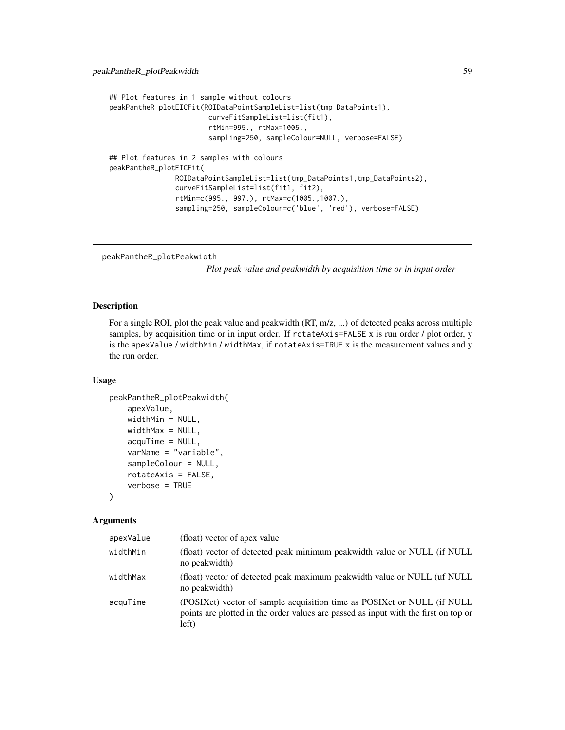```
## Plot features in 1 sample without colours
peakPantheR_plotEICFit(ROIDataPointSampleList=list(tmp_DataPoints1),
                       curveFitSampleList=list(fit1),
                       rtMin=995., rtMax=1005.,
                       sampling=250, sampleColour=NULL, verbose=FALSE)

## Plot features in 2 samples with colours
peakPantheR_plotEICFit(
                ROIDataPointSampleList=list(tmp_DataPoints1,tmp_DataPoints2),
                curveFitSampleList=list(fit1, fit2),
                rtMin=c(995., 997.), rtMax=c(1005.,1007.),
                sampling=250, sampleColour=c('blue', 'red'), verbose=FALSE)
```

---

## peakPantheR_plotPeakwidth

*Plot peak value and peakwidth by acquisition time or in input order*

---

### Description

For a single ROI, plot the peak value and peakwidth (RT, m/z, ...) of detected peaks across multiple samples, by acquisition time or in input order. If `rotateAxis=FALSE` x is run order / plot order, y is the `apexValue` / `widthMin` / `widthMax`, if `rotateAxis=TRUE` x is the measurement values and y the run order.

### Usage

```
peakPantheR_plotPeakwidth(
    apexValue,
    widthMin = NULL,
    widthMax = NULL,
    acquTime = NULL,
    varName = "variable",
    sampleColour = NULL,
    rotateAxis = FALSE,
    verbose = TRUE
)
```

### Arguments

| | |
|---|---|
| `apexValue` | (float) vector of apex value |
| `widthMin` | (float) vector of detected peak minimum peakwidth value or NULL (if NULL no peakwidth) |
| `widthMax` | (float) vector of detected peak maximum peakwidth value or NULL (uf NULL no peakwidth) |
| `acquTime` | (POSIXct) vector of sample acquisition time as POSIXct or NULL (if NULL points are plotted in the order values are passed as input with the first on top or left) |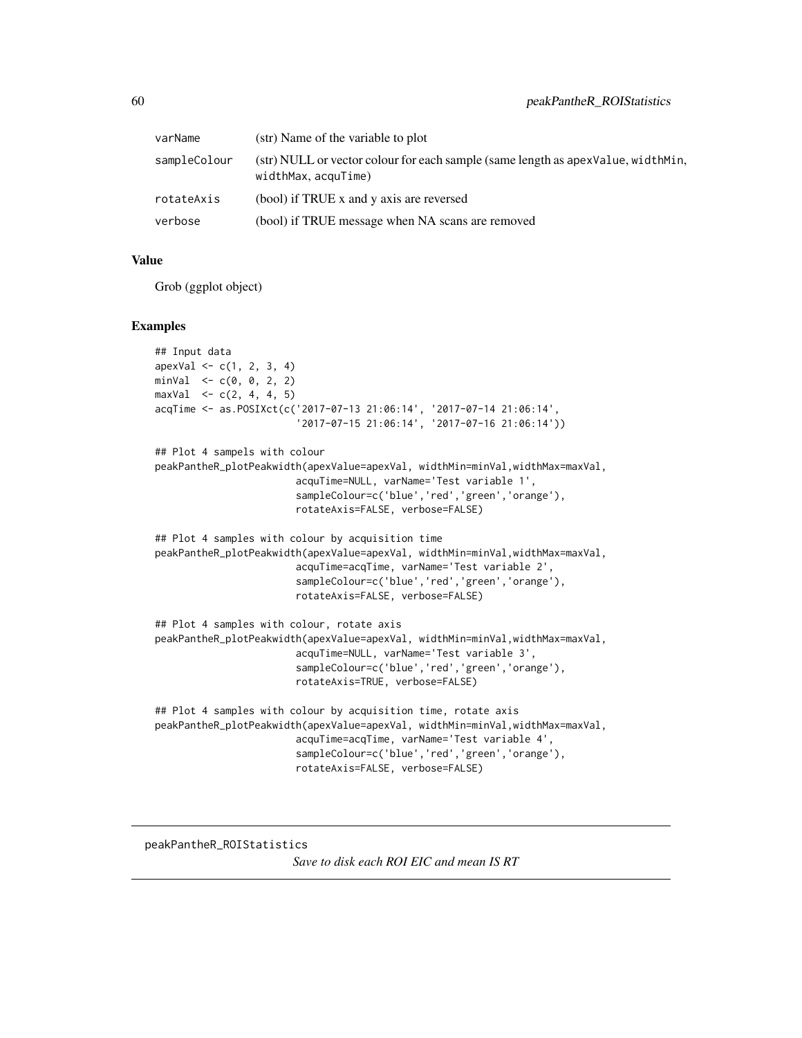| | |
|---|---|
| varName | (str) Name of the variable to plot |
| sampleColour | (str) NULL or vector colour for each sample (same length as apexValue, widthMin, widthMax, acquTime) |
| rotateAxis | (bool) if TRUE x and y axis are reversed |
| verbose | (bool) if TRUE message when NA scans are removed |

### Value

Grob (ggplot object)

### Examples

```
## Input data
apexVal <- c(1, 2, 3, 4)
minVal  <- c(0, 0, 2, 2)
maxVal  <- c(2, 4, 4, 5)
acqTime <- as.POSIXct(c('2017-07-13 21:06:14', '2017-07-14 21:06:14',
                        '2017-07-15 21:06:14', '2017-07-16 21:06:14'))

## Plot 4 sampels with colour
peakPantheR_plotPeakwidth(apexValue=apexVal, widthMin=minVal,widthMax=maxVal,
                        acquTime=NULL, varName='Test variable 1',
                        sampleColour=c('blue','red','green','orange'),
                        rotateAxis=FALSE, verbose=FALSE)

## Plot 4 samples with colour by acquisition time
peakPantheR_plotPeakwidth(apexValue=apexVal, widthMin=minVal,widthMax=maxVal,
                        acquTime=acqTime, varName='Test variable 2',
                        sampleColour=c('blue','red','green','orange'),
                        rotateAxis=FALSE, verbose=FALSE)

## Plot 4 samples with colour, rotate axis
peakPantheR_plotPeakwidth(apexValue=apexVal, widthMin=minVal,widthMax=maxVal,
                        acquTime=NULL, varName='Test variable 3',
                        sampleColour=c('blue','red','green','orange'),
                        rotateAxis=TRUE, verbose=FALSE)

## Plot 4 samples with colour by acquisition time, rotate axis
peakPantheR_plotPeakwidth(apexValue=apexVal, widthMin=minVal,widthMax=maxVal,
                        acquTime=acqTime, varName='Test variable 4',
                        sampleColour=c('blue','red','green','orange'),
                        rotateAxis=FALSE, verbose=FALSE)
```

---

## peakPantheR_ROIStatistics

*Save to disk each ROI EIC and mean IS RT*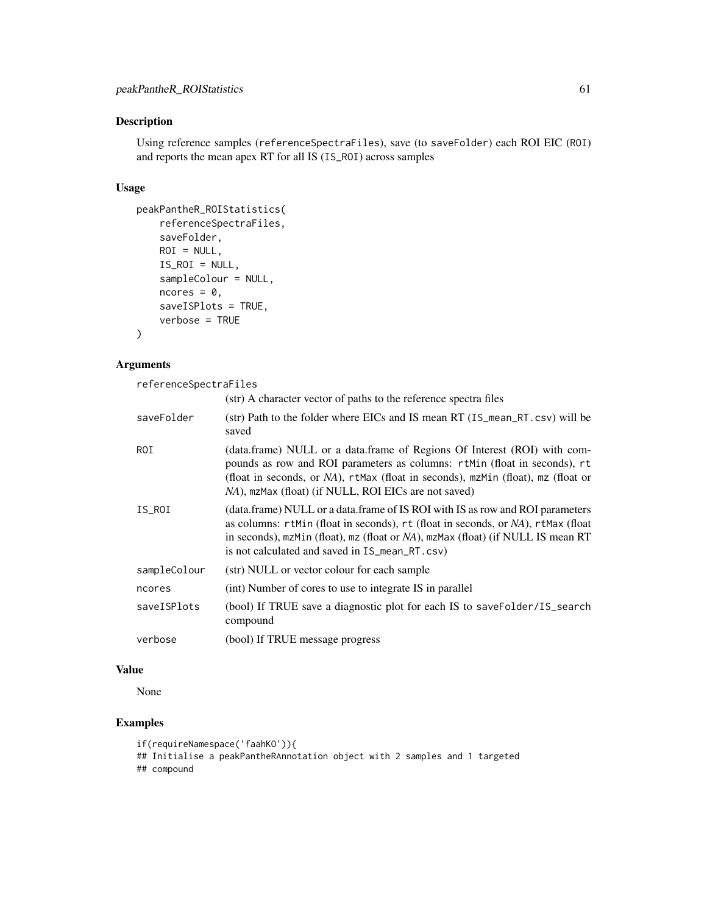## Description

Using reference samples (`referenceSpectraFiles`), save (to `saveFolder`) each ROI EIC (`ROI`) and reports the mean apex RT for all IS (`IS_ROI`) across samples

## Usage

```
peakPantheR_ROIStatistics(
    referenceSpectraFiles,
    saveFolder,
    ROI = NULL,
    IS_ROI = NULL,
    sampleColour = NULL,
    ncores = 0,
    saveISPlots = TRUE,
    verbose = TRUE
)
```

## Arguments

| | |
|---|---|
| `referenceSpectraFiles` | (str) A character vector of paths to the reference spectra files |
| `saveFolder` | (str) Path to the folder where EICs and IS mean RT (`IS_mean_RT.csv`) will be saved |
| `ROI` | (data.frame) NULL or a data.frame of Regions Of Interest (ROI) with compounds as row and ROI parameters as columns: `rtMin` (float in seconds), `rt` (float in seconds, or *NA*), `rtMax` (float in seconds), `mzMin` (float), `mz` (float or *NA*), `mzMax` (float) (if NULL, ROI EICs are not saved) |
| `IS_ROI` | (data.frame) NULL or a data.frame of IS ROI with IS as row and ROI parameters as columns: `rtMin` (float in seconds), `rt` (float in seconds, or *NA*), `rtMax` (float in seconds), `mzMin` (float), `mz` (float or *NA*), `mzMax` (float) (if NULL IS mean RT is not calculated and saved in `IS_mean_RT.csv`) |
| `sampleColour` | (str) NULL or vector colour for each sample |
| `ncores` | (int) Number of cores to use to integrate IS in parallel |
| `saveISPlots` | (bool) If TRUE save a diagnostic plot for each IS to `saveFolder/IS_search` compound |
| `verbose` | (bool) If TRUE message progress |

## Value

None

## Examples

```
if(requireNamespace('faahKO')){
## Initialise a peakPantheRAnnotation object with 2 samples and 1 targeted
## compound
```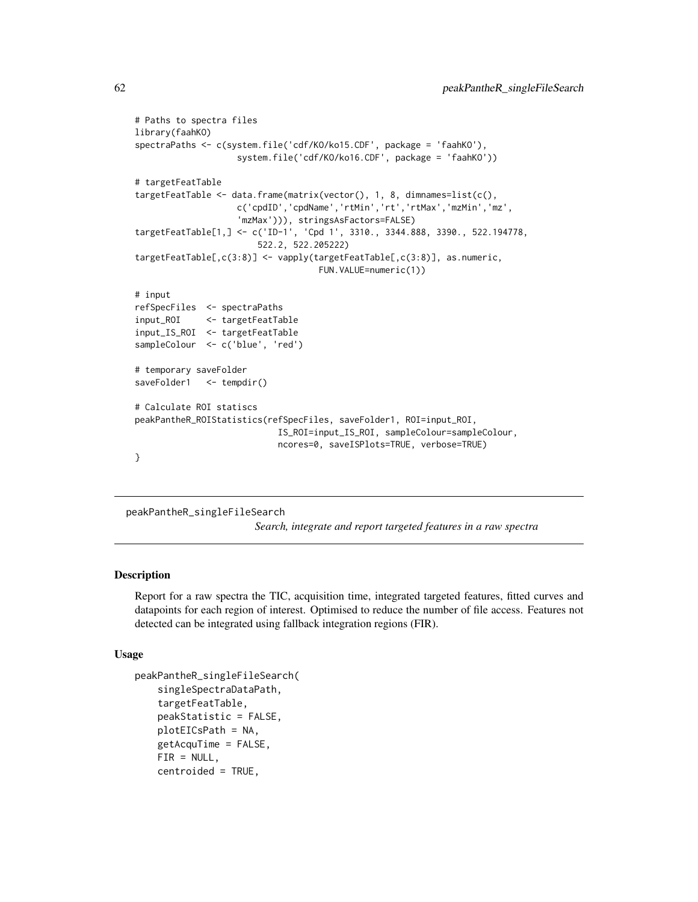```
# Paths to spectra files
library(faahKO)
spectraPaths <- c(system.file('cdf/KO/ko15.CDF', package = 'faahKO'),
                  system.file('cdf/KO/ko16.CDF', package = 'faahKO'))

# targetFeatTable
targetFeatTable <- data.frame(matrix(vector(), 1, 8, dimnames=list(c(),
                  c('cpdID','cpdName','rtMin','rt','rtMax','mzMin','mz',
                  'mzMax'))), stringsAsFactors=FALSE)
targetFeatTable[1,] <- c('ID-1', 'Cpd 1', 3310., 3344.888, 3390., 522.194778,
                      522.2, 522.205222)
targetFeatTable[,c(3:8)] <- vapply(targetFeatTable[,c(3:8)], as.numeric,
                                   FUN.VALUE=numeric(1))

# input
refSpecFiles  <- spectraPaths
input_ROI     <- targetFeatTable
input_IS_ROI  <- targetFeatTable
sampleColour  <- c('blue', 'red')

# temporary saveFolder
saveFolder1   <- tempdir()

# Calculate ROI statiscs
peakPantheR_ROIStatistics(refSpecFiles, saveFolder1, ROI=input_ROI,
                          IS_ROI=input_IS_ROI, sampleColour=sampleColour,
                          ncores=0, saveISPlots=TRUE, verbose=TRUE)
}
```

## peakPantheR_singleFileSearch

*Search, integrate and report targeted features in a raw spectra*

### Description

Report for a raw spectra the TIC, acquisition time, integrated targeted features, fitted curves and datapoints for each region of interest. Optimised to reduce the number of file access. Features not detected can be integrated using fallback integration regions (FIR).

### Usage

```
peakPantheR_singleFileSearch(
    singleSpectraDataPath,
    targetFeatTable,
    peakStatistic = FALSE,
    plotEICsPath = NA,
    getAcquTime = FALSE,
    FIR = NULL,
    centroided = TRUE,
```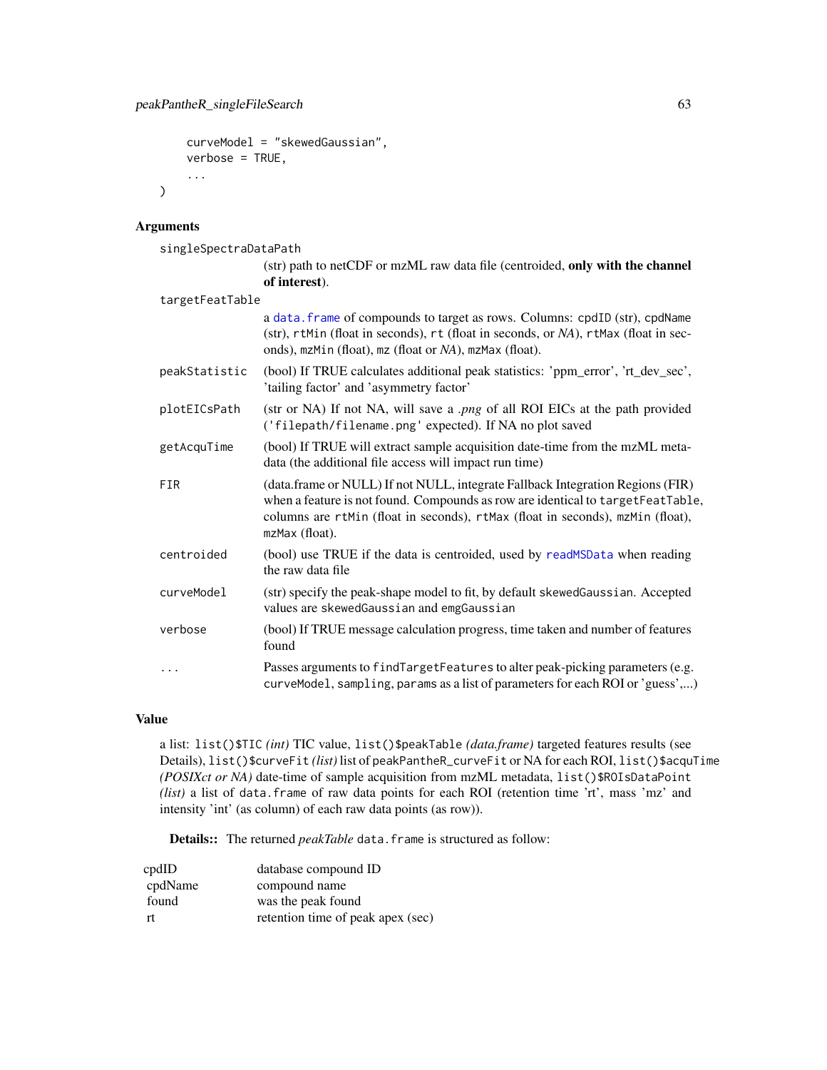```
  curveModel = "skewedGaussian",
  verbose = TRUE,
  ...
)
```

## Arguments

| Argument | Description |
|---|---|
| `singleSpectraDataPath` | (str) path to netCDF or mzML raw data file (centroided, **only with the channel of interest**). |
| `targetFeatTable` | a `data.frame` of compounds to target as rows. Columns: `cpdID` (str), `cpdName` (str), `rtMin` (float in seconds), `rt` (float in seconds, or *NA*), `rtMax` (float in seconds), `mzMin` (float), `mz` (float or *NA*), `mzMax` (float). |
| `peakStatistic` | (bool) If TRUE calculates additional peak statistics: 'ppm_error', 'rt_dev_sec', 'tailing factor' and 'asymmetry factor' |
| `plotEICsPath` | (str or NA) If not NA, will save a *.png* of all ROI EICs at the path provided (`'filepath/filename.png'` expected). If NA no plot saved |
| `getAcquTime` | (bool) If TRUE will extract sample acquisition date-time from the mzML metadata (the additional file access will impact run time) |
| `FIR` | (data.frame or NULL) If not NULL, integrate Fallback Integration Regions (FIR) when a feature is not found. Compounds as row are identical to `targetFeatTable`, columns are `rtMin` (float in seconds), `rtMax` (float in seconds), `mzMin` (float), `mzMax` (float). |
| `centroided` | (bool) use TRUE if the data is centroided, used by `readMSData` when reading the raw data file |
| `curveModel` | (str) specify the peak-shape model to fit, by default `skewedGaussian`. Accepted values are `skewedGaussian` and `emgGaussian` |
| `verbose` | (bool) If TRUE message calculation progress, time taken and number of features found |
| `...` | Passes arguments to `findTargetFeatures` to alter peak-picking parameters (e.g. `curveModel`, `sampling`, `params` as a list of parameters for each ROI or 'guess',...) |

## Value

a list: `list()$TIC` *(int)* TIC value, `list()$peakTable` *(data.frame)* targeted features results (see Details), `list()$curveFit` *(list)* list of `peakPantheR_curveFit` or NA for each ROI, `list()$acquTime` *(POSIXct or NA)* date-time of sample acquisition from mzML metadata, `list()$ROIsDataPoint` *(list)* a list of `data.frame` of raw data points for each ROI (retention time 'rt', mass 'mz' and intensity 'int' (as column) of each raw data points (as row)).

**Details::** The returned *peakTable* `data.frame` is structured as follow:

| | |
|---|---|
| cpdID | database compound ID |
| cpdName | compound name |
| found | was the peak found |
| rt | retention time of peak apex (sec) |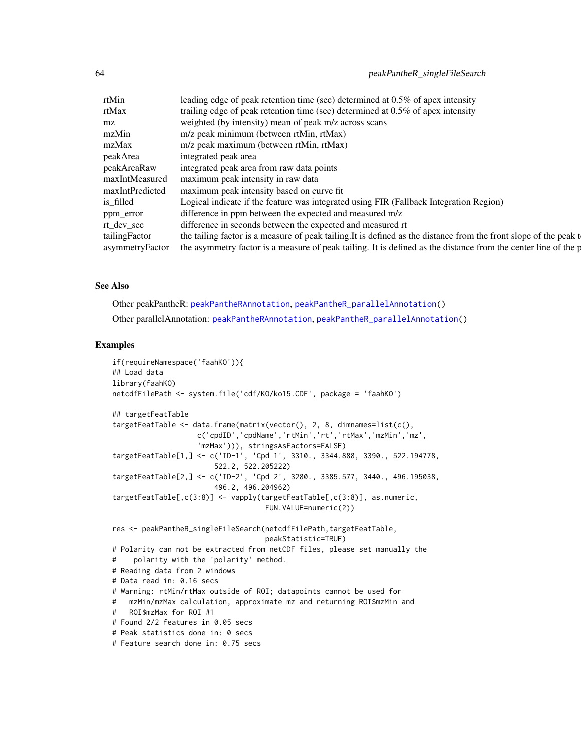| | |
|---|---|
| rtMin | leading edge of peak retention time (sec) determined at 0.5% of apex intensity |
| rtMax | trailing edge of peak retention time (sec) determined at 0.5% of apex intensity |
| mz | weighted (by intensity) mean of peak m/z across scans |
| mzMin | m/z peak minimum (between rtMin, rtMax) |
| mzMax | m/z peak maximum (between rtMin, rtMax) |
| peakArea | integrated peak area |
| peakAreaRaw | integrated peak area from raw data points |
| maxIntMeasured | maximum peak intensity in raw data |
| maxIntPredicted | maximum peak intensity based on curve fit |
| is_filled | Logical indicate if the feature was integrated using FIR (Fallback Integration Region) |
| ppm_error | difference in ppm between the expected and measured m/z |
| rt_dev_sec | difference in seconds between the expected and measured rt |
| tailingFactor | the tailing factor is a measure of peak tailing.It is defined as the distance from the front slope of the peak t |
| asymmetryFactor | the asymmetry factor is a measure of peak tailing. It is defined as the distance from the center line of the p |

## See Also

Other peakPantheR: peakPantheRAnnotation, peakPantheR_parallelAnnotation()

Other parallelAnnotation: peakPantheRAnnotation, peakPantheR_parallelAnnotation()

## Examples

```
if(requireNamespace('faahKO')){
## Load data
library(faahKO)
netcdfFilePath <- system.file('cdf/KO/ko15.CDF', package = 'faahKO')

## targetFeatTable
targetFeatTable <- data.frame(matrix(vector(), 2, 8, dimnames=list(c(),
                    c('cpdID','cpdName','rtMin','rt','rtMax','mzMin','mz',
                    'mzMax'))), stringsAsFactors=FALSE)
targetFeatTable[1,] <- c('ID-1', 'Cpd 1', 3310., 3344.888, 3390., 522.194778,
                        522.2, 522.205222)
targetFeatTable[2,] <- c('ID-2', 'Cpd 2', 3280., 3385.577, 3440., 496.195038,
                        496.2, 496.204962)
targetFeatTable[,c(3:8)] <- vapply(targetFeatTable[,c(3:8)], as.numeric,
                                    FUN.VALUE=numeric(2))

res <- peakPantheR_singleFileSearch(netcdfFilePath,targetFeatTable,
                                    peakStatistic=TRUE)
# Polarity can not be extracted from netCDF files, please set manually the
#    polarity with the 'polarity' method.
# Reading data from 2 windows
# Data read in: 0.16 secs
# Warning: rtMin/rtMax outside of ROI; datapoints cannot be used for
#   mzMin/mzMax calculation, approximate mz and returning ROI$mzMin and
#   ROI$mzMax for ROI #1
# Found 2/2 features in 0.05 secs
# Peak statistics done in: 0 secs
# Feature search done in: 0.75 secs
```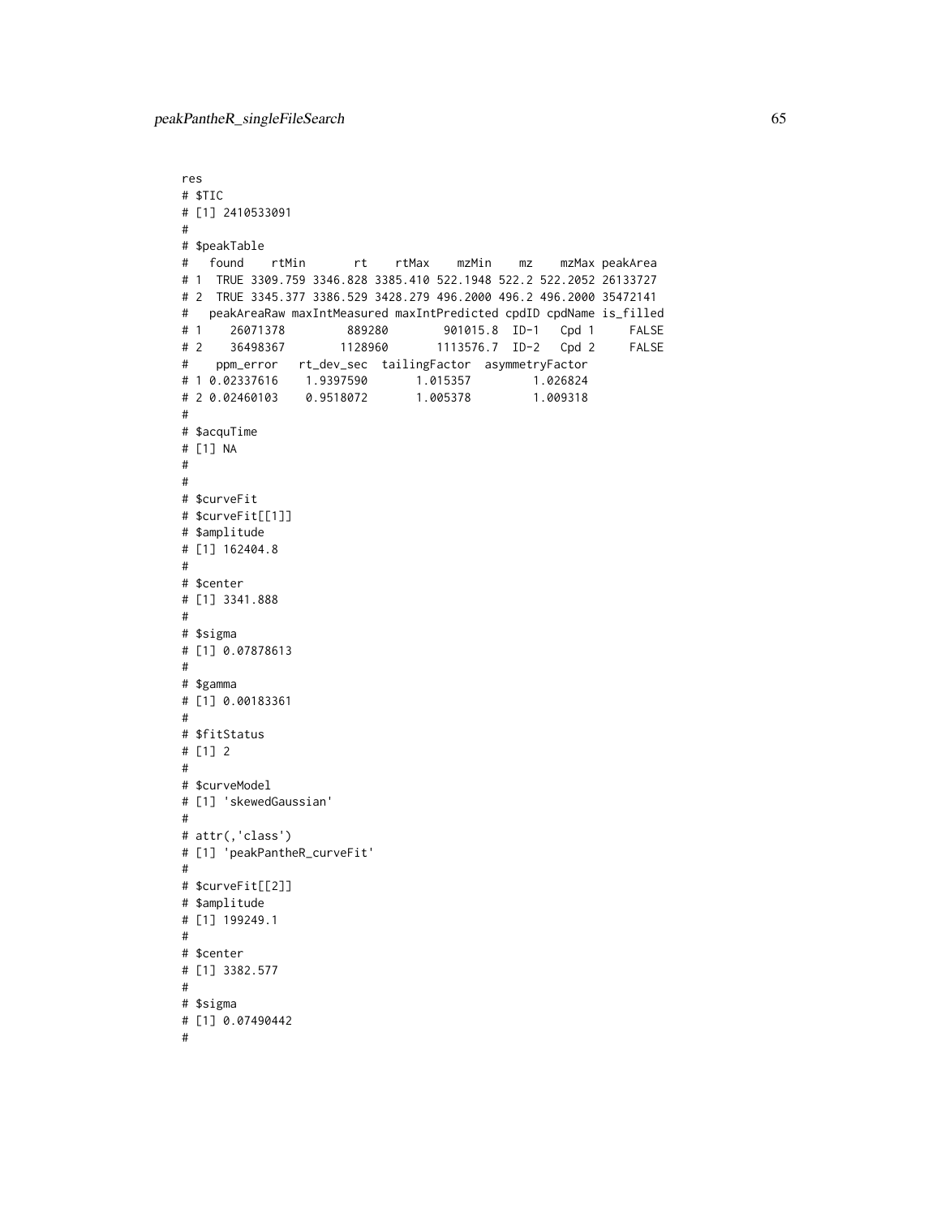```
res
# $TIC
# [1] 2410533091
#
# $peakTable
#   found    rtMin       rt    rtMax    mzMin    mz    mzMax peakArea
# 1  TRUE 3309.759 3346.828 3385.410 522.1948 522.2 522.2052 26133727
# 2  TRUE 3345.377 3386.529 3428.279 496.2000 496.2 496.2000 35472141
#   peakAreaRaw maxIntMeasured maxIntPredicted cpdID cpdName is_filled
# 1    26071378         889280        901015.8  ID-1   Cpd 1     FALSE
# 2    36498367        1128960       1113576.7  ID-2   Cpd 2     FALSE
#    ppm_error   rt_dev_sec  tailingFactor  asymmetryFactor
# 1 0.02337616    1.9397590       1.015357         1.026824
# 2 0.02460103    0.9518072       1.005378         1.009318
#
# $acquTime
# [1] NA
#
#
# $curveFit
# $curveFit[[1]]
# $amplitude
# [1] 162404.8
#
# $center
# [1] 3341.888
#
# $sigma
# [1] 0.07878613
#
# $gamma
# [1] 0.00183361
#
# $fitStatus
# [1] 2
#
# $curveModel
# [1] 'skewedGaussian'
#
# attr(,'class')
# [1] 'peakPantheR_curveFit'
#
# $curveFit[[2]]
# $amplitude
# [1] 199249.1
#
# $center
# [1] 3382.577
#
# $sigma
# [1] 0.07490442
#
```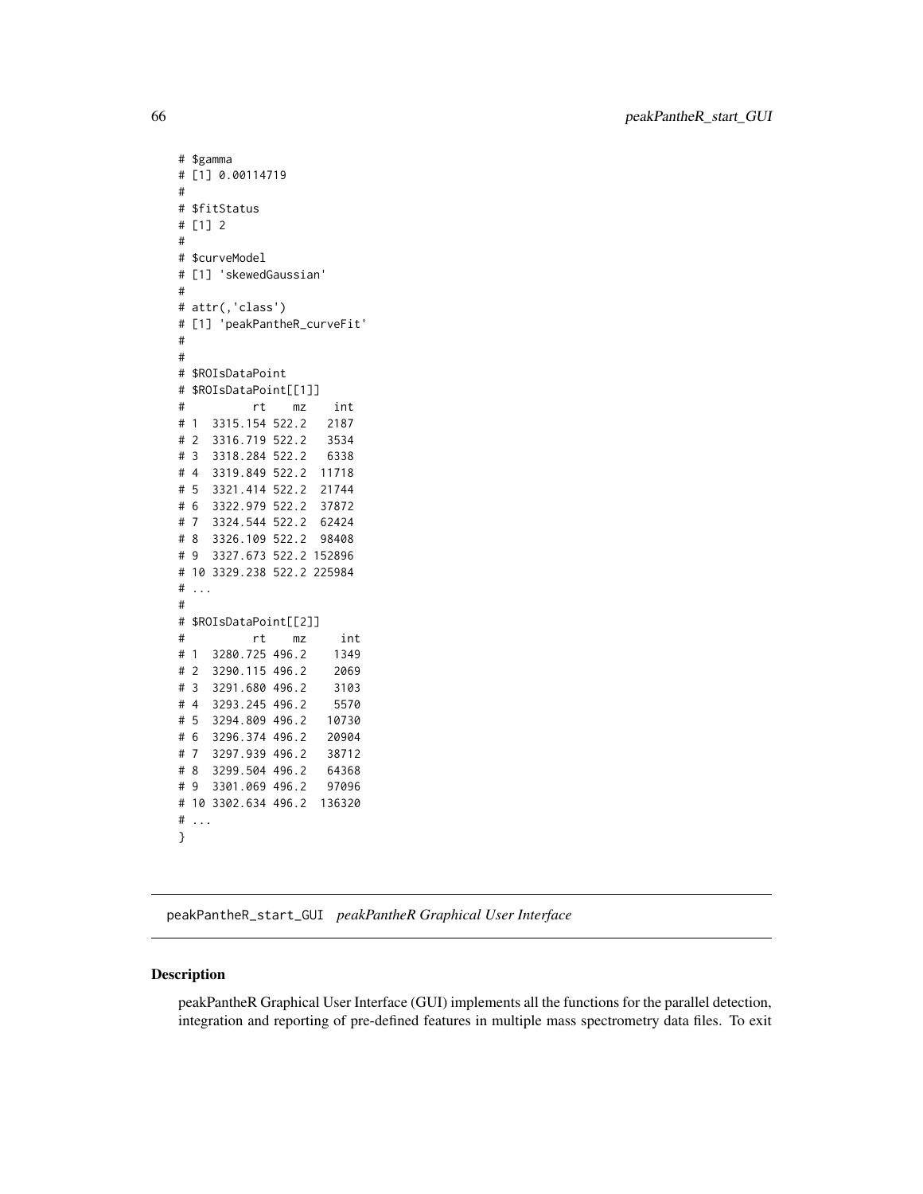```
# $gamma
# [1] 0.00114719
#
# $fitStatus
# [1] 2
#
# $curveModel
# [1] 'skewedGaussian'
#
# attr(,'class')
# [1] 'peakPantheR_curveFit'
#
#
# $ROIsDataPoint
# $ROIsDataPoint[[1]]
#          rt    mz    int
# 1  3315.154 522.2   2187
# 2  3316.719 522.2   3534
# 3  3318.284 522.2   6338
# 4  3319.849 522.2  11718
# 5  3321.414 522.2  21744
# 6  3322.979 522.2  37872
# 7  3324.544 522.2  62424
# 8  3326.109 522.2  98408
# 9  3327.673 522.2 152896
# 10 3329.238 522.2 225984
# ...
#
# $ROIsDataPoint[[2]]
#          rt    mz     int
# 1  3280.725 496.2    1349
# 2  3290.115 496.2    2069
# 3  3291.680 496.2    3103
# 4  3293.245 496.2    5570
# 5  3294.809 496.2   10730
# 6  3296.374 496.2   20904
# 7  3297.939 496.2   38712
# 8  3299.504 496.2   64368
# 9  3301.069 496.2   97096
# 10 3302.634 496.2  136320
# ...
}
```

---

peakPantheR_start_GUI *peakPantheR Graphical User Interface*

---

### Description

peakPantheR Graphical User Interface (GUI) implements all the functions for the parallel detection, integration and reporting of pre-defined features in multiple mass spectrometry data files. To exit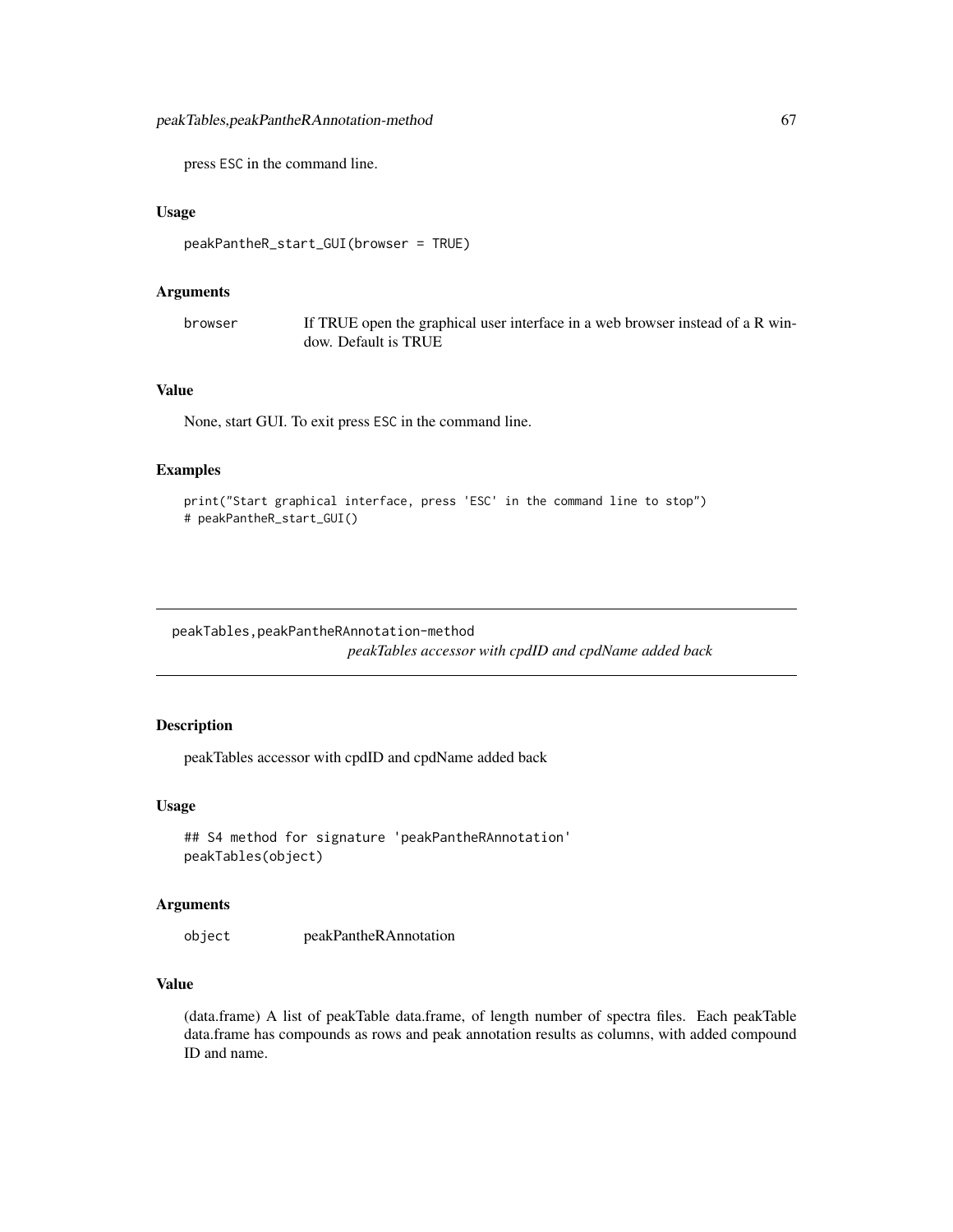press ESC in the command line.

### Usage

```
peakPantheR_start_GUI(browser = TRUE)
```

### Arguments

browser If TRUE open the graphical user interface in a web browser instead of a R window. Default is TRUE

### Value

None, start GUI. To exit press ESC in the command line.

### Examples

```
print("Start graphical interface, press 'ESC' in the command line to stop")
# peakPantheR_start_GUI()
```

---

## peakTables,peakPantheRAnnotation-method

*peakTables accessor with cpdID and cpdName added back*

---

### Description

peakTables accessor with cpdID and cpdName added back

### Usage

```
## S4 method for signature 'peakPantheRAnnotation'
peakTables(object)
```

### Arguments

object peakPantheRAnnotation

### Value

(data.frame) A list of peakTable data.frame, of length number of spectra files. Each peakTable data.frame has compounds as rows and peak annotation results as columns, with added compound ID and name.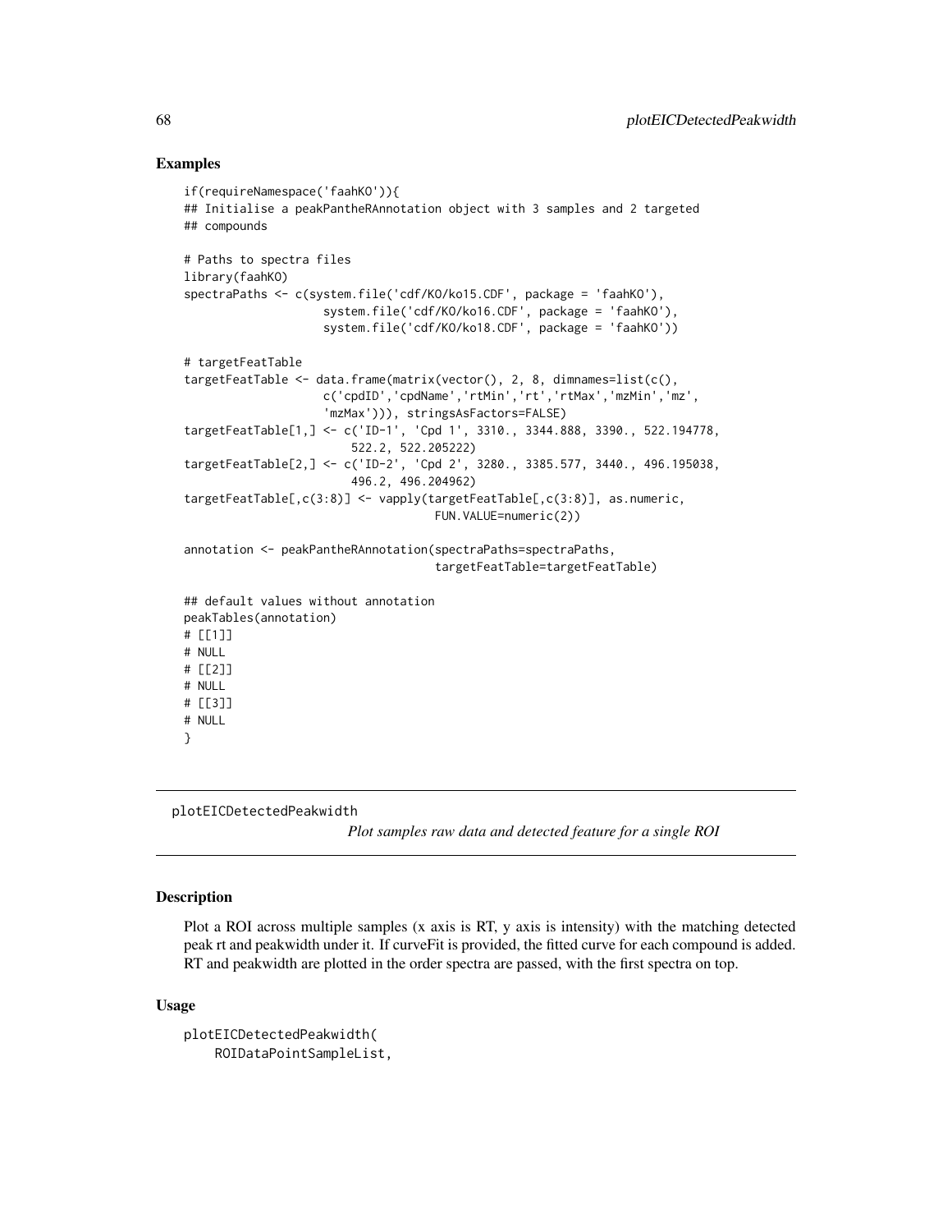## Examples

```
if(requireNamespace('faahKO')){
## Initialise a peakPantheRAnnotation object with 3 samples and 2 targeted
## compounds

# Paths to spectra files
library(faahKO)
spectraPaths <- c(system.file('cdf/KO/ko15.CDF', package = 'faahKO'),
                  system.file('cdf/KO/ko16.CDF', package = 'faahKO'),
                  system.file('cdf/KO/ko18.CDF', package = 'faahKO'))

# targetFeatTable
targetFeatTable <- data.frame(matrix(vector(), 2, 8, dimnames=list(c(),
                  c('cpdID','cpdName','rtMin','rt','rtMax','mzMin','mz',
                  'mzMax'))), stringsAsFactors=FALSE)
targetFeatTable[1,] <- c('ID-1', 'Cpd 1', 3310., 3344.888, 3390., 522.194778,
                      522.2, 522.205222)
targetFeatTable[2,] <- c('ID-2', 'Cpd 2', 3280., 3385.577, 3440., 496.195038,
                      496.2, 496.204962)
targetFeatTable[,c(3:8)] <- vapply(targetFeatTable[,c(3:8)], as.numeric,
                                   FUN.VALUE=numeric(2))

annotation <- peakPantheRAnnotation(spectraPaths=spectraPaths,
                                    targetFeatTable=targetFeatTable)

## default values without annotation
peakTables(annotation)
# [[1]]
# NULL
# [[2]]
# NULL
# [[3]]
# NULL
}
```

---

## plotEICDetectedPeakwidth

*Plot samples raw data and detected feature for a single ROI*

---

### Description

Plot a ROI across multiple samples (x axis is RT, y axis is intensity) with the matching detected peak rt and peakwidth under it. If curveFit is provided, the fitted curve for each compound is added. RT and peakwidth are plotted in the order spectra are passed, with the first spectra on top.

### Usage

```
plotEICDetectedPeakwidth(
    ROIDataPointSampleList,
```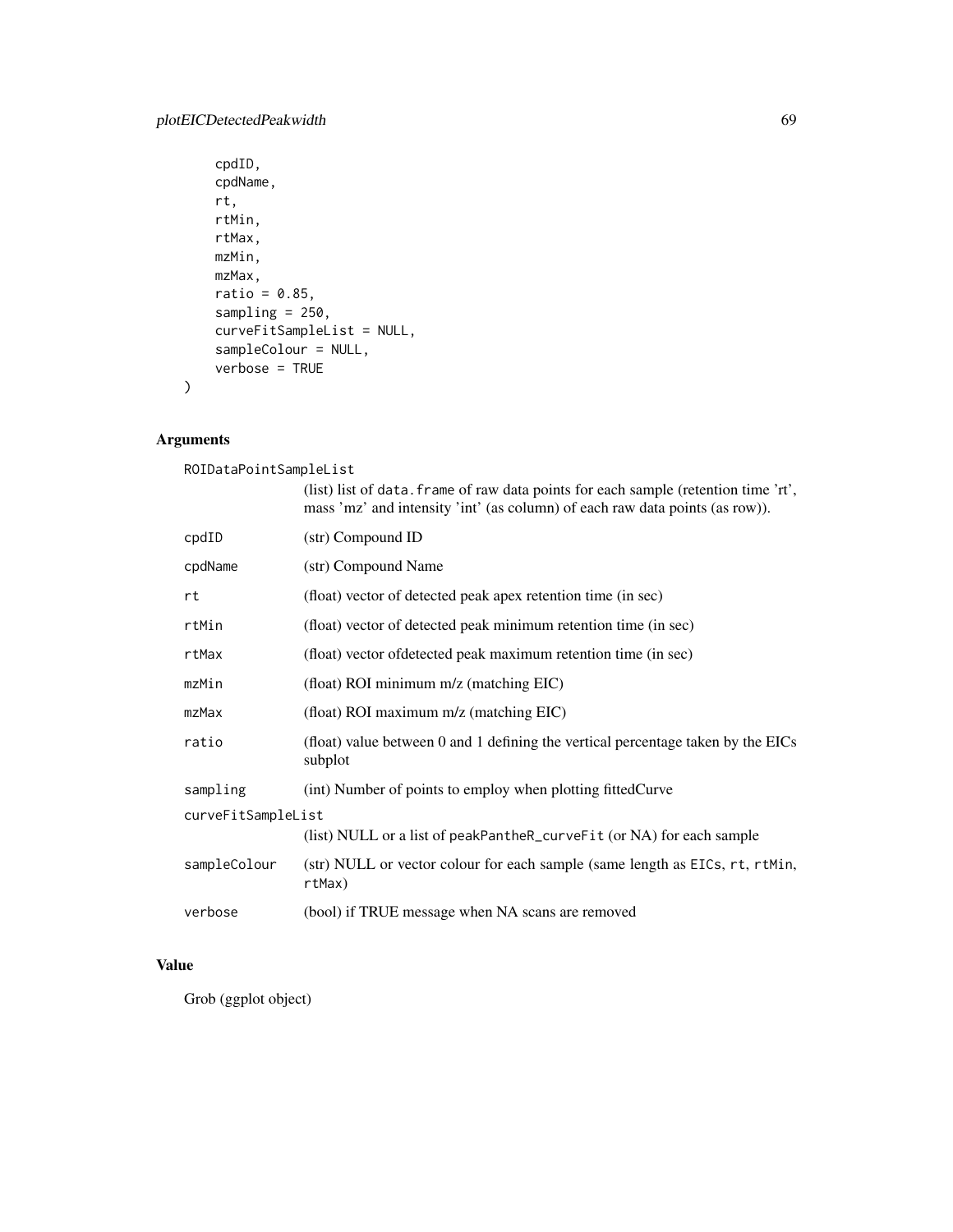```
    cpdID,
    cpdName,
    rt,
    rtMin,
    rtMax,
    mzMin,
    mzMax,
    ratio = 0.85,
    sampling = 250,
    curveFitSampleList = NULL,
    sampleColour = NULL,
    verbose = TRUE
)
```

## Arguments

| Argument | Description |
|---|---|
| `ROIDataPointSampleList` | (list) list of `data.frame` of raw data points for each sample (retention time 'rt', mass 'mz' and intensity 'int' (as column) of each raw data points (as row)). |
| `cpdID` | (str) Compound ID |
| `cpdName` | (str) Compound Name |
| `rt` | (float) vector of detected peak apex retention time (in sec) |
| `rtMin` | (float) vector of detected peak minimum retention time (in sec) |
| `rtMax` | (float) vector ofdetected peak maximum retention time (in sec) |
| `mzMin` | (float) ROI minimum m/z (matching EIC) |
| `mzMax` | (float) ROI maximum m/z (matching EIC) |
| `ratio` | (float) value between 0 and 1 defining the vertical percentage taken by the EICs subplot |
| `sampling` | (int) Number of points to employ when plotting fittedCurve |
| `curveFitSampleList` | (list) NULL or a list of `peakPantheR_curveFit` (or NA) for each sample |
| `sampleColour` | (str) NULL or vector colour for each sample (same length as `EICs`, `rt`, `rtMin`, `rtMax`) |
| `verbose` | (bool) if TRUE message when NA scans are removed |

## Value

Grob (ggplot object)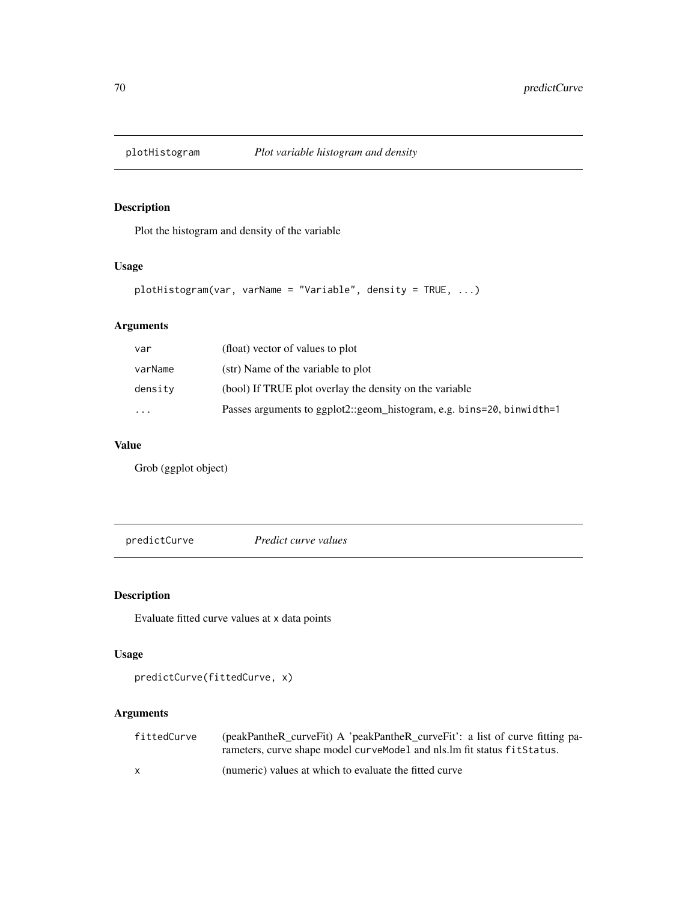## plotHistogram *Plot variable histogram and density*

### Description

Plot the histogram and density of the variable

### Usage

```
plotHistogram(var, varName = "Variable", density = TRUE, ...)
```

### Arguments

| | |
|---|---|
| `var` | (float) vector of values to plot |
| `varName` | (str) Name of the variable to plot |
| `density` | (bool) If TRUE plot overlay the density on the variable |
| `...` | Passes arguments to ggplot2::geom_histogram, e.g. `bins=20`, `binwidth=1` |

### Value

Grob (ggplot object)

## predictCurve *Predict curve values*

### Description

Evaluate fitted curve values at `x` data points

### Usage

```
predictCurve(fittedCurve, x)
```

### Arguments

| | |
|---|---|
| `fittedCurve` | (peakPantheR_curveFit) A 'peakPantheR_curveFit': a list of curve fitting parameters, curve shape model `curveModel` and nls.lm fit status `fitStatus`. |
| `x` | (numeric) values at which to evaluate the fitted curve |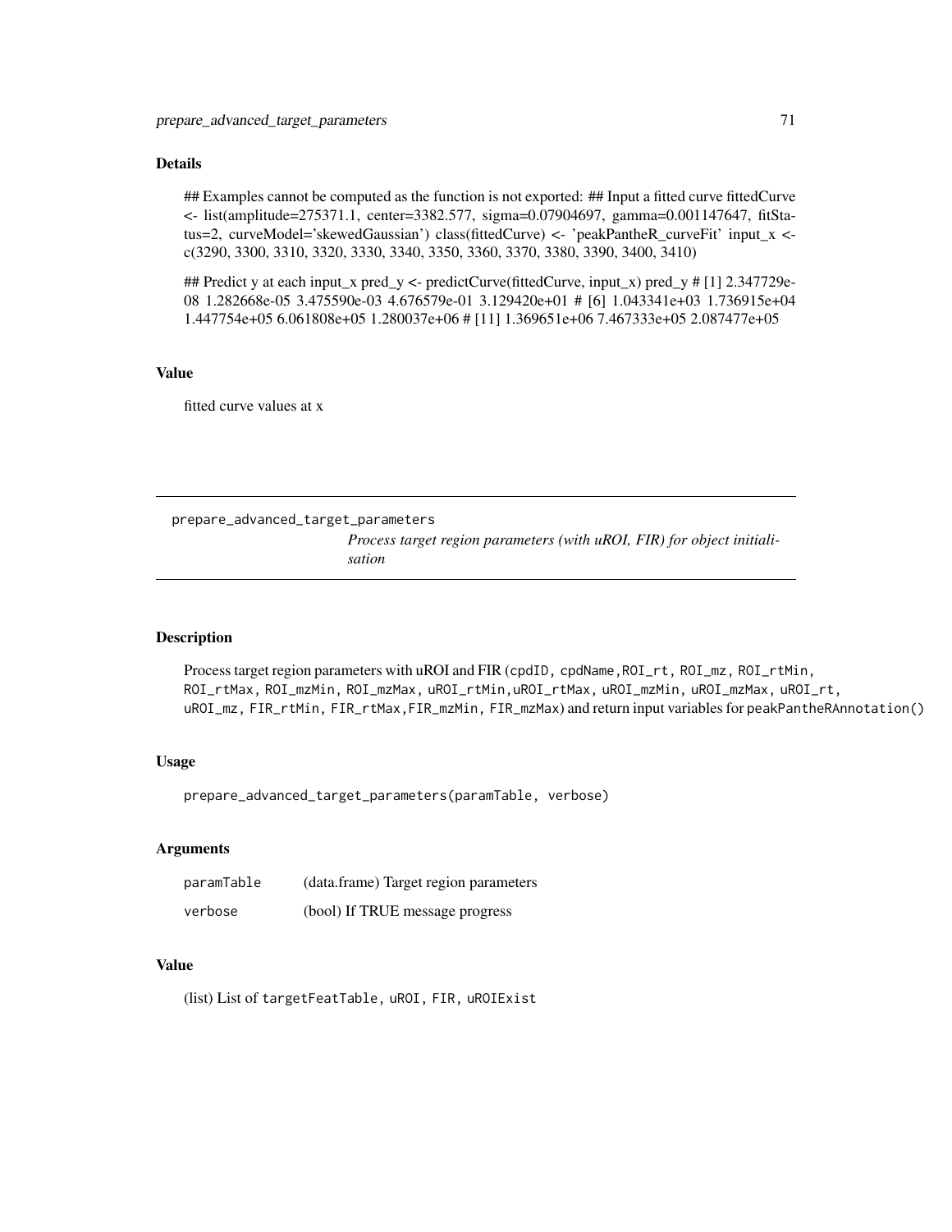### Details

## Examples cannot be computed as the function is not exported: ## Input a fitted curve fittedCurve <- list(amplitude=275371.1, center=3382.577, sigma=0.07904697, gamma=0.001147647, fitStatus=2, curveModel='skewedGaussian') class(fittedCurve) <- 'peakPantheR_curveFit' input_x <- c(3290, 3300, 3310, 3320, 3330, 3340, 3350, 3360, 3370, 3380, 3390, 3400, 3410)

## Predict y at each input_x pred_y <- predictCurve(fittedCurve, input_x) pred_y # [1] 2.347729e-08 1.282668e-05 3.475590e-03 4.676579e-01 3.129420e+01 # [6] 1.043341e+03 1.736915e+04 1.447754e+05 6.061808e+05 1.280037e+06 # [11] 1.369651e+06 7.467333e+05 2.087477e+05

### Value

fitted curve values at x

---

## prepare_advanced_target_parameters

*Process target region parameters (with uROI, FIR) for object initialisation*

### Description

Process target region parameters with uROI and FIR (`cpdID`, `cpdName`, `ROI_rt`, `ROI_mz`, `ROI_rtMin`, `ROI_rtMax`, `ROI_mzMin`, `ROI_mzMax`, `uROI_rtMin`, `uROI_rtMax`, `uROI_mzMin`, `uROI_mzMax`, `uROI_rt`, `uROI_mz`, `FIR_rtMin`, `FIR_rtMax`, `FIR_mzMin`, `FIR_mzMax`) and return input variables for `peakPantheRAnnotation()`

### Usage

```
prepare_advanced_target_parameters(paramTable, verbose)
```

### Arguments

| | |
|---|---|
| `paramTable` | (data.frame) Target region parameters |
| `verbose` | (bool) If TRUE message progress |

### Value

(list) List of `targetFeatTable`, `uROI`, `FIR`, `uROIExist`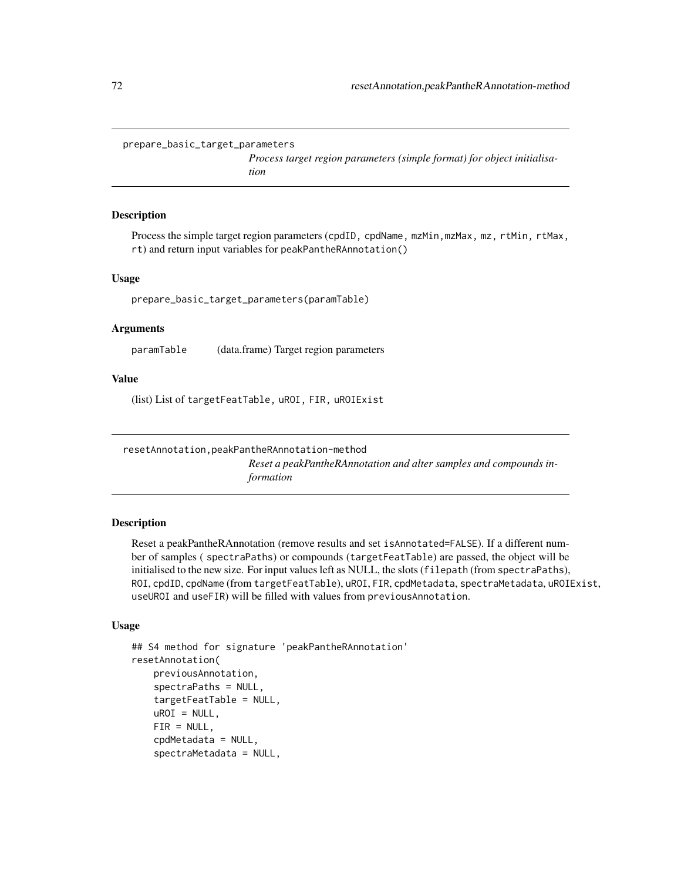## prepare_basic_target_parameters

*Process target region parameters (simple format) for object initialisation*

### Description

Process the simple target region parameters (cpdID, cpdName, mzMin,mzMax, mz, rtMin, rtMax, rt) and return input variables for peakPantheRAnnotation()

### Usage

```
prepare_basic_target_parameters(paramTable)
```

### Arguments

| | |
|---|---|
| paramTable | (data.frame) Target region parameters |

### Value

(list) List of targetFeatTable, uROI, FIR, uROIExist

## resetAnnotation,peakPantheRAnnotation-method

*Reset a peakPantheRAnnotation and alter samples and compounds information*

### Description

Reset a peakPantheRAnnotation (remove results and set isAnnotated=FALSE). If a different number of samples ( spectraPaths) or compounds (targetFeatTable) are passed, the object will be initialised to the new size. For input values left as NULL, the slots (filepath (from spectraPaths), ROI, cpdID, cpdName (from targetFeatTable), uROI, FIR, cpdMetadata, spectraMetadata, uROIExist, useUROI and useFIR) will be filled with values from previousAnnotation.

### Usage

```
## S4 method for signature 'peakPantheRAnnotation'
resetAnnotation(
    previousAnnotation,
    spectraPaths = NULL,
    targetFeatTable = NULL,
    uROI = NULL,
    FIR = NULL,
    cpdMetadata = NULL,
    spectraMetadata = NULL,
```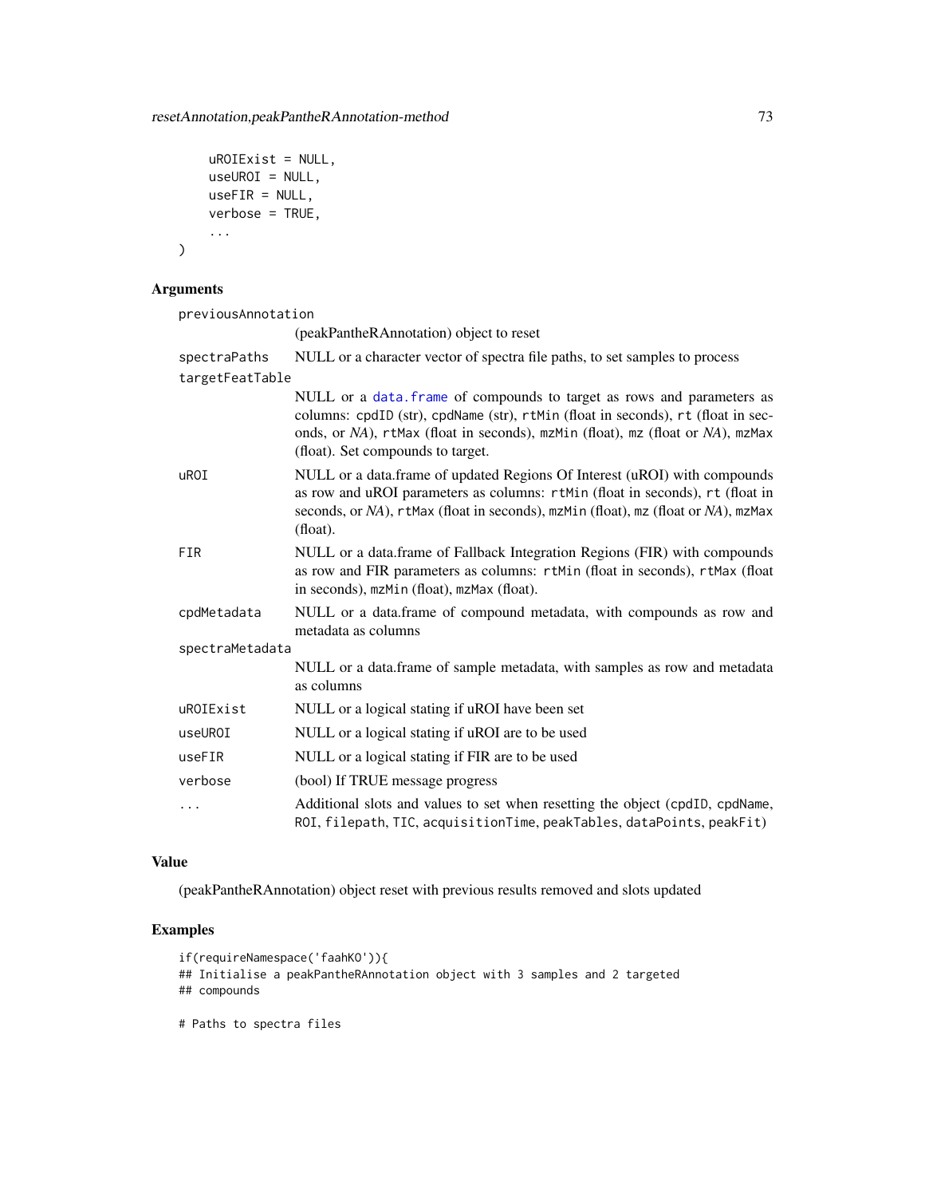```
    uROIExist = NULL,
    useUROI = NULL,
    useFIR = NULL,
    verbose = TRUE,
    ...
)
```

## Arguments

| Argument | Description |
| --- | --- |
| previousAnnotation | (peakPantheRAnnotation) object to reset |
| spectraPaths | NULL or a character vector of spectra file paths, to set samples to process |
| targetFeatTable | NULL or a data.frame of compounds to target as rows and parameters as columns: cpdID (str), cpdName (str), rtMin (float in seconds), rt (float in seconds, or *NA*), rtMax (float in seconds), mzMin (float), mz (float or *NA*), mzMax (float). Set compounds to target. |
| uROI | NULL or a data.frame of updated Regions Of Interest (uROI) with compounds as row and uROI parameters as columns: rtMin (float in seconds), rt (float in seconds, or *NA*), rtMax (float in seconds), mzMin (float), mz (float or *NA*), mzMax (float). |
| FIR | NULL or a data.frame of Fallback Integration Regions (FIR) with compounds as row and FIR parameters as columns: rtMin (float in seconds), rtMax (float in seconds), mzMin (float), mzMax (float). |
| cpdMetadata | NULL or a data.frame of compound metadata, with compounds as row and metadata as columns |
| spectraMetadata | NULL or a data.frame of sample metadata, with samples as row and metadata as columns |
| uROIExist | NULL or a logical stating if uROI have been set |
| useUROI | NULL or a logical stating if uROI are to be used |
| useFIR | NULL or a logical stating if FIR are to be used |
| verbose | (bool) If TRUE message progress |
| ... | Additional slots and values to set when resetting the object (cpdID, cpdName, ROI, filepath, TIC, acquisitionTime, peakTables, dataPoints, peakFit) |

## Value

(peakPantheRAnnotation) object reset with previous results removed and slots updated

## Examples

```
if(requireNamespace('faahKO')){
## Initialise a peakPantheRAnnotation object with 3 samples and 2 targeted
## compounds

# Paths to spectra files
```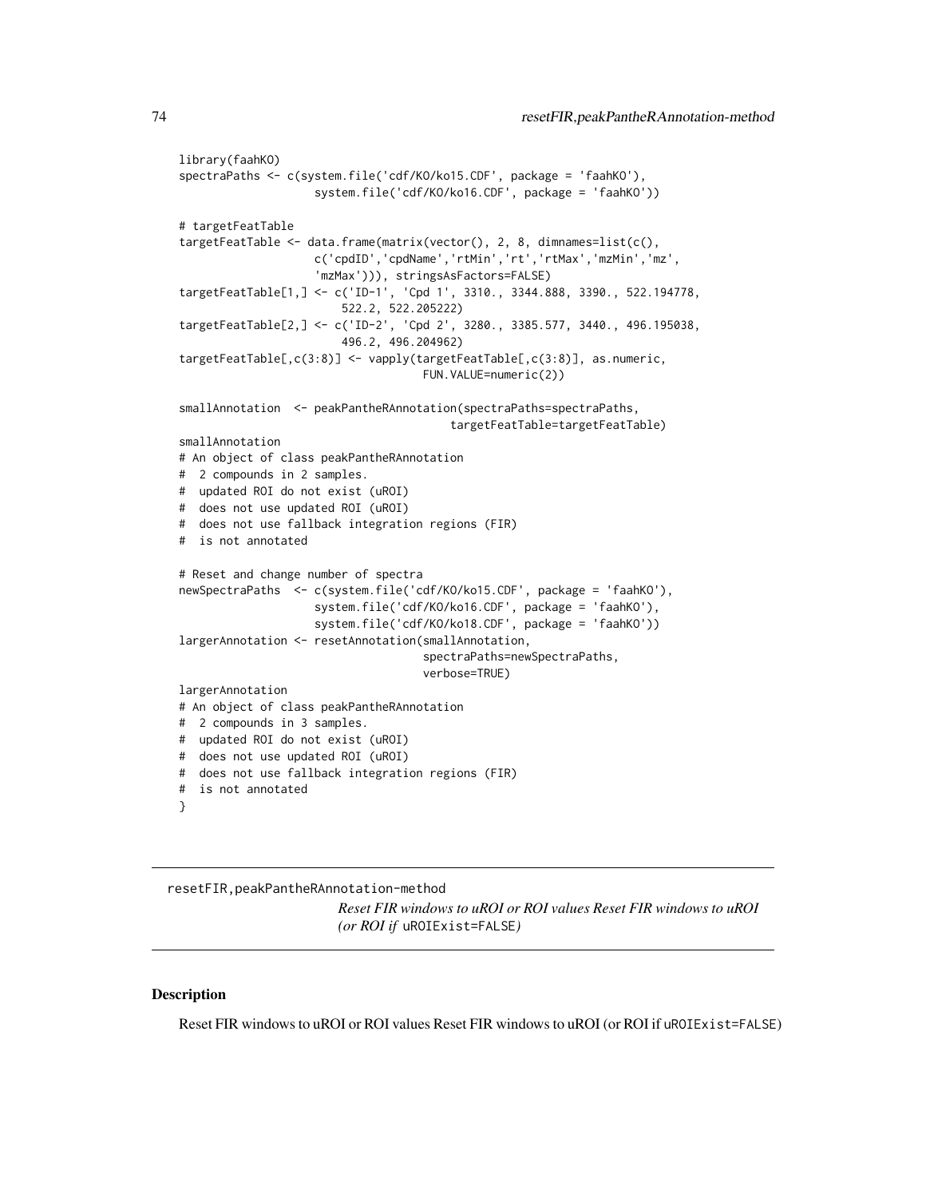```
library(faahKO)
spectraPaths <- c(system.file('cdf/KO/ko15.CDF', package = 'faahKO'),
                    system.file('cdf/KO/ko16.CDF', package = 'faahKO'))

# targetFeatTable
targetFeatTable <- data.frame(matrix(vector(), 2, 8, dimnames=list(c(),
                    c('cpdID','cpdName','rtMin','rt','rtMax','mzMin','mz',
                    'mzMax'))), stringsAsFactors=FALSE)
targetFeatTable[1,] <- c('ID-1', 'Cpd 1', 3310., 3344.888, 3390., 522.194778,
                        522.2, 522.205222)
targetFeatTable[2,] <- c('ID-2', 'Cpd 2', 3280., 3385.577, 3440., 496.195038,
                        496.2, 496.204962)
targetFeatTable[,c(3:8)] <- vapply(targetFeatTable[,c(3:8)], as.numeric,
                                    FUN.VALUE=numeric(2))

smallAnnotation  <- peakPantheRAnnotation(spectraPaths=spectraPaths,
                                        targetFeatTable=targetFeatTable)
smallAnnotation
# An object of class peakPantheRAnnotation
#  2 compounds in 2 samples.
#  updated ROI do not exist (uROI)
#  does not use updated ROI (uROI)
#  does not use fallback integration regions (FIR)
#  is not annotated

# Reset and change number of spectra
newSpectraPaths  <- c(system.file('cdf/KO/ko15.CDF', package = 'faahKO'),
                    system.file('cdf/KO/ko16.CDF', package = 'faahKO'),
                    system.file('cdf/KO/ko18.CDF', package = 'faahKO'))
largerAnnotation <- resetAnnotation(smallAnnotation,
                                    spectraPaths=newSpectraPaths,
                                    verbose=TRUE)
largerAnnotation
# An object of class peakPantheRAnnotation
#  2 compounds in 3 samples.
#  updated ROI do not exist (uROI)
#  does not use updated ROI (uROI)
#  does not use fallback integration regions (FIR)
#  is not annotated
}
```

---

## resetFIR,peakPantheRAnnotation-method

*Reset FIR windows to uROI or ROI values Reset FIR windows to uROI (or ROI if* `uROIExist=FALSE`*)*

### Description

Reset FIR windows to uROI or ROI values Reset FIR windows to uROI (or ROI if `uROIExist=FALSE`)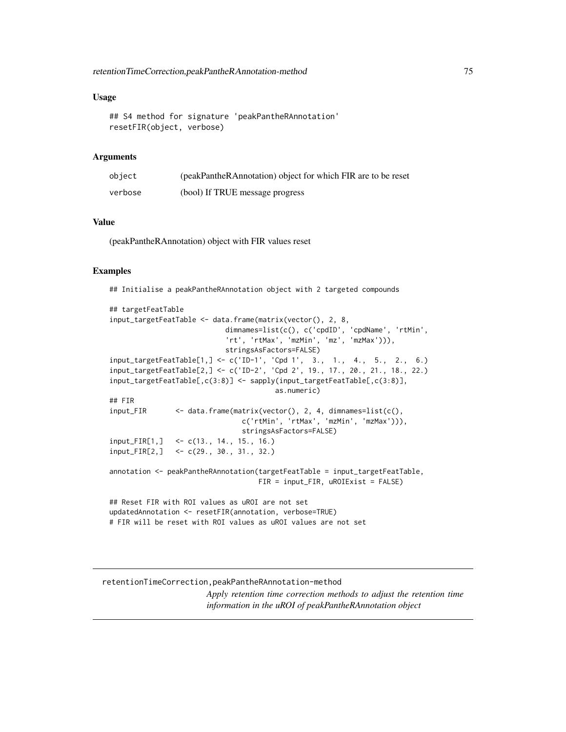### Usage

```
## S4 method for signature 'peakPantheRAnnotation'
resetFIR(object, verbose)
```

### Arguments

| | |
|---|---|
| object | (peakPantheRAnnotation) object for which FIR are to be reset |
| verbose | (bool) If TRUE message progress |

### Value

(peakPantheRAnnotation) object with FIR values reset

### Examples

```
## Initialise a peakPantheRAnnotation object with 2 targeted compounds

## targetFeatTable
input_targetFeatTable <- data.frame(matrix(vector(), 2, 8,
                            dimnames=list(c(), c('cpdID', 'cpdName', 'rtMin',
                            'rt', 'rtMax', 'mzMin', 'mz', 'mzMax'))),
                            stringsAsFactors=FALSE)
input_targetFeatTable[1,] <- c('ID-1', 'Cpd 1',  3.,  1.,  4.,  5.,  2.,  6.)
input_targetFeatTable[2,] <- c('ID-2', 'Cpd 2', 19., 17., 20., 21., 18., 22.)
input_targetFeatTable[,c(3:8)] <- sapply(input_targetFeatTable[,c(3:8)],
                                        as.numeric)
## FIR
input_FIR       <- data.frame(matrix(vector(), 2, 4, dimnames=list(c(),
                             c('rtMin', 'rtMax', 'mzMin', 'mzMax'))),
                             stringsAsFactors=FALSE)
input_FIR[1,]   <- c(13., 14., 15., 16.)
input_FIR[2,]   <- c(29., 30., 31., 32.)

annotation <- peakPantheRAnnotation(targetFeatTable = input_targetFeatTable,
                                    FIR = input_FIR, uROIExist = FALSE)

## Reset FIR with ROI values as uROI are not set
updatedAnnotation <- resetFIR(annotation, verbose=TRUE)
# FIR will be reset with ROI values as uROI values are not set
```

---

## retentionTimeCorrection,peakPantheRAnnotation-method

*Apply retention time correction methods to adjust the retention time information in the uROI of peakPantheRAnnotation object*

---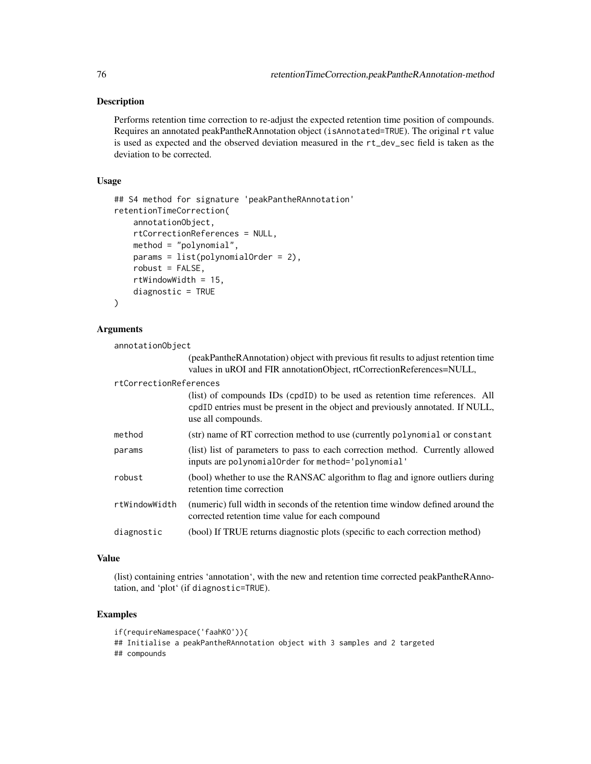## Description

Performs retention time correction to re-adjust the expected retention time position of compounds. Requires an annotated peakPantheRAnnotation object (`isAnnotated=TRUE`). The original `rt` value is used as expected and the observed deviation measured in the `rt_dev_sec` field is taken as the deviation to be corrected.

## Usage

```
## S4 method for signature 'peakPantheRAnnotation'
retentionTimeCorrection(
    annotationObject,
    rtCorrectionReferences = NULL,
    method = "polynomial",
    params = list(polynomialOrder = 2),
    robust = FALSE,
    rtWindowWidth = 15,
    diagnostic = TRUE
)
```

## Arguments

`annotationObject`
: (peakPantheRAnnotation) object with previous fit results to adjust retention time values in uROI and FIR annotationObject, rtCorrectionReferences=NULL,

`rtCorrectionReferences`
: (list) of compounds IDs (`cpdID`) to be used as retention time references. All `cpdID` entries must be present in the object and previously annotated. If NULL, use all compounds.

`method`
: (str) name of RT correction method to use (currently `polynomial` or `constant`

`params`
: (list) list of parameters to pass to each correction method. Currently allowed inputs are `polynomialOrder` for `method='polynomial'`

`robust`
: (bool) whether to use the RANSAC algorithm to flag and ignore outliers during retention time correction

`rtWindowWidth`
: (numeric) full width in seconds of the retention time window defined around the corrected retention time value for each compound

`diagnostic`
: (bool) If TRUE returns diagnostic plots (specific to each correction method)

## Value

(list) containing entries 'annotation', with the new and retention time corrected peakPantheRAnnotation, and 'plot' (if `diagnostic=TRUE`).

## Examples

```
if(requireNamespace('faahKO')){
## Initialise a peakPantheRAnnotation object with 3 samples and 2 targeted
## compounds
```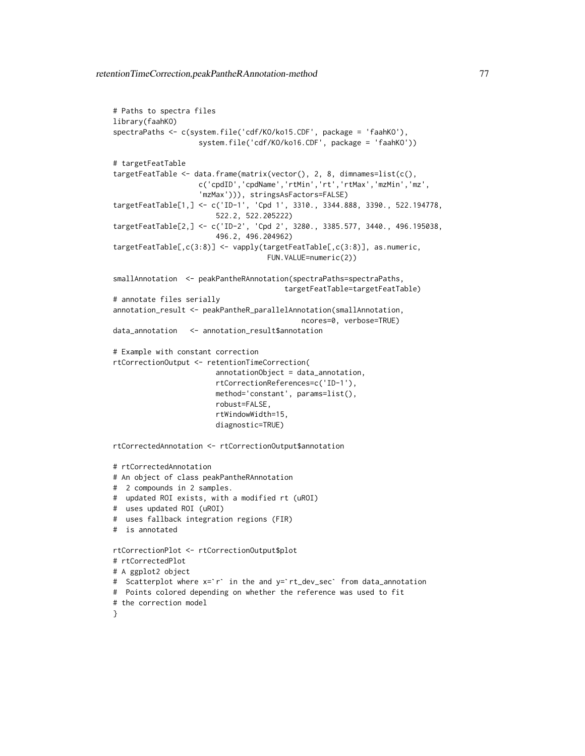```
# Paths to spectra files
library(faahKO)
spectraPaths <- c(system.file('cdf/KO/ko15.CDF', package = 'faahKO'),
                    system.file('cdf/KO/ko16.CDF', package = 'faahKO'))

# targetFeatTable
targetFeatTable <- data.frame(matrix(vector(), 2, 8, dimnames=list(c(),
                    c('cpdID','cpdName','rtMin','rt','rtMax','mzMin','mz',
                    'mzMax'))), stringsAsFactors=FALSE)
targetFeatTable[1,] <- c('ID-1', 'Cpd 1', 3310., 3344.888, 3390., 522.194778,
                        522.2, 522.205222)
targetFeatTable[2,] <- c('ID-2', 'Cpd 2', 3280., 3385.577, 3440., 496.195038,
                        496.2, 496.204962)
targetFeatTable[,c(3:8)] <- vapply(targetFeatTable[,c(3:8)], as.numeric,
                                    FUN.VALUE=numeric(2))

smallAnnotation  <- peakPantheRAnnotation(spectraPaths=spectraPaths,
                                    targetFeatTable=targetFeatTable)
# annotate files serially
annotation_result <- peakPantheR_parallelAnnotation(smallAnnotation,
                                            ncores=0, verbose=TRUE)
data_annotation   <- annotation_result$annotation

# Example with constant correction
rtCorrectionOutput <- retentionTimeCorrection(
                        annotationObject = data_annotation,
                        rtCorrectionReferences=c('ID-1'),
                        method='constant', params=list(),
                        robust=FALSE,
                        rtWindowWidth=15,
                        diagnostic=TRUE)

rtCorrectedAnnotation <- rtCorrectionOutput$annotation

# rtCorrectedAnnotation
# An object of class peakPantheRAnnotation
#  2 compounds in 2 samples.
#  updated ROI exists, with a modified rt (uROI)
#  uses updated ROI (uROI)
#  uses fallback integration regions (FIR)
#  is annotated

rtCorrectionPlot <- rtCorrectionOutput$plot
# rtCorrectedPlot
# A ggplot2 object
#  Scatterplot where x=`r` in the and y=`rt_dev_sec` from data_annotation
#  Points colored depending on whether the reference was used to fit
# the correction model
}
```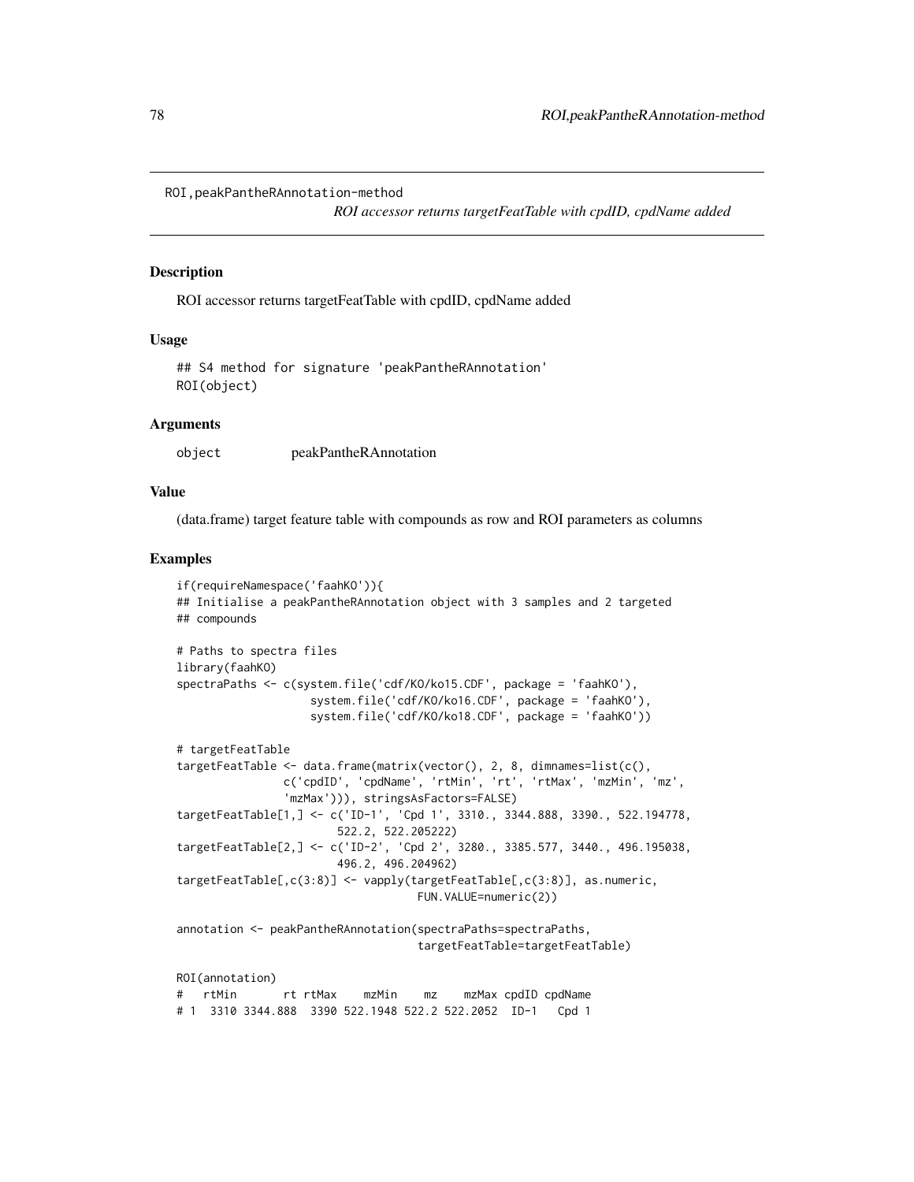ROI,peakPantheRAnnotation-method

*ROI accessor returns targetFeatTable with cpdID, cpdName added*

## Description

ROI accessor returns targetFeatTable with cpdID, cpdName added

## Usage

```
## S4 method for signature 'peakPantheRAnnotation'
ROI(object)
```

## Arguments

| | |
|---|---|
| object | peakPantheRAnnotation |

## Value

(data.frame) target feature table with compounds as row and ROI parameters as columns

## Examples

```
if(requireNamespace('faahKO')){
## Initialise a peakPantheRAnnotation object with 3 samples and 2 targeted
## compounds

# Paths to spectra files
library(faahKO)
spectraPaths <- c(system.file('cdf/KO/ko15.CDF', package = 'faahKO'),
                  system.file('cdf/KO/ko16.CDF', package = 'faahKO'),
                  system.file('cdf/KO/ko18.CDF', package = 'faahKO'))

# targetFeatTable
targetFeatTable <- data.frame(matrix(vector(), 2, 8, dimnames=list(c(),
               c('cpdID', 'cpdName', 'rtMin', 'rt', 'rtMax', 'mzMin', 'mz',
               'mzMax'))), stringsAsFactors=FALSE)
targetFeatTable[1,] <- c('ID-1', 'Cpd 1', 3310., 3344.888, 3390., 522.194778,
                        522.2, 522.205222)
targetFeatTable[2,] <- c('ID-2', 'Cpd 2', 3280., 3385.577, 3440., 496.195038,
                        496.2, 496.204962)
targetFeatTable[,c(3:8)] <- vapply(targetFeatTable[,c(3:8)], as.numeric,
                                   FUN.VALUE=numeric(2))

annotation <- peakPantheRAnnotation(spectraPaths=spectraPaths,
                                   targetFeatTable=targetFeatTable)

ROI(annotation)
#   rtMin       rt rtMax    mzMin    mz    mzMax cpdID cpdName
# 1  3310 3344.888  3390 522.1948 522.2 522.2052  ID-1   Cpd 1
```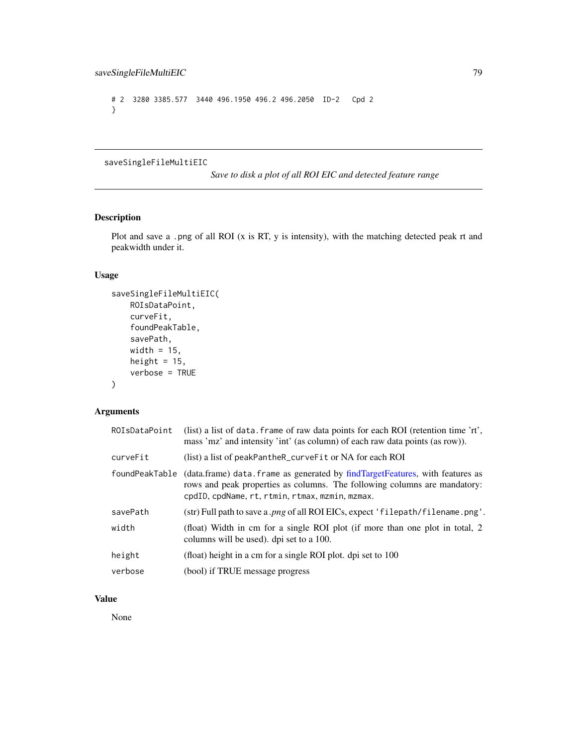```
# 2  3280 3385.577  3440 496.1950 496.2 496.2050  ID-2   Cpd 2
}
```

---

## saveSingleFileMultiEIC

*Save to disk a plot of all ROI EIC and detected feature range*

### Description

Plot and save a .png of all ROI (x is RT, y is intensity), with the matching detected peak rt and peakwidth under it.

### Usage

```
saveSingleFileMultiEIC(
    ROIsDataPoint,
    curveFit,
    foundPeakTable,
    savePath,
    width = 15,
    height = 15,
    verbose = TRUE
)
```

### Arguments

| | |
|---|---|
| ROIsDataPoint | (list) a list of `data.frame` of raw data points for each ROI (retention time 'rt', mass 'mz' and intensity 'int' (as column) of each raw data points (as row)). |
| curveFit | (list) a list of `peakPantheR_curveFit` or NA for each ROI |
| foundPeakTable | (data.frame) `data.frame` as generated by findTargetFeatures, with features as rows and peak properties as columns. The following columns are mandatory: `cpdID`, `cpdName`, `rt`, `rtmin`, `rtmax`, `mzmin`, `mzmax`. |
| savePath | (str) Full path to save a *.png* of all ROI EICs, expect `'filepath/filename.png'`. |
| width | (float) Width in cm for a single ROI plot (if more than one plot in total, 2 columns will be used). dpi set to a 100. |
| height | (float) height in a cm for a single ROI plot. dpi set to 100 |
| verbose | (bool) if TRUE message progress |

### Value

None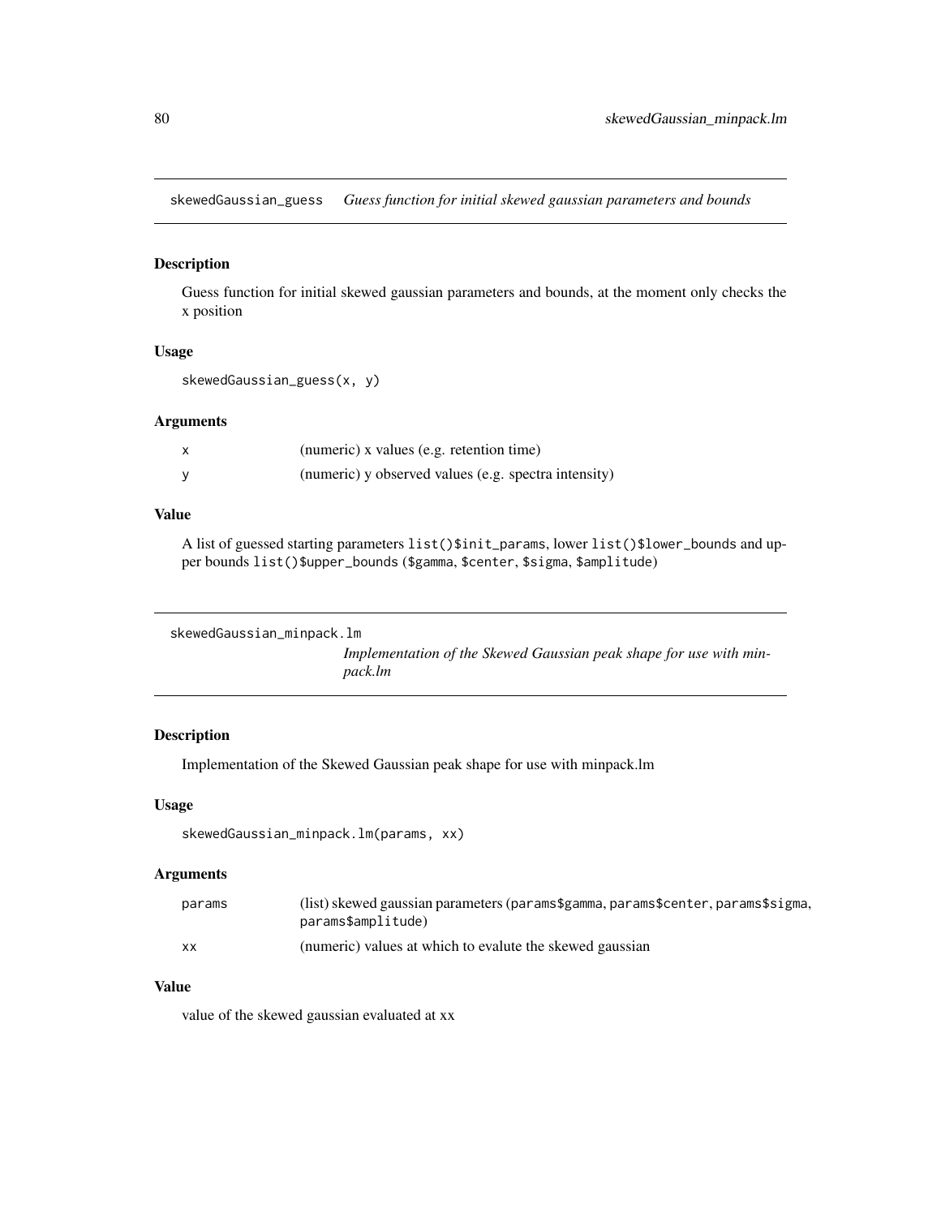## skewedGaussian_guess *Guess function for initial skewed gaussian parameters and bounds*

### Description

Guess function for initial skewed gaussian parameters and bounds, at the moment only checks the x position

### Usage

```
skewedGaussian_guess(x, y)
```

### Arguments

| | |
|---|---|
| x | (numeric) x values (e.g. retention time) |
| y | (numeric) y observed values (e.g. spectra intensity) |

### Value

A list of guessed starting parameters `list()$init_params`, lower `list()$lower_bounds` and upper bounds `list()$upper_bounds` (`$gamma`, `$center`, `$sigma`, `$amplitude`)

## skewedGaussian_minpack.lm *Implementation of the Skewed Gaussian peak shape for use with minpack.lm*

### Description

Implementation of the Skewed Gaussian peak shape for use with minpack.lm

### Usage

```
skewedGaussian_minpack.lm(params, xx)
```

### Arguments

| | |
|---|---|
| params | (list) skewed gaussian parameters (`params$gamma`, `params$center`, `params$sigma`, `params$amplitude`) |
| xx | (numeric) values at which to evalute the skewed gaussian |

### Value

value of the skewed gaussian evaluated at xx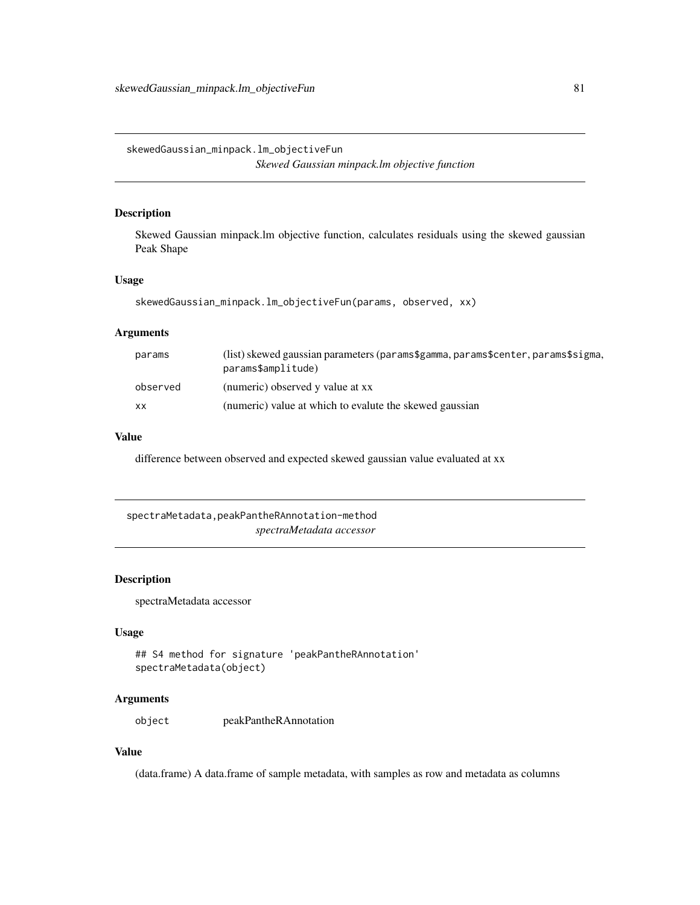## skewedGaussian_minpack.lm_objectiveFun

*Skewed Gaussian minpack.lm objective function*

### Description

Skewed Gaussian minpack.lm objective function, calculates residuals using the skewed gaussian Peak Shape

### Usage

```
skewedGaussian_minpack.lm_objectiveFun(params, observed, xx)
```

### Arguments

| | |
|---|---|
| params | (list) skewed gaussian parameters (params$gamma, params$center, params$sigma, params$amplitude) |
| observed | (numeric) observed y value at xx |
| xx | (numeric) value at which to evalute the skewed gaussian |

### Value

difference between observed and expected skewed gaussian value evaluated at xx

## spectraMetadata,peakPantheRAnnotation-method

*spectraMetadata accessor*

### Description

spectraMetadata accessor

### Usage

```
## S4 method for signature 'peakPantheRAnnotation'
spectraMetadata(object)
```

### Arguments

| | |
|---|---|
| object | peakPantheRAnnotation |

### Value

(data.frame) A data.frame of sample metadata, with samples as row and metadata as columns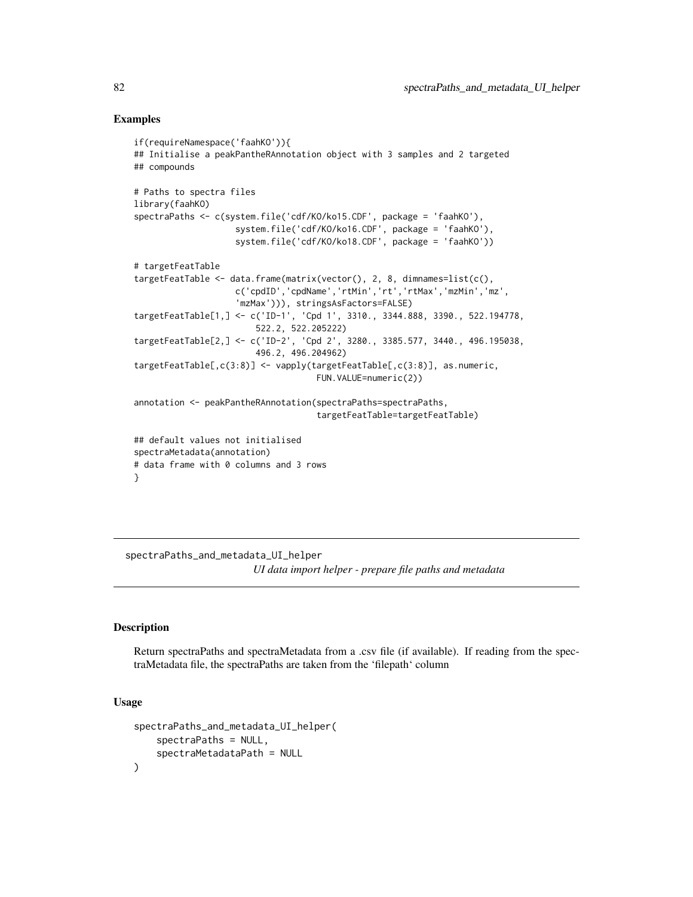## Examples

```
if(requireNamespace('faahKO')){
## Initialise a peakPantheRAnnotation object with 3 samples and 2 targeted
## compounds

# Paths to spectra files
library(faahKO)
spectraPaths <- c(system.file('cdf/KO/ko15.CDF', package = 'faahKO'),
                    system.file('cdf/KO/ko16.CDF', package = 'faahKO'),
                    system.file('cdf/KO/ko18.CDF', package = 'faahKO'))

# targetFeatTable
targetFeatTable <- data.frame(matrix(vector(), 2, 8, dimnames=list(c(),
                    c('cpdID','cpdName','rtMin','rt','rtMax','mzMin','mz',
                    'mzMax'))), stringsAsFactors=FALSE)
targetFeatTable[1,] <- c('ID-1', 'Cpd 1', 3310., 3344.888, 3390., 522.194778,
                        522.2, 522.205222)
targetFeatTable[2,] <- c('ID-2', 'Cpd 2', 3280., 3385.577, 3440., 496.195038,
                        496.2, 496.204962)
targetFeatTable[,c(3:8)] <- vapply(targetFeatTable[,c(3:8)], as.numeric,
                                    FUN.VALUE=numeric(2))

annotation <- peakPantheRAnnotation(spectraPaths=spectraPaths,
                                    targetFeatTable=targetFeatTable)

## default values not initialised
spectraMetadata(annotation)
# data frame with 0 columns and 3 rows
}
```

---

# spectraPaths_and_metadata_UI_helper

*UI data import helper - prepare file paths and metadata*

---

## Description

Return spectraPaths and spectraMetadata from a .csv file (if available). If reading from the spectraMetadata file, the spectraPaths are taken from the 'filepath' column

## Usage

```
spectraPaths_and_metadata_UI_helper(
    spectraPaths = NULL,
    spectraMetadataPath = NULL
)
```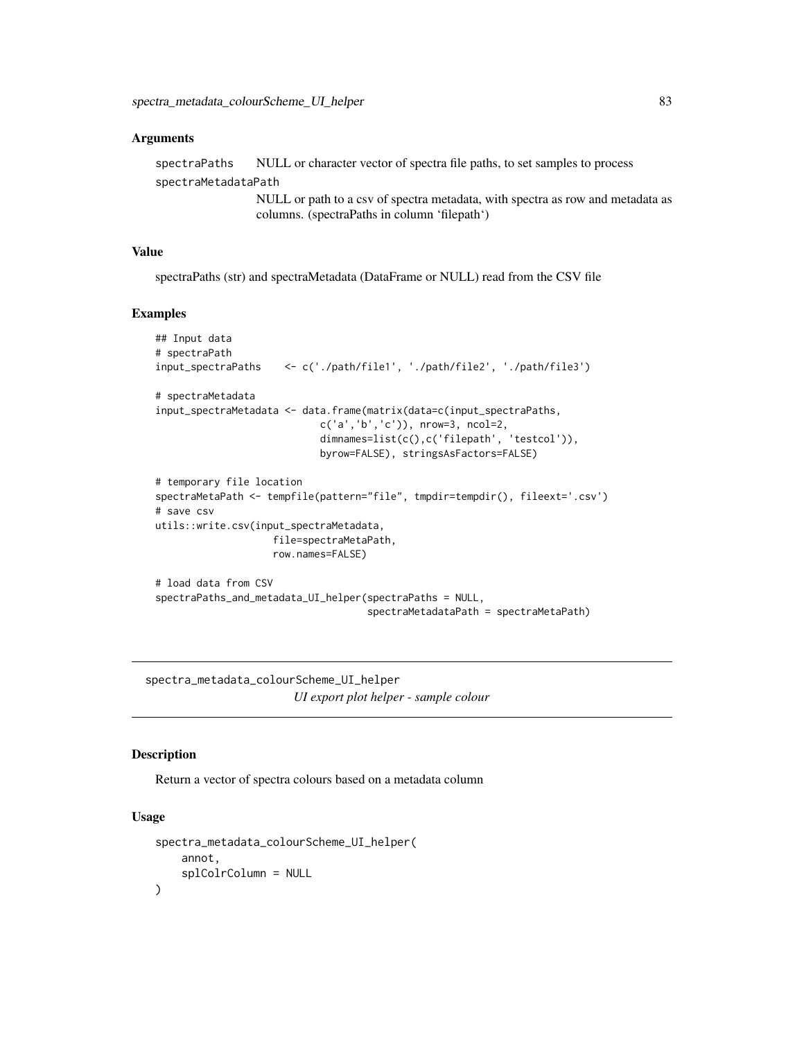## Arguments

`spectraPaths` NULL or character vector of spectra file paths, to set samples to process

`spectraMetadataPath`
NULL or path to a csv of spectra metadata, with spectra as row and metadata as columns. (spectraPaths in column 'filepath')

## Value

spectraPaths (str) and spectraMetadata (DataFrame or NULL) read from the CSV file

## Examples

```
## Input data
# spectraPath
input_spectraPaths    <- c('./path/file1', './path/file2', './path/file3')

# spectraMetadata
input_spectraMetadata <- data.frame(matrix(data=c(input_spectraPaths,
                              c('a','b','c')), nrow=3, ncol=2,
                              dimnames=list(c(),c('filepath', 'testcol')),
                              byrow=FALSE), stringsAsFactors=FALSE)

# temporary file location
spectraMetaPath <- tempfile(pattern="file", tmpdir=tempdir(), fileext='.csv')
# save csv
utils::write.csv(input_spectraMetadata,
                 file=spectraMetaPath,
                 row.names=FALSE)

# load data from CSV
spectraPaths_and_metadata_UI_helper(spectraPaths = NULL,
                                    spectraMetadataPath = spectraMetaPath)
```

---

# spectra_metadata_colourScheme_UI_helper

*UI export plot helper - sample colour*

---

## Description

Return a vector of spectra colours based on a metadata column

## Usage

```
spectra_metadata_colourScheme_UI_helper(
    annot,
    splColrColumn = NULL
)
```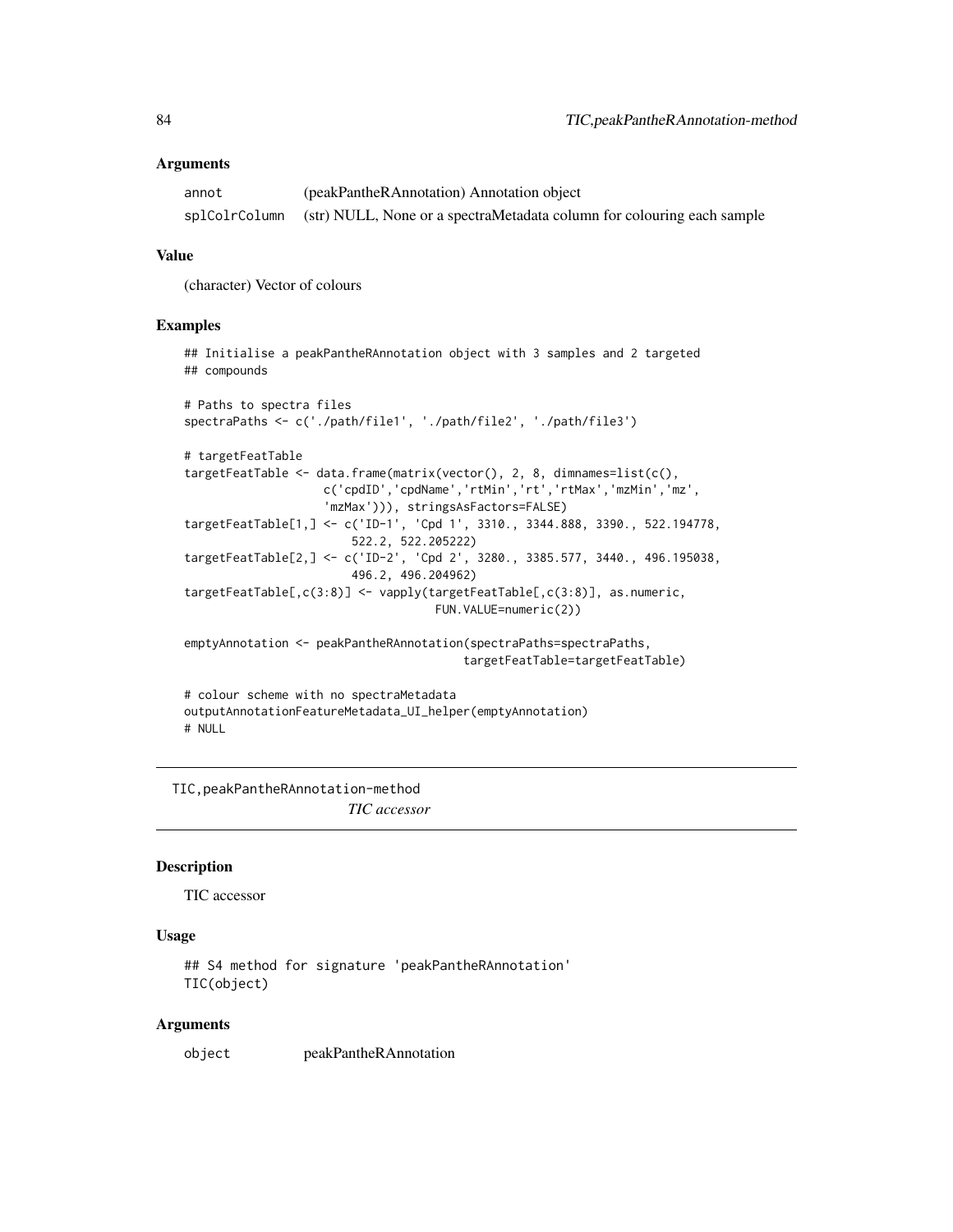### Arguments

| | |
|---|---|
| annot | (peakPantheRAnnotation) Annotation object |
| splColrColumn | (str) NULL, None or a spectraMetadata column for colouring each sample |

### Value

(character) Vector of colours

### Examples

```
## Initialise a peakPantheRAnnotation object with 3 samples and 2 targeted
## compounds

# Paths to spectra files
spectraPaths <- c('./path/file1', './path/file2', './path/file3')

# targetFeatTable
targetFeatTable <- data.frame(matrix(vector(), 2, 8, dimnames=list(c(),
                    c('cpdID','cpdName','rtMin','rt','rtMax','mzMin','mz',
                    'mzMax'))), stringsAsFactors=FALSE)
targetFeatTable[1,] <- c('ID-1', 'Cpd 1', 3310., 3344.888, 3390., 522.194778,
                        522.2, 522.205222)
targetFeatTable[2,] <- c('ID-2', 'Cpd 2', 3280., 3385.577, 3440., 496.195038,
                        496.2, 496.204962)
targetFeatTable[,c(3:8)] <- vapply(targetFeatTable[,c(3:8)], as.numeric,
                                    FUN.VALUE=numeric(2))

emptyAnnotation <- peakPantheRAnnotation(spectraPaths=spectraPaths,
                                        targetFeatTable=targetFeatTable)

# colour scheme with no spectraMetadata
outputAnnotationFeatureMetadata_UI_helper(emptyAnnotation)
# NULL
```

---

## TIC,peakPantheRAnnotation-method

*TIC accessor*

---

### Description

TIC accessor

### Usage

```
## S4 method for signature 'peakPantheRAnnotation'
TIC(object)
```

### Arguments

| | |
|---|---|
| object | peakPantheRAnnotation |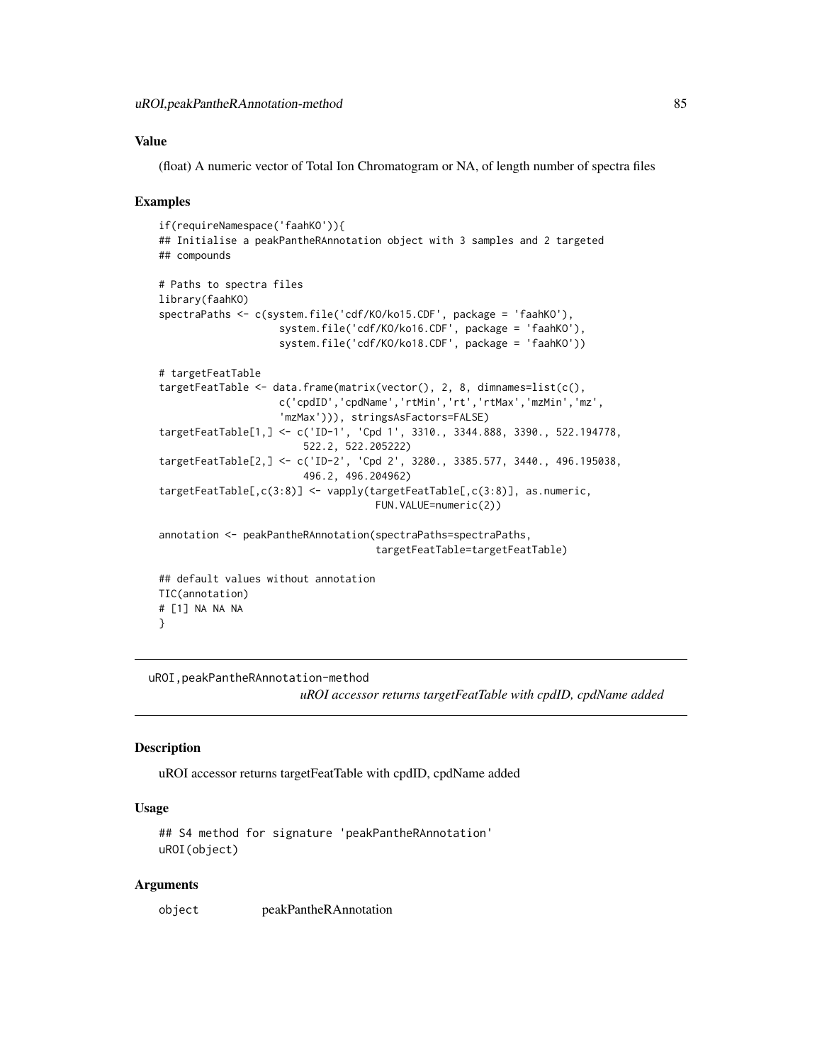## Value

(float) A numeric vector of Total Ion Chromatogram or NA, of length number of spectra files

## Examples

```
if(requireNamespace('faahKO')){
## Initialise a peakPantheRAnnotation object with 3 samples and 2 targeted
## compounds

# Paths to spectra files
library(faahKO)
spectraPaths <- c(system.file('cdf/KO/ko15.CDF', package = 'faahKO'),
                    system.file('cdf/KO/ko16.CDF', package = 'faahKO'),
                    system.file('cdf/KO/ko18.CDF', package = 'faahKO'))

# targetFeatTable
targetFeatTable <- data.frame(matrix(vector(), 2, 8, dimnames=list(c(),
                    c('cpdID','cpdName','rtMin','rt','rtMax','mzMin','mz',
                    'mzMax'))), stringsAsFactors=FALSE)
targetFeatTable[1,] <- c('ID-1', 'Cpd 1', 3310., 3344.888, 3390., 522.194778,
                        522.2, 522.205222)
targetFeatTable[2,] <- c('ID-2', 'Cpd 2', 3280., 3385.577, 3440., 496.195038,
                        496.2, 496.204962)
targetFeatTable[,c(3:8)] <- vapply(targetFeatTable[,c(3:8)], as.numeric,
                                    FUN.VALUE=numeric(2))

annotation <- peakPantheRAnnotation(spectraPaths=spectraPaths,
                                    targetFeatTable=targetFeatTable)

## default values without annotation
TIC(annotation)
# [1] NA NA NA
}
```

---

# uROI,peakPantheRAnnotation-method

*uROI accessor returns targetFeatTable with cpdID, cpdName added*

## Description

uROI accessor returns targetFeatTable with cpdID, cpdName added

## Usage

```
## S4 method for signature 'peakPantheRAnnotation'
uROI(object)
```

## Arguments

| | |
|---|---|
| object | peakPantheRAnnotation |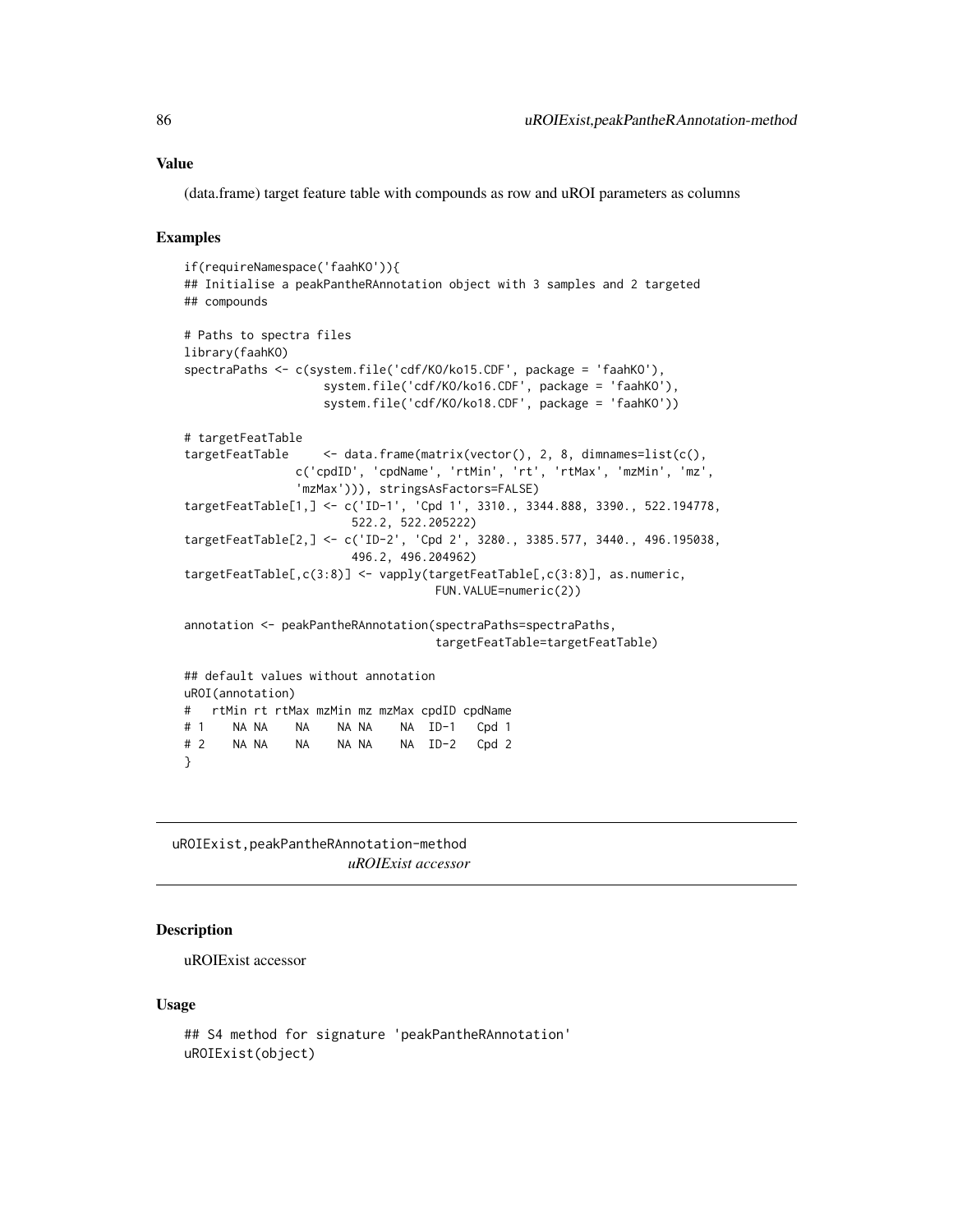### Value

(data.frame) target feature table with compounds as row and uROI parameters as columns

### Examples

```
if(requireNamespace('faahKO')){
## Initialise a peakPantheRAnnotation object with 3 samples and 2 targeted
## compounds

# Paths to spectra files
library(faahKO)
spectraPaths <- c(system.file('cdf/KO/ko15.CDF', package = 'faahKO'),
                    system.file('cdf/KO/ko16.CDF', package = 'faahKO'),
                    system.file('cdf/KO/ko18.CDF', package = 'faahKO'))

# targetFeatTable
targetFeatTable     <- data.frame(matrix(vector(), 2, 8, dimnames=list(c(),
                c('cpdID', 'cpdName', 'rtMin', 'rt', 'rtMax', 'mzMin', 'mz',
                'mzMax'))), stringsAsFactors=FALSE)
targetFeatTable[1,] <- c('ID-1', 'Cpd 1', 3310., 3344.888, 3390., 522.194778,
                        522.2, 522.205222)
targetFeatTable[2,] <- c('ID-2', 'Cpd 2', 3280., 3385.577, 3440., 496.195038,
                        496.2, 496.204962)
targetFeatTable[,c(3:8)] <- vapply(targetFeatTable[,c(3:8)], as.numeric,
                                    FUN.VALUE=numeric(2))

annotation <- peakPantheRAnnotation(spectraPaths=spectraPaths,
                                    targetFeatTable=targetFeatTable)

## default values without annotation
uROI(annotation)
#   rtMin rt rtMax mzMin mz mzMax cpdID cpdName
# 1    NA NA    NA    NA NA    NA  ID-1   Cpd 1
# 2    NA NA    NA    NA NA    NA  ID-2   Cpd 2
}
```

## uROIExist,peakPantheRAnnotation-method
*uROIExist accessor*

### Description

uROIExist accessor

### Usage

```
## S4 method for signature 'peakPantheRAnnotation'
uROIExist(object)
```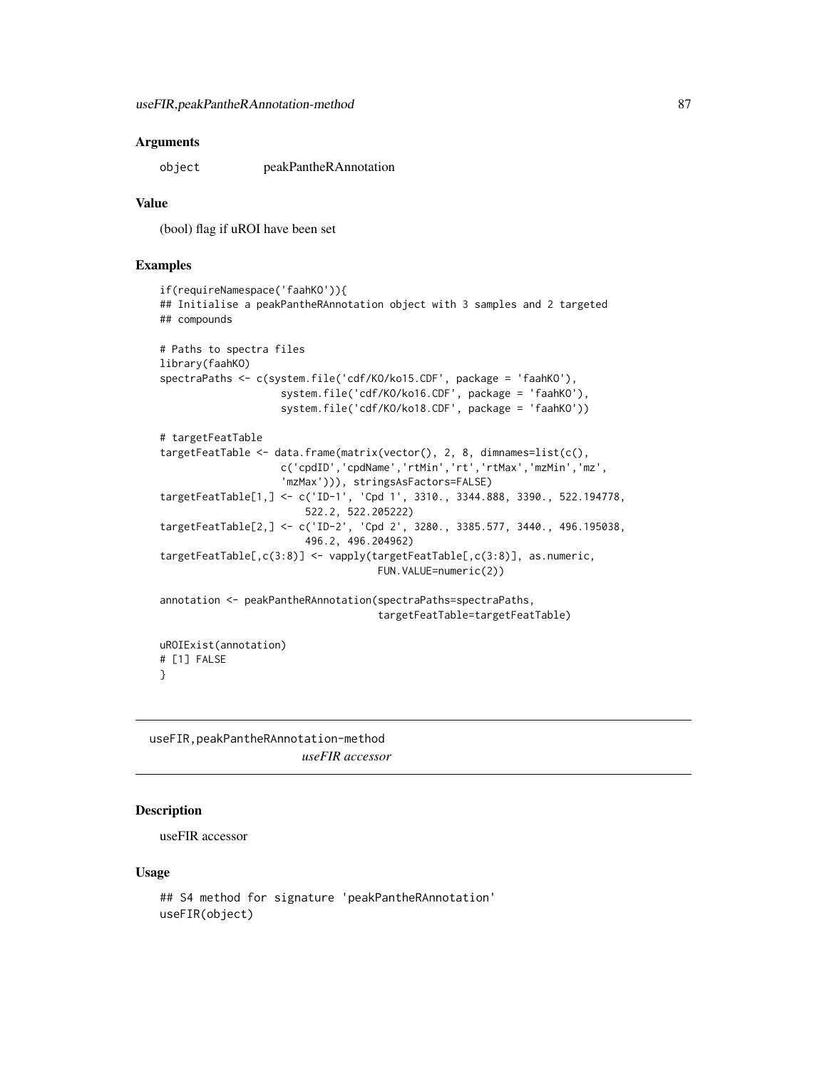### Arguments

object peakPantheRAnnotation

### Value

(bool) flag if uROI have been set

### Examples

```
if(requireNamespace('faahKO')){
## Initialise a peakPantheRAnnotation object with 3 samples and 2 targeted
## compounds

# Paths to spectra files
library(faahKO)
spectraPaths <- c(system.file('cdf/KO/ko15.CDF', package = 'faahKO'),
                  system.file('cdf/KO/ko16.CDF', package = 'faahKO'),
                  system.file('cdf/KO/ko18.CDF', package = 'faahKO'))

# targetFeatTable
targetFeatTable <- data.frame(matrix(vector(), 2, 8, dimnames=list(c(),
                  c('cpdID','cpdName','rtMin','rt','rtMax','mzMin','mz',
                  'mzMax'))), stringsAsFactors=FALSE)
targetFeatTable[1,] <- c('ID-1', 'Cpd 1', 3310., 3344.888, 3390., 522.194778,
                      522.2, 522.205222)
targetFeatTable[2,] <- c('ID-2', 'Cpd 2', 3280., 3385.577, 3440., 496.195038,
                      496.2, 496.204962)
targetFeatTable[,c(3:8)] <- vapply(targetFeatTable[,c(3:8)], as.numeric,
                                    FUN.VALUE=numeric(2))

annotation <- peakPantheRAnnotation(spectraPaths=spectraPaths,
                                    targetFeatTable=targetFeatTable)

uROIExist(annotation)
# [1] FALSE
}
```

## useFIR,peakPantheRAnnotation-method *useFIR accessor*

### Description

useFIR accessor

### Usage

```
## S4 method for signature 'peakPantheRAnnotation'
useFIR(object)
```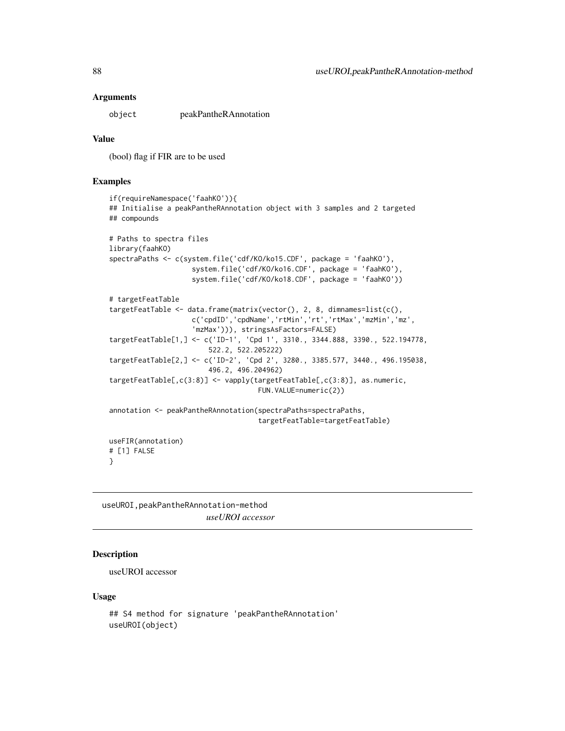### Arguments

object peakPantheRAnnotation

### Value

(bool) flag if FIR are to be used

### Examples

```
if(requireNamespace('faahKO')){
## Initialise a peakPantheRAnnotation object with 3 samples and 2 targeted
## compounds

# Paths to spectra files
library(faahKO)
spectraPaths <- c(system.file('cdf/KO/ko15.CDF', package = 'faahKO'),
                  system.file('cdf/KO/ko16.CDF', package = 'faahKO'),
                  system.file('cdf/KO/ko18.CDF', package = 'faahKO'))

# targetFeatTable
targetFeatTable <- data.frame(matrix(vector(), 2, 8, dimnames=list(c(),
                  c('cpdID','cpdName','rtMin','rt','rtMax','mzMin','mz',
                  'mzMax'))), stringsAsFactors=FALSE)
targetFeatTable[1,] <- c('ID-1', 'Cpd 1', 3310., 3344.888, 3390., 522.194778,
                      522.2, 522.205222)
targetFeatTable[2,] <- c('ID-2', 'Cpd 2', 3280., 3385.577, 3440., 496.195038,
                      496.2, 496.204962)
targetFeatTable[,c(3:8)] <- vapply(targetFeatTable[,c(3:8)], as.numeric,
                                  FUN.VALUE=numeric(2))

annotation <- peakPantheRAnnotation(spectraPaths=spectraPaths,
                                  targetFeatTable=targetFeatTable)

useFIR(annotation)
# [1] FALSE
}
```

## useUROI,peakPantheRAnnotation-method

*useUROI accessor*

### Description

useUROI accessor

### Usage

```
## S4 method for signature 'peakPantheRAnnotation'
useUROI(object)
```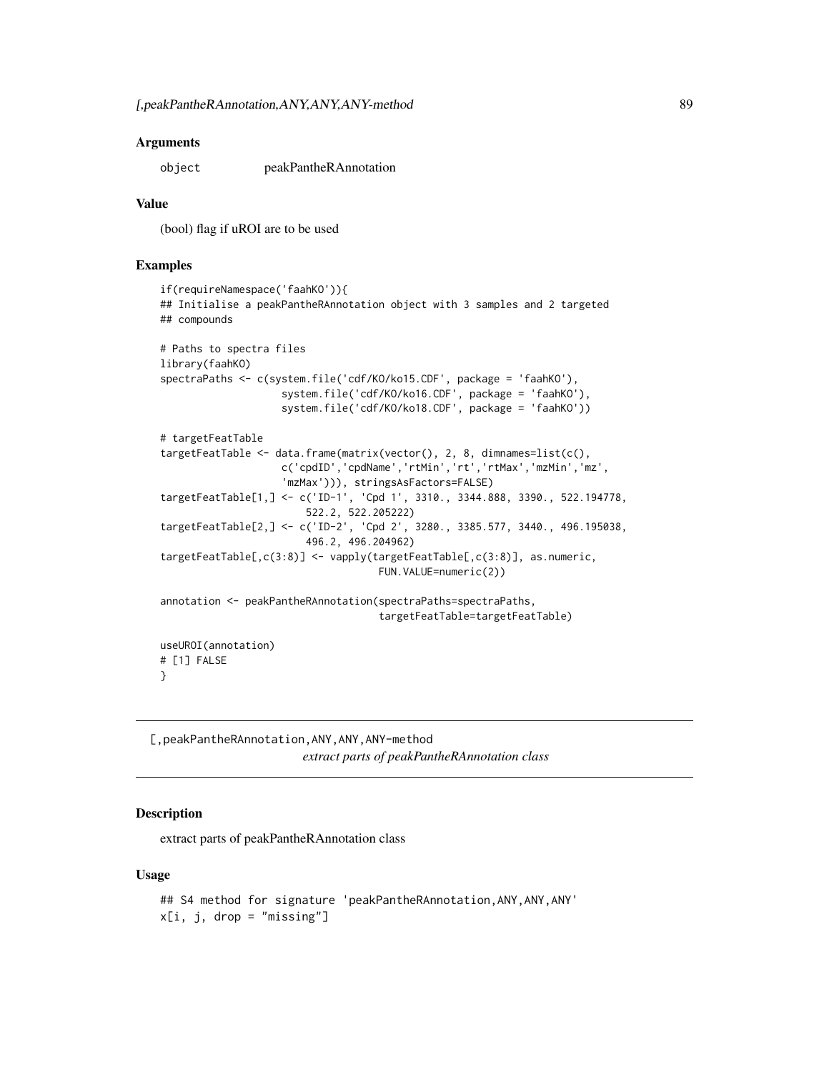### Arguments

object peakPantheRAnnotation

### Value

(bool) flag if uROI are to be used

### Examples

```
if(requireNamespace('faahKO')){
## Initialise a peakPantheRAnnotation object with 3 samples and 2 targeted
## compounds

# Paths to spectra files
library(faahKO)
spectraPaths <- c(system.file('cdf/KO/ko15.CDF', package = 'faahKO'),
                  system.file('cdf/KO/ko16.CDF', package = 'faahKO'),
                  system.file('cdf/KO/ko18.CDF', package = 'faahKO'))

# targetFeatTable
targetFeatTable <- data.frame(matrix(vector(), 2, 8, dimnames=list(c(),
                  c('cpdID','cpdName','rtMin','rt','rtMax','mzMin','mz',
                  'mzMax'))), stringsAsFactors=FALSE)
targetFeatTable[1,] <- c('ID-1', 'Cpd 1', 3310., 3344.888, 3390., 522.194778,
                       522.2, 522.205222)
targetFeatTable[2,] <- c('ID-2', 'Cpd 2', 3280., 3385.577, 3440., 496.195038,
                       496.2, 496.204962)
targetFeatTable[,c(3:8)] <- vapply(targetFeatTable[,c(3:8)], as.numeric,
                                   FUN.VALUE=numeric(2))

annotation <- peakPantheRAnnotation(spectraPaths=spectraPaths,
                                   targetFeatTable=targetFeatTable)

useUROI(annotation)
# [1] FALSE
}
```

## [,peakPantheRAnnotation,ANY,ANY,ANY-method
*extract parts of peakPantheRAnnotation class*

### Description

extract parts of peakPantheRAnnotation class

### Usage

```
## S4 method for signature 'peakPantheRAnnotation,ANY,ANY,ANY'
x[i, j, drop = "missing"]
```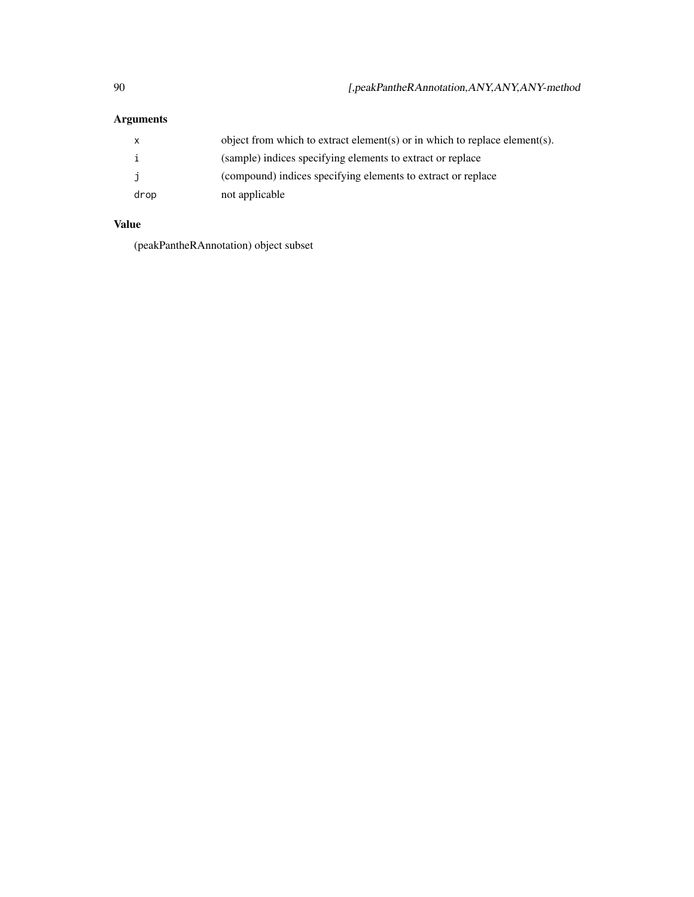## Arguments

| | |
|---|---|
| `x` | object from which to extract element(s) or in which to replace element(s). |
| `i` | (sample) indices specifying elements to extract or replace |
| `j` | (compound) indices specifying elements to extract or replace |
| `drop` | not applicable |

## Value

(peakPantheRAnnotation) object subset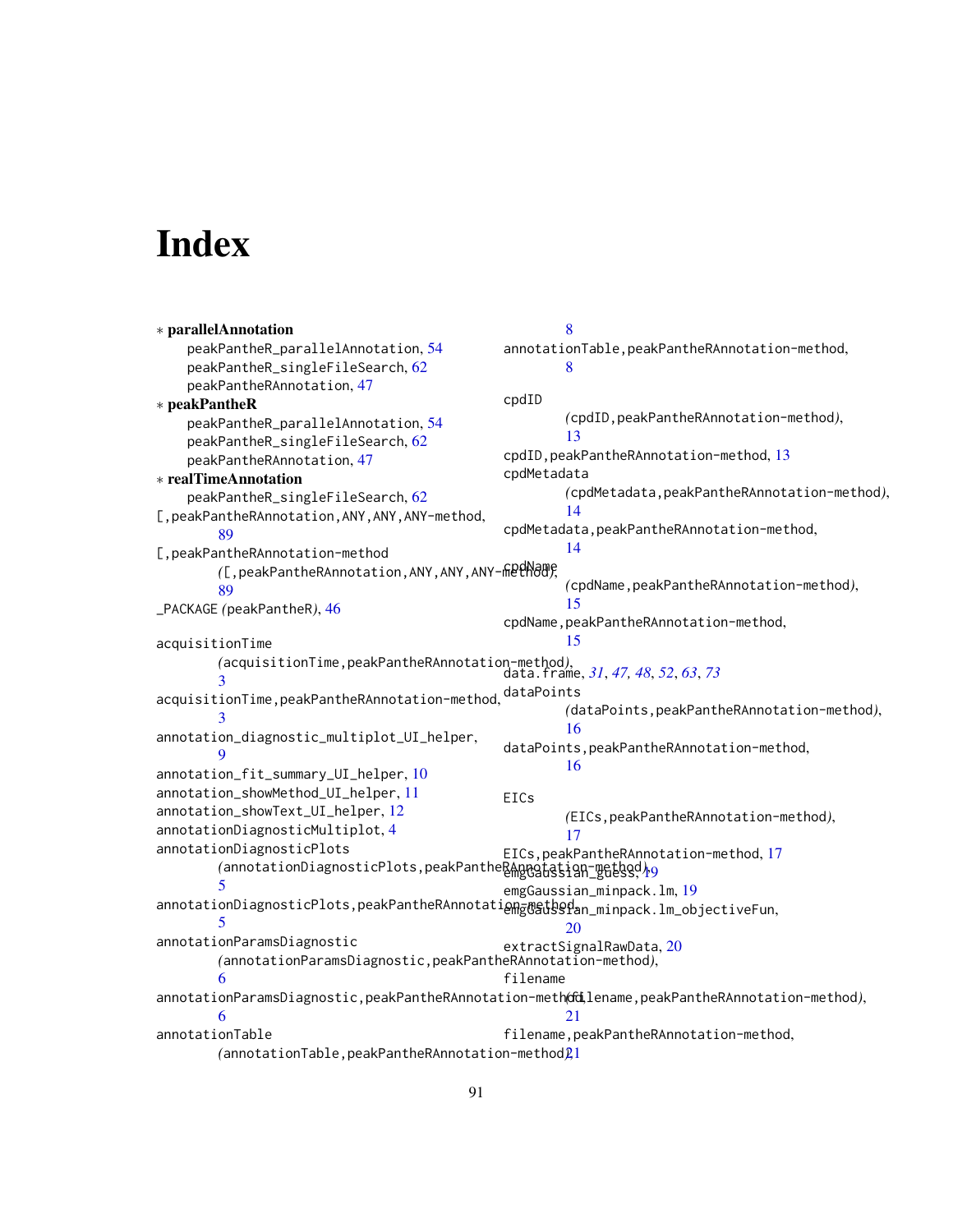# Index

∗ **parallelAnnotation**
- peakPantheR_parallelAnnotation, 54
- peakPantheR_singleFileSearch, 62
- peakPantheRAnnotation, 47

∗ **peakPantheR**
- peakPantheR_parallelAnnotation, 54
- peakPantheR_singleFileSearch, 62
- peakPantheRAnnotation, 47

∗ **realTimeAnnotation**
- peakPantheR_singleFileSearch, 62

[,peakPantheRAnnotation,ANY,ANY,ANY-method, 89

[,peakPantheRAnnotation-method
  *(*[,peakPantheRAnnotation,ANY,ANY,ANY-method*)*, 89

_PACKAGE *(*peakPantheR*)*, 46

acquisitionTime
  *(*acquisitionTime,peakPantheRAnnotation-method*)*, 3

acquisitionTime,peakPantheRAnnotation-method, 3

annotation_diagnostic_multiplot_UI_helper, 9

annotation_fit_summary_UI_helper, 10

annotation_showMethod_UI_helper, 11

annotation_showText_UI_helper, 12

annotationDiagnosticMultiplot, 4

annotationDiagnosticPlots
  *(*annotationDiagnosticPlots,peakPantheRAnnotation-method*)*, 5

annotationDiagnosticPlots,peakPantheRAnnotation-method, 5

annotationParamsDiagnostic
  *(*annotationParamsDiagnostic,peakPantheRAnnotation-method*)*, 6

annotationParamsDiagnostic,peakPantheRAnnotation-method, 6

annotationTable
  *(*annotationTable,peakPantheRAnnotation-method*)*, 8

annotationTable,peakPantheRAnnotation-method, 8

cpdID
  *(*cpdID,peakPantheRAnnotation-method*)*, 13

cpdID,peakPantheRAnnotation-method, 13

cpdMetadata
  *(*cpdMetadata,peakPantheRAnnotation-method*)*, 14

cpdMetadata,peakPantheRAnnotation-method, 14

cpdName
  *(*cpdName,peakPantheRAnnotation-method*)*, 15

cpdName,peakPantheRAnnotation-method, 15

data.frame, *31*, *47, 48*, *52*, *63*, *73*

dataPoints
  *(*dataPoints,peakPantheRAnnotation-method*)*, 16

dataPoints,peakPantheRAnnotation-method, 16

EICs
  *(*EICs,peakPantheRAnnotation-method*)*, 17

EICs,peakPantheRAnnotation-method, 17

emgGaussian_guess, 19

emgGaussian_minpack.lm, 19

emgGaussian_minpack.lm_objectiveFun, 20

extractSignalRawData, 20

filename
  *(*filename,peakPantheRAnnotation-method*)*, 21

filename,peakPantheRAnnotation-method, 21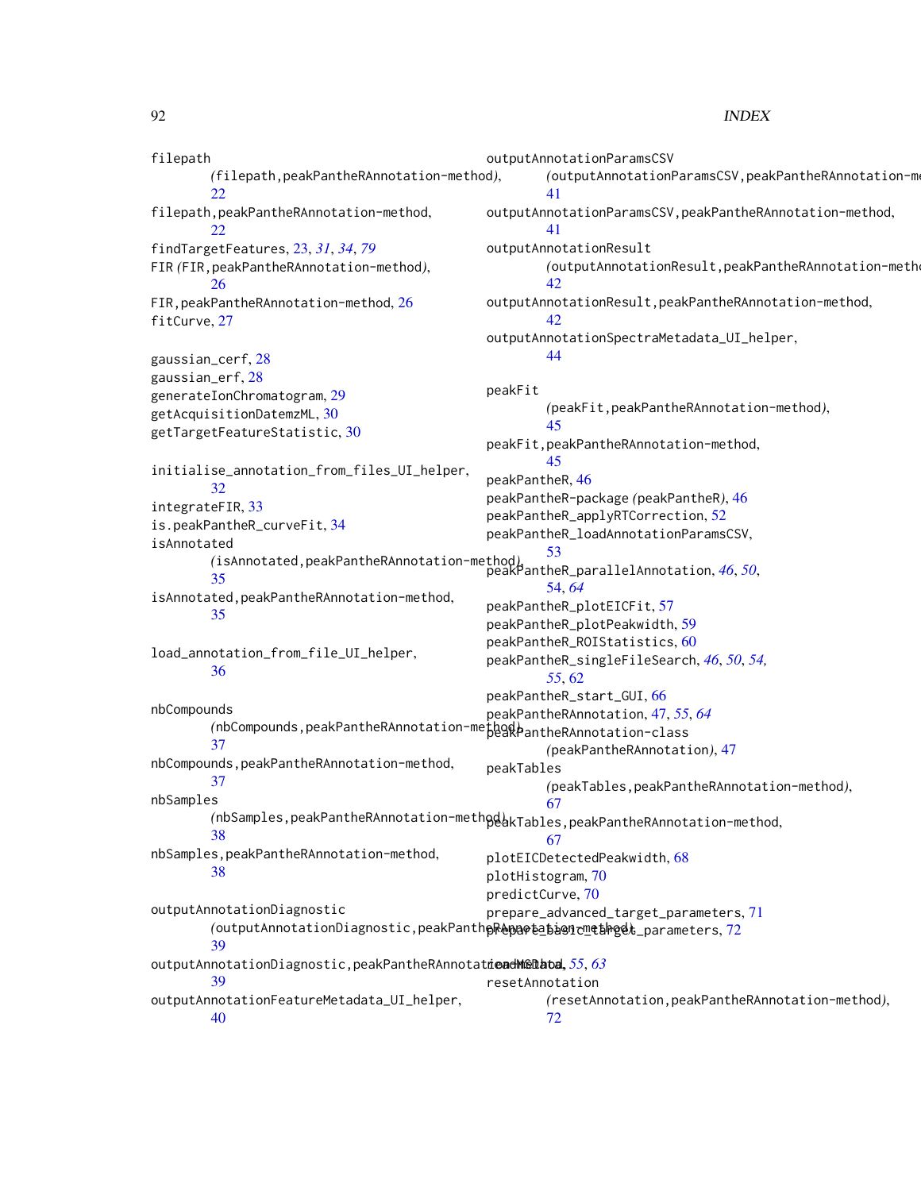filepath
(filepath,peakPantheRAnnotation-method), 22
filepath,peakPantheRAnnotation-method, 22
findTargetFeatures, 23, *31*, *34*, *79*
FIR (FIR,peakPantheRAnnotation-method), 26
FIR,peakPantheRAnnotation-method, 26
fitCurve, 27

gaussian_cerf, 28
gaussian_erf, 28
generateIonChromatogram, 29
getAcquisitionDatemzML, 30
getTargetFeatureStatistic, 30

initialise_annotation_from_files_UI_helper, 32
integrateFIR, 33
is.peakPantheR_curveFit, 34
isAnnotated
(isAnnotated,peakPantheRAnnotation-method), 35
isAnnotated,peakPantheRAnnotation-method, 35

load_annotation_from_file_UI_helper, 36

nbCompounds
(nbCompounds,peakPantheRAnnotation-method), 37
nbCompounds,peakPantheRAnnotation-method, 37
nbSamples
(nbSamples,peakPantheRAnnotation-method), 38
nbSamples,peakPantheRAnnotation-method, 38

outputAnnotationDiagnostic
(outputAnnotationDiagnostic,peakPantheRAnnotation-method), 39
outputAnnotationDiagnostic,peakPantheRAnnotation-method, 39
outputAnnotationFeatureMetadata_UI_helper, 40
outputAnnotationParamsCSV
(outputAnnotationParamsCSV,peakPantheRAnnotation-method), 41
outputAnnotationParamsCSV,peakPantheRAnnotation-method, 41
outputAnnotationResult
(outputAnnotationResult,peakPantheRAnnotation-method), 42
outputAnnotationResult,peakPantheRAnnotation-method, 42
outputAnnotationSpectraMetadata_UI_helper, 44

peakFit
(peakFit,peakPantheRAnnotation-method), 45
peakFit,peakPantheRAnnotation-method, 45
peakPantheR, 46
peakPantheR-package (peakPantheR), 46
peakPantheR_applyRTCorrection, 52
peakPantheR_loadAnnotationParamsCSV, 53
peakPantheR_parallelAnnotation, *46*, *50*, 54, *64*
peakPantheR_plotEICFit, 57
peakPantheR_plotPeakwidth, 59
peakPantheR_ROIStatistics, 60
peakPantheR_singleFileSearch, *46*, *50*, *54*, *55*, 62
peakPantheR_start_GUI, 66
peakPantheRAnnotation, 47, *55*, *64*
peakPantheRAnnotation-class
(peakPantheRAnnotation), 47
peakTables
(peakTables,peakPantheRAnnotation-method), 67
peakTables,peakPantheRAnnotation-method, 67
plotEICDetectedPeakwidth, 68
plotHistogram, 70
predictCurve, 70
prepare_advanced_target_parameters, 71
prepare_basic_target_parameters, 72

readMSData, *55*, *63*
resetAnnotation
(resetAnnotation,peakPantheRAnnotation-method), 72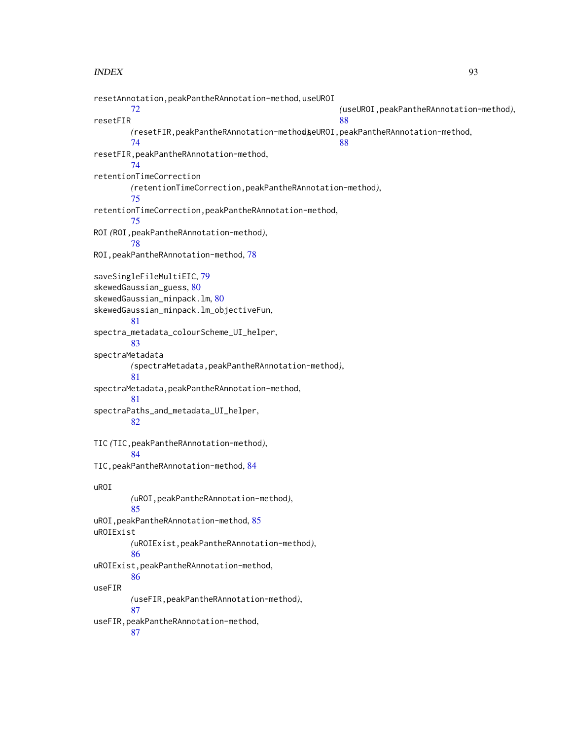resetAnnotation,peakPantheRAnnotation-method, 72
resetFIR (resetFIR,peakPantheRAnnotation-method), 74
resetFIR,peakPantheRAnnotation-method, 74
retentionTimeCorrection (retentionTimeCorrection,peakPantheRAnnotation-method), 75
retentionTimeCorrection,peakPantheRAnnotation-method, 75
ROI (ROI,peakPantheRAnnotation-method), 78
ROI,peakPantheRAnnotation-method, 78

saveSingleFileMultiEIC, 79
skewedGaussian_guess, 80
skewedGaussian_minpack.lm, 80
skewedGaussian_minpack.lm_objectiveFun, 81
spectra_metadata_colourScheme_UI_helper, 83
spectraMetadata (spectraMetadata,peakPantheRAnnotation-method), 81
spectraMetadata,peakPantheRAnnotation-method, 81
spectraPaths_and_metadata_UI_helper, 82

TIC (TIC,peakPantheRAnnotation-method), 84
TIC,peakPantheRAnnotation-method, 84

uROI (uROI,peakPantheRAnnotation-method), 85
uROI,peakPantheRAnnotation-method, 85
uROIExist (uROIExist,peakPantheRAnnotation-method), 86
uROIExist,peakPantheRAnnotation-method, 86
useFIR (useFIR,peakPantheRAnnotation-method), 87
useFIR,peakPantheRAnnotation-method, 87
useUROI (useUROI,peakPantheRAnnotation-method), 88
useUROI,peakPantheRAnnotation-method, 88